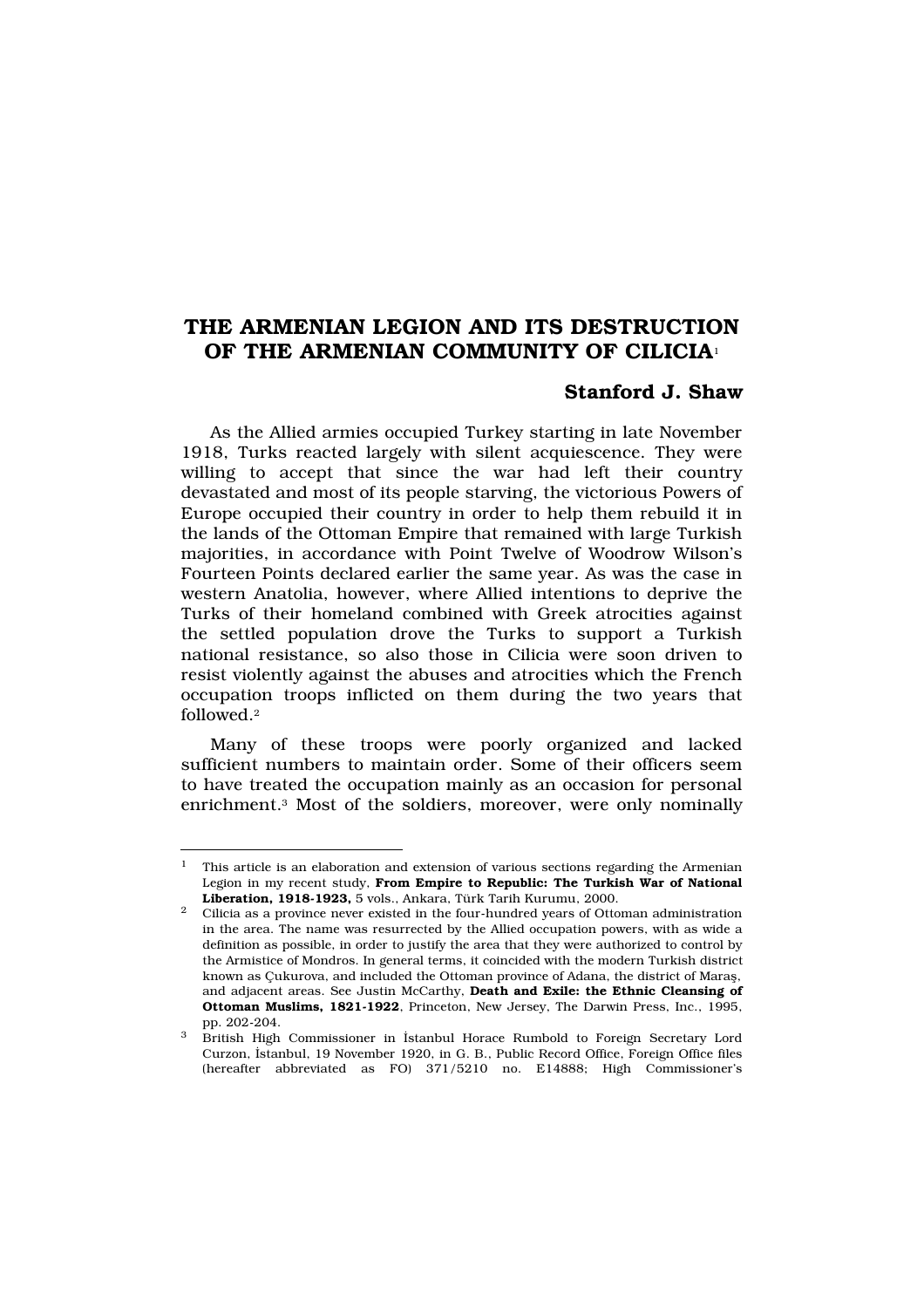# THE ARMENIAN LEGION AND ITS DESTRUCTION OF THE ARMENIAN COMMUNITY OF CILICIA[1]

**Stanford J. Shaw**

As the Allied armies occupied Turkey starting in late November 1918, Turks reacted largely with silent acquiescence. They were willing to accept that since the war had left their country devastated and most of its people starving, the victorious Powers of Europe occupied their country in order to help them rebuild it in the lands of the Ottoman Empire that remained with large Turkish majorities, in accordance with Point Twelve of Woodrow Wilson's Fourteen Points declared earlier the same year. As was the case in western Anatolia, however, where Allied intentions to deprive the Turks of their homeland combined with Greek atrocities against the settled population drove the Turks to support a Turkish national resistance, so also those in Cilicia were soon driven to resist violently against the abuses and atrocities which the French occupation troops inflicted on them during the two years that followed.[2]

Many of these troops were poorly organized and lacked sufficient numbers to maintain order. Some of their officers seem to have treated the occupation mainly as an occasion for personal enrichment.[3] Most of the soldiers, moreover, were only nominally

---

[1] This article is an elaboration and extension of various sections regarding the Armenian Legion in my recent study, **From Empire to Republic: The Turkish War of National Liberation, 1918-1923,** 5 vols., Ankara, Türk Tarih Kurumu, 2000.

[2] Cilicia as a province never existed in the four-hundred years of Ottoman administration in the area. The name was resurrected by the Allied occupation powers, with as wide a definition as possible, in order to justify the area that they were authorized to control by the Armistice of Mondros. In general terms, it coincided with the modern Turkish district known as Çukurova, and included the Ottoman province of Adana, the district of Maraş, and adjacent areas. See Justin McCarthy, **Death and Exile: the Ethnic Cleansing of Ottoman Muslims, 1821-1922**, Princeton, New Jersey, The Darwin Press, Inc., 1995, pp. 202-204.

[3] British High Commissioner in İstanbul Horace Rumbold to Foreign Secretary Lord Curzon, İstanbul, 19 November 1920, in G. B., Public Record Office, Foreign Office files (hereafter abbreviated as FO) 371/5210 no. E14888; High Commissioner's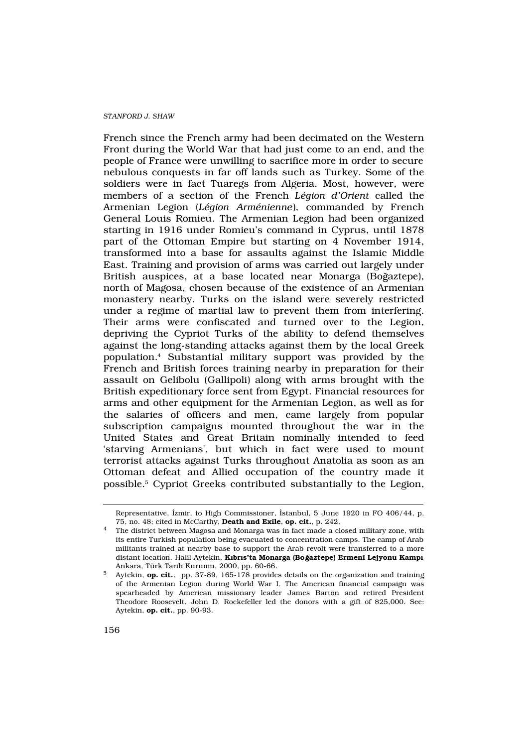French since the French army had been decimated on the Western Front during the World War that had just come to an end, and the people of France were unwilling to sacrifice more in order to secure nebulous conquests in far off lands such as Turkey. Some of the soldiers were in fact Tuaregs from Algeria. Most, however, were members of a section of the French *Légion d'Orient* called the Armenian Legion (*Légion Arménienne*), commanded by French General Louis Romieu. The Armenian Legion had been organized starting in 1916 under Romieu's command in Cyprus, until 1878 part of the Ottoman Empire but starting on 4 November 1914, transformed into a base for assaults against the Islamic Middle East. Training and provision of arms was carried out largely under British auspices, at a base located near Monarga (Boğaztepe), north of Magosa, chosen because of the existence of an Armenian monastery nearby. Turks on the island were severely restricted under a regime of martial law to prevent them from interfering. Their arms were confiscated and turned over to the Legion, depriving the Cypriot Turks of the ability to defend themselves against the long-standing attacks against them by the local Greek population.[4] Substantial military support was provided by the French and British forces training nearby in preparation for their assault on Gelibolu (Gallipoli) along with arms brought with the British expeditionary force sent from Egypt. Financial resources for arms and other equipment for the Armenian Legion, as well as for the salaries of officers and men, came largely from popular subscription campaigns mounted throughout the war in the United States and Great Britain nominally intended to feed 'starving Armenians', but which in fact were used to mount terrorist attacks against Turks throughout Anatolia as soon as an Ottoman defeat and Allied occupation of the country made it possible.[5] Cypriot Greeks contributed substantially to the Legion,

---

Representative, İzmir, to High Commissioner, İstanbul, 5 June 1920 in FO 406/44, p. 75, no. 48; cited in McCarthy, **Death and Exile**, **op. cit.**, p. 242.

[4] The district between Magosa and Monarga was in fact made a closed military zone, with its entire Turkish population being evacuated to concentration camps. The camp of Arab militants trained at nearby base to support the Arab revolt were transferred to a more distant location. Halil Aytekin, **Kıbrıs'ta Monarga (Boğaztepe) Ermeni Lejyonu Kampı** Ankara, Türk Tarih Kurumu, 2000, pp. 60-66.

[5] Aytekin, **op. cit.**, pp. 37-89, 165-178 provides details on the organization and training of the Armenian Legion during World War I. The American financial campaign was spearheaded by American missionary leader James Barton and retired President Theodore Roosevelt. John D. Rockefeller led the donors with a gift of $25,000. See: Aytekin, **op. cit.**, pp. 90-93.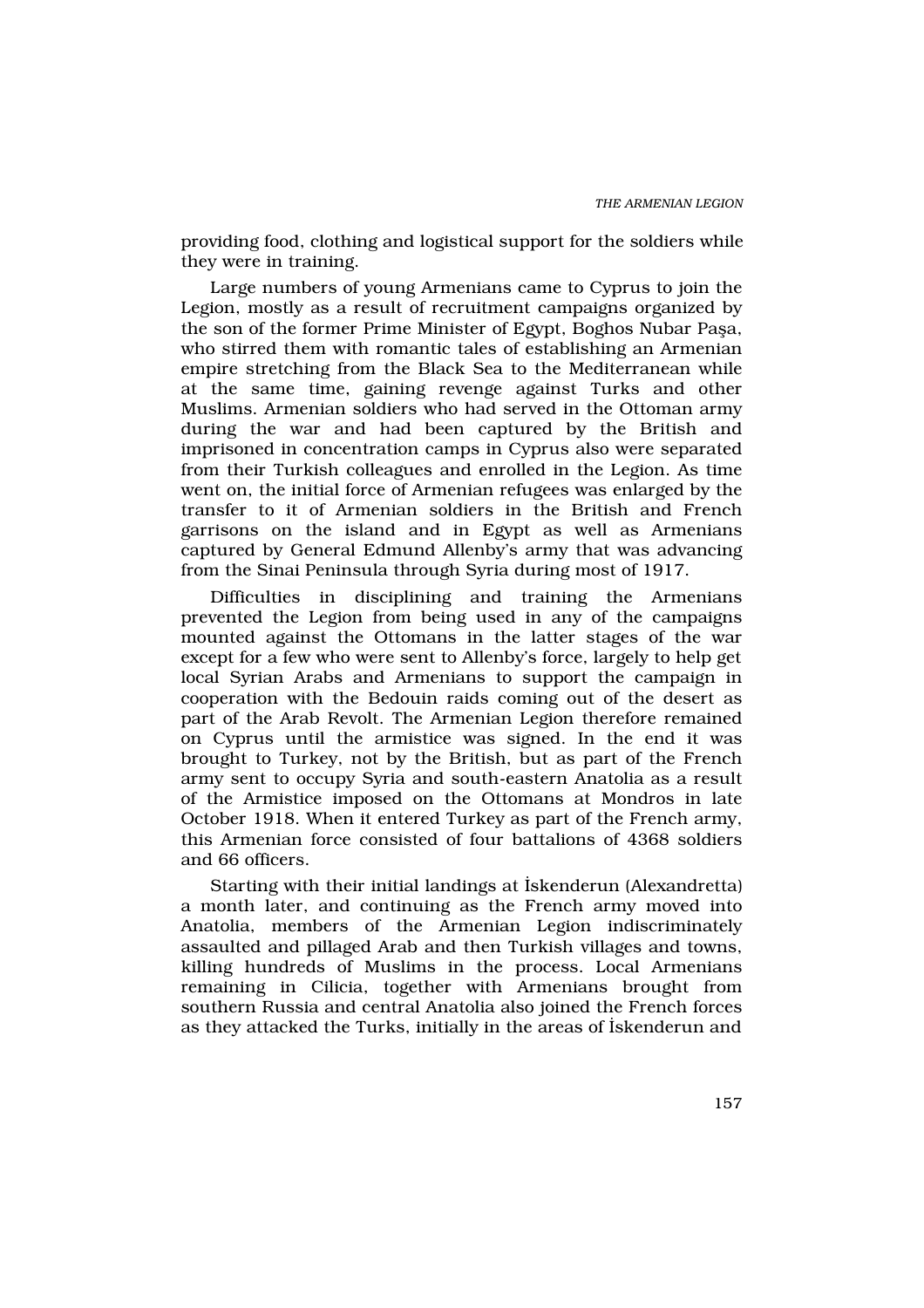providing food, clothing and logistical support for the soldiers while they were in training.

Large numbers of young Armenians came to Cyprus to join the Legion, mostly as a result of recruitment campaigns organized by the son of the former Prime Minister of Egypt, Boghos Nubar Paşa, who stirred them with romantic tales of establishing an Armenian empire stretching from the Black Sea to the Mediterranean while at the same time, gaining revenge against Turks and other Muslims. Armenian soldiers who had served in the Ottoman army during the war and had been captured by the British and imprisoned in concentration camps in Cyprus also were separated from their Turkish colleagues and enrolled in the Legion. As time went on, the initial force of Armenian refugees was enlarged by the transfer to it of Armenian soldiers in the British and French garrisons on the island and in Egypt as well as Armenians captured by General Edmund Allenby's army that was advancing from the Sinai Peninsula through Syria during most of 1917.

Difficulties in disciplining and training the Armenians prevented the Legion from being used in any of the campaigns mounted against the Ottomans in the latter stages of the war except for a few who were sent to Allenby's force, largely to help get local Syrian Arabs and Armenians to support the campaign in cooperation with the Bedouin raids coming out of the desert as part of the Arab Revolt. The Armenian Legion therefore remained on Cyprus until the armistice was signed. In the end it was brought to Turkey, not by the British, but as part of the French army sent to occupy Syria and south-eastern Anatolia as a result of the Armistice imposed on the Ottomans at Mondros in late October 1918. When it entered Turkey as part of the French army, this Armenian force consisted of four battalions of 4368 soldiers and 66 officers.

Starting with their initial landings at İskenderun (Alexandretta) a month later, and continuing as the French army moved into Anatolia, members of the Armenian Legion indiscriminately assaulted and pillaged Arab and then Turkish villages and towns, killing hundreds of Muslims in the process. Local Armenians remaining in Cilicia, together with Armenians brought from southern Russia and central Anatolia also joined the French forces as they attacked the Turks, initially in the areas of İskenderun and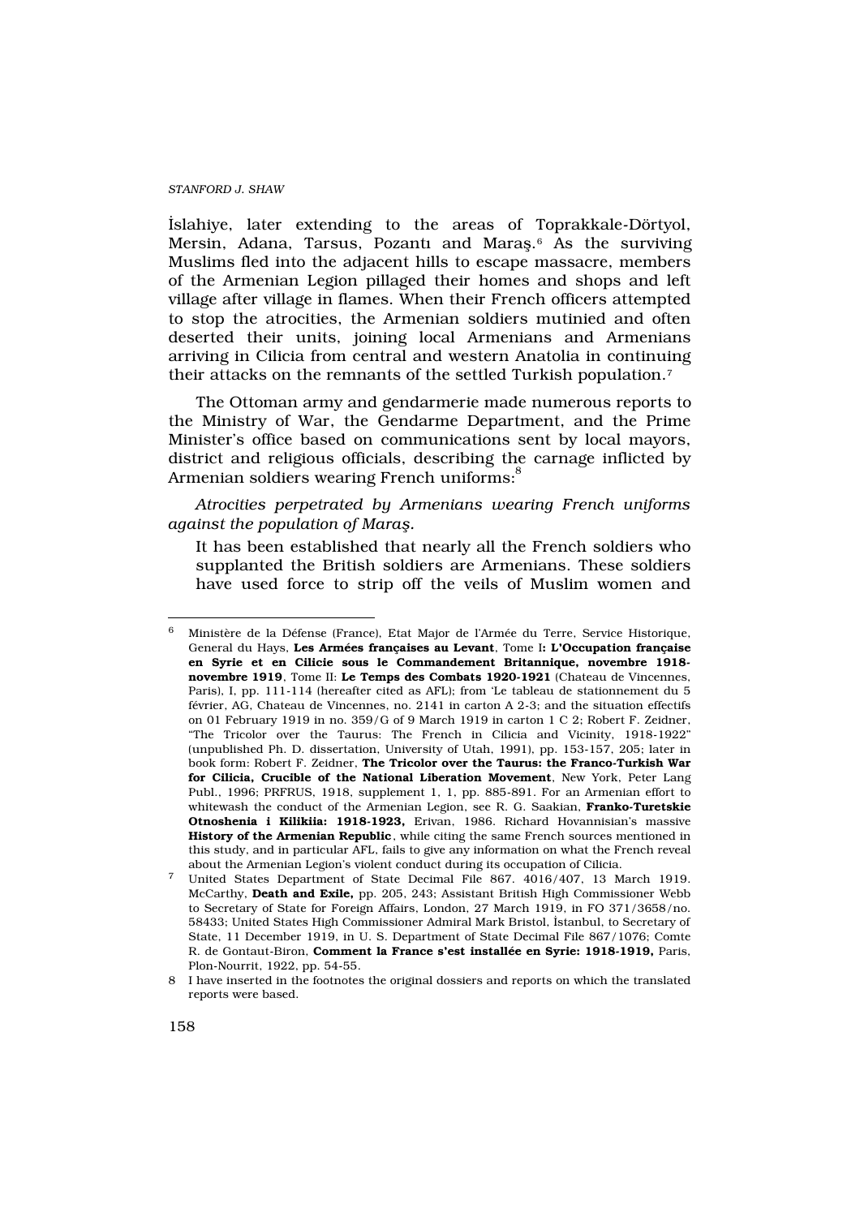İslahiye, later extending to the areas of Toprakkale-Dörtyol, Mersin, Adana, Tarsus, Pozantı and Maraş.[6] As the surviving Muslims fled into the adjacent hills to escape massacre, members of the Armenian Legion pillaged their homes and shops and left village after village in flames. When their French officers attempted to stop the atrocities, the Armenian soldiers mutinied and often deserted their units, joining local Armenians and Armenians arriving in Cilicia from central and western Anatolia in continuing their attacks on the remnants of the settled Turkish population.[7]

The Ottoman army and gendarmerie made numerous reports to the Ministry of War, the Gendarme Department, and the Prime Minister's office based on communications sent by local mayors, district and religious officials, describing the carnage inflicted by Armenian soldiers wearing French uniforms:[8]

*Atrocities perpetrated by Armenians wearing French uniforms against the population of Maraş.*

> It has been established that nearly all the French soldiers who supplanted the British soldiers are Armenians. These soldiers have used force to strip off the veils of Muslim women and

---

[6] Ministère de la Défense (France), Etat Major de l'Armée du Terre, Service Historique, General du Hays, **Les Armées françaises au Levant**, Tome I**: L'Occupation française en Syrie et en Cilicie sous le Commandement Britannique, novembre 1918-novembre 1919**, Tome II: **Le Temps des Combats 1920-1921** (Chateau de Vincennes, Paris), I, pp. 111-114 (hereafter cited as AFL); from 'Le tableau de stationnement du 5 février, AG, Chateau de Vincennes, no. 2141 in carton A 2-3; and the situation effectifs on 01 February 1919 in no. 359/G of 9 March 1919 in carton 1 C 2; Robert F. Zeidner, "The Tricolor over the Taurus: The French in Cilicia and Vicinity, 1918-1922" (unpublished Ph. D. dissertation, University of Utah, 1991), pp. 153-157, 205; later in book form: Robert F. Zeidner, **The Tricolor over the Taurus: the Franco-Turkish War for Cilicia, Crucible of the National Liberation Movement**, New York, Peter Lang Publ., 1996; PRFRUS, 1918, supplement 1, 1, pp. 885-891. For an Armenian effort to whitewash the conduct of the Armenian Legion, see R. G. Saakian, **Franko-Turetskie Otnoshenia i Kilikiia: 1918-1923,** Erivan, 1986. Richard Hovannisian's massive **History of the Armenian Republic**, while citing the same French sources mentioned in this study, and in particular AFL, fails to give any information on what the French reveal about the Armenian Legion's violent conduct during its occupation of Cilicia.

[7] United States Department of State Decimal File 867. 4016/407, 13 March 1919. McCarthy, **Death and Exile,** pp. 205, 243; Assistant British High Commissioner Webb to Secretary of State for Foreign Affairs, London, 27 March 1919, in FO 371/3658/no. 58433; United States High Commissioner Admiral Mark Bristol, İstanbul, to Secretary of State, 11 December 1919, in U. S. Department of State Decimal File 867/1076; Comte R. de Gontaut-Biron, **Comment la France s'est installée en Syrie: 1918-1919,** Paris, Plon-Nourrit, 1922, pp. 54-55.

[8] I have inserted in the footnotes the original dossiers and reports on which the translated reports were based.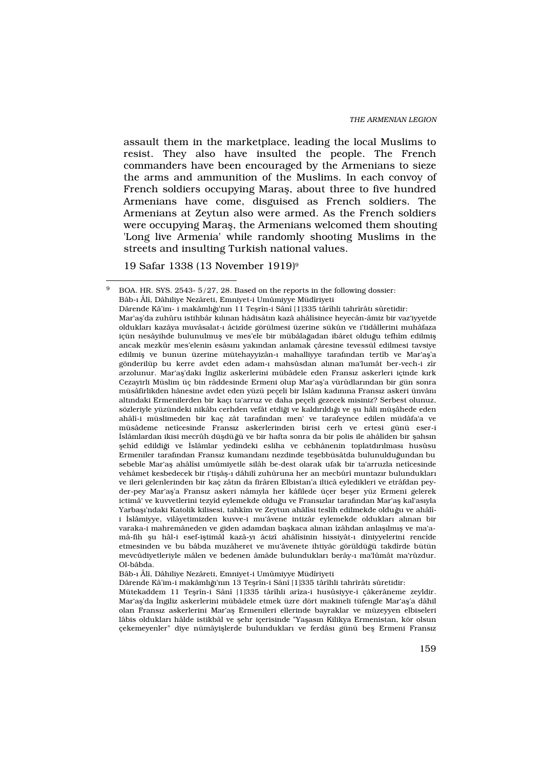assault them in the marketplace, leading the local Muslims to resist. They also have insulted the people. The French commanders have been encouraged by the Armenians to sieze the arms and ammunition of the Muslims. In each convoy of French soldiers occupying Maraş, about three to five hundred Armenians have come, disguised as French soldiers. The Armenians at Zeytun also were armed. As the French soldiers were occupying Maraş, the Armenians welcomed them shouting 'Long live Armenia' while randomly shooting Muslims in the streets and insulting Turkish national values.

19 Safar 1338 (13 November 1919)[9]

---

[9] BOA. HR. SYS. 2543- 5/27, 28. Based on the reports in the following dossier:
Bâb-ı Âlî, Dâhiliye Nezâreti, Emniyet-i Umûmiyye Müdîriyeti
Dârende Kâ'im- i makâmlığı'nın 11 Teşrîn-i Sânî [1]335 târîhli tahrîrâtı sûretidir:
Mar'aş'da zuhûru istihbâr kılınan hâdisâtın kazâ ahâlîsince heyecân-âmiz bir vaz'iyyetde oldukları kazâya muvâsalat-ı âcizîde görülmesi üzerine sükûn ve i'tidâllerini muhâfaza içün nesâyihde bulunulmuş ve mes'ele bir mübâlağadan ibâret olduğu tefhîm edilmiş ancak mezkûr mes'elenin esâsını yakından anlamak çâresine tevessül edilmesi tavsiye edilmiş ve bunun üzerine mütehayyizân-ı mahalliyye tarafından tertîb ve Mar'aş'a gönderilüp bu kerre avdet eden adam-ı mahsûsdan alınan ma'lumât ber-vech-i zîr arzolunur. Mar'aş'daki İngiliz askerlerini mübâdele eden Fransız askerleri içinde kırk Cezayirli Müslim üç bin râddesinde Ermeni olup Mar'aş'a vürûdlarından bir gün sonra müsâfirlikden hânesine avdet eden yüzü peçeli bir İslâm kadınına Fransız askeri ünvânı altındaki Ermenilerden bir kaçı ta'arruz ve daha peçeli gezecek misiniz? Serbest olunuz, sözleriyle yüzündeki nikâbı cerhden vefât etdiği ve kaldırıldığı ve şu hâli müşâhede eden ahâlî-i müslimeden bir kaç zât tarafından men' ve tarafeynce edilen müdâfa'a ve müsâdeme netîcesinde Fransız askerlerinden birisi cerh ve ertesi günü eser-i İslâmlardan ikisi mecrûh düşdüğü ve bir hafta sonra da bir polis ile ahâlîden bir şahsın şehîd edildiği ve İslâmlar yedindeki esliha ve cebhânenin toplatdırılması husûsu Ermeniler tarafından Fransız kumandanı nezdinde teşebbüsâtda bulunulduğundan bu sebeble Mar'aş ahâlîsi umûmiyetle silâh be-dest olarak ufak bir ta'arruzla netîcesinde vehâmet kesbedecek bir i'tişâş-ı dâhilî zuhûruna her an mecbûrî muntazır bulundukları ve ileri gelenlerinden bir kaç zâtın da firâren Elbistan'a ilticâ eyledikleri ve etrâfdan pey-der-pey Mar'aş'a Fransız askeri nâmıyla her kâfilede üçer beşer yüz Ermeni gelerek ictimâ' ve kuvvetlerini tezyîd eylemekde olduğu ve Fransızlar tarafından Mar'aş kal'asıyla Yarbaşı'ndaki Katolik kilisesi, tahkîm ve Zeytun ahâlîsi teslîh edilmekde olduğu ve ahâlî-i İslâmiyye, vilâyetimizden kuvve-i mu'âvene intizâr eylemekde oldukları alınan bir varaka-i mahremâneden ve giden adamdan başkaca alınan îzâhdan anlaşılmış ve ma'a-mâ-fîh şu hâl-i esef-iştimâl kazâ-yı âcizî ahâlîsinin hissiyât-ı dîniyyelerini rencîde etmesinden ve bu bâbda muzâheret ve mu'âvenete ihtiyâc görüldüğü takdîrde bütün mevcûdiyetleriyle mâlen ve bedenen âmâde bulundukları berây-ı ma'lûmât ma'rûzdur. Ol-bâbda.
Bâb-ı Âlî, Dâhiliye Nezâreti, Emniyet-i Umûmiyye Müdîriyeti
Dârende Kâ'im-i makâmlığı'nın 13 Teşrîn-i Sânî [1]335 târîhli tahrîrâtı sûretidir:
Mütekaddem 11 Teşrîn-i Sânî [1]335 târîhli arîza-i husûsiyye-i çâkerâneme zeyldir. Mar'aş'da İngiliz askerlerini mübâdele etmek üzre dört makineli tüfengle Mar'aş'a dâhil olan Fransız askerlerini Mar'aş Ermenileri ellerinde bayraklar ve müzeyyen elbiseleri lâbis oldukları hâlde istikbâl ve şehr içerisinde "Yaşasın Kilikya Ermenistan, kör olsun çekemeyenler" diye nümâyişlerde bulundukları ve ferdâsı günü beş Ermeni Fransız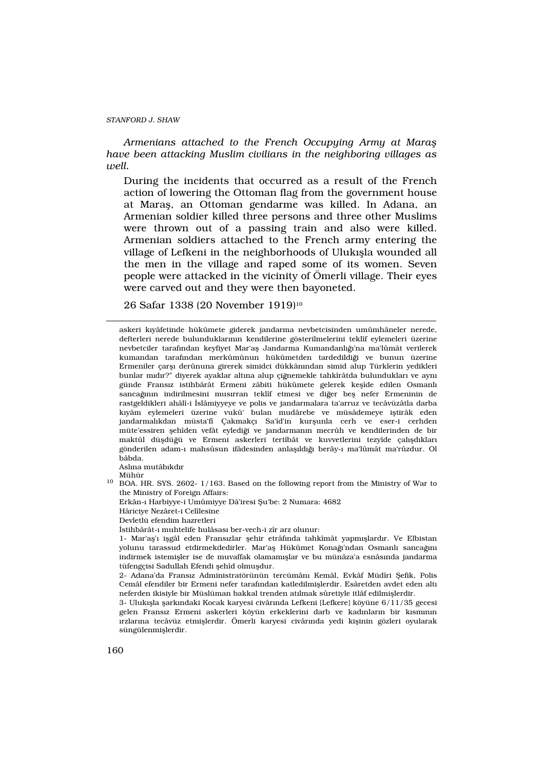*Armenians attached to the French Occupying Army at Maraş have been attacking Muslim civilians in the neighboring villages as well.*

> During the incidents that occurred as a result of the French action of lowering the Ottoman flag from the government house at Maraş, an Ottoman gendarme was killed. In Adana, an Armenian soldier killed three persons and three other Muslims were thrown out of a passing train and also were killed. Armenian soldiers attached to the French army entering the village of Lefkeni in the neighborhoods of Ulukışla wounded all the men in the village and raped some of its women. Seven people were attacked in the vicinity of Ömerli village. Their eyes were carved out and they were then bayoneted.
>
> 26 Safar 1338 (20 November 1919)[10]

---

askeri kıyâfetinde hükûmete giderek jandarma nevbetcisinden umûmhâneler nerede, defterleri nerede bulunduklarının kendilerine gösterilmelerini teklîf eylemeleri üzerine nevbetciler tarafından keyfiyet Mar'aş Jandarma Kumandanlığı'na ma'lûmât verilerek kumandan tarafından merkûmûnun hükûmetden tardedildiği ve bunun üzerine Ermeniler çarşı derûnuna girerek simidci dükkânından simid alup Türklerin yedikleri bunlar mıdır?" diyerek ayaklar altına alup çiğnemekle tahkîrâtda bulundukları ve aynı günde Fransız istihbârât Ermeni zâbiti hükûmete gelerek keşîde edilen Osmanlı sancağının indirilmesini musırran teklîf etmesi ve diğer beş nefer Ermeninin de rastgeldikleri ahâlî-i İslâmiyyeye ve polis ve jandarmalara ta'arruz ve tecâvüzâtla darba kıyâm eylemeleri üzerine vukû' bulan mudârebe ve müsâdemeye iştirâk eden jandarmalıkdan müsta'fî Çakmakçı Sa'îd'in kurşunla cerh ve eser-i cerhden müte'essiren şehîden vefât eylediği ve jandarmanın mecrûh ve kendilerinden de bir maktûl düşdüğü ve Ermeni askerleri tertîbât ve kuvvetlerini tezyîde çalışdıkları gönderilen adam-ı mahsûsun ifâdesinden anlaşıldığı berây-ı ma'lûmât ma'rûzdur. Ol bâbda.

Aslına mutâbıkdır

Mühür

[10] BOA. HR. SYS. 2602- 1/163. Based on the following report from the Ministry of War to the Ministry of Foreign Affairs:

Erkân-ı Harbiyye-i Umûmiyye Dâ'iresi Şu'be: 2 Numara: 4682

Hâriciye Nezâret-i Celîlesine

Devletlü efendim hazretleri

İstihbârât-ı muhtelife hulâsası ber-vech-i zîr arz olunur:

1- Mar'aş'ı işgâl eden Fransızlar şehir etrâfında tahkimât yapmışlardır. Ve Elbistan yolunu tarassud etdirmekdedirler. Mar'aş Hükûmet Konağı'ndan Osmanlı sancağını indirmek istemişler ise de muvaffak olamamışlar ve bu münâza'a esnâsında jandarma tüfengçisi Sadullah Efendi şehîd olmuşdur.

2- Adana'da Fransız Administratörünün tercümânı Kemâl, Evkâf Müdîri Şefik, Polis Cemâl efendiler bir Ermeni nefer tarafından katledilmişlerdir. Esâretden avdet eden altı neferden ikisiyle bir Müslüman bakkal trenden atılmak sûretiyle itlâf edilmişlerdir.

3- Ulukışla şarkındaki Kocak karyesi civârında Lefkeni [Lefkere] köyüne 6/11/35 gecesi gelen Fransız Ermeni askerleri köyün erkeklerini darb ve kadınların bir kısmının ırzlarına tecâvüz etmişlerdir. Ömerli karyesi civârında yedi kişinin gözleri oyularak süngülenmişlerdir.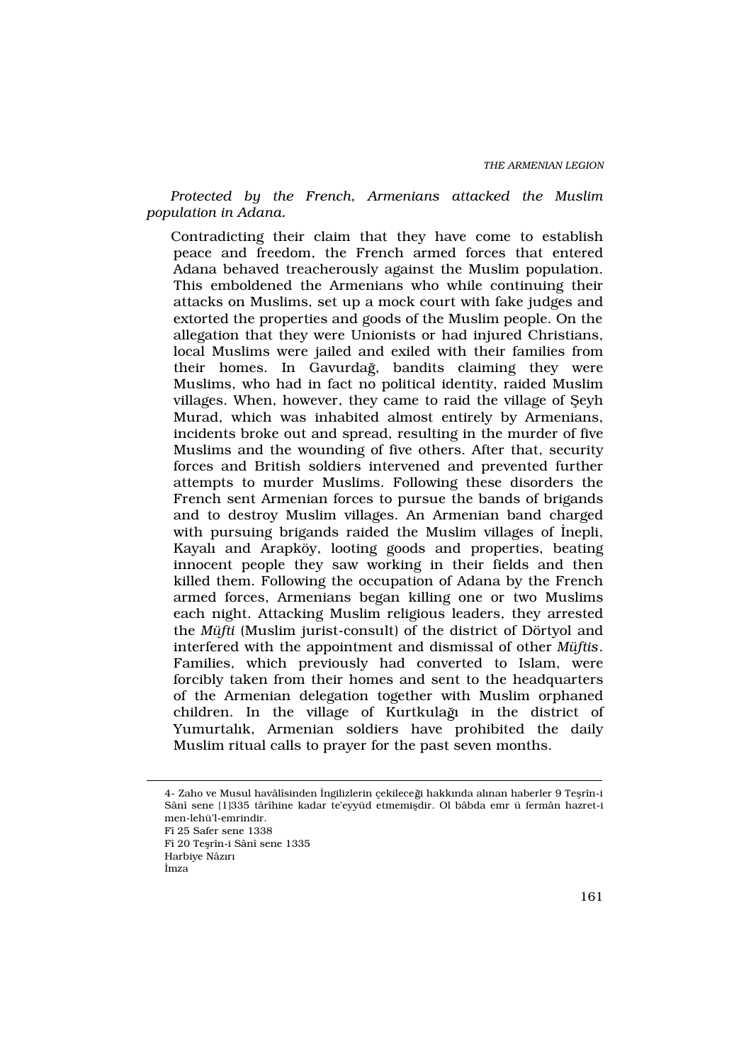*Protected by the French, Armenians attacked the Muslim population in Adana.*

Contradicting their claim that they have come to establish peace and freedom, the French armed forces that entered Adana behaved treacherously against the Muslim population. This emboldened the Armenians who while continuing their attacks on Muslims, set up a mock court with fake judges and extorted the properties and goods of the Muslim people. On the allegation that they were Unionists or had injured Christians, local Muslims were jailed and exiled with their families from their homes. In Gavurdağ, bandits claiming they were Muslims, who had in fact no political identity, raided Muslim villages. When, however, they came to raid the village of Şeyh Murad, which was inhabited almost entirely by Armenians, incidents broke out and spread, resulting in the murder of five Muslims and the wounding of five others. After that, security forces and British soldiers intervened and prevented further attempts to murder Muslims. Following these disorders the French sent Armenian forces to pursue the bands of brigands and to destroy Muslim villages. An Armenian band charged with pursuing brigands raided the Muslim villages of İnepli, Kayalı and Arapköy, looting goods and properties, beating innocent people they saw working in their fields and then killed them. Following the occupation of Adana by the French armed forces, Armenians began killing one or two Muslims each night. Attacking Muslim religious leaders, they arrested the *Müfti* (Muslim jurist-consult) of the district of Dörtyol and interfered with the appointment and dismissal of other *Müftis*. Families, which previously had converted to Islam, were forcibly taken from their homes and sent to the headquarters of the Armenian delegation together with Muslim orphaned children. In the village of Kurtkulağı in the district of Yumurtalık, Armenian soldiers have prohibited the daily Muslim ritual calls to prayer for the past seven months.

---

4- Zaho ve Musul havâlîsinden İngilizlerin çekileceği hakkında alınan haberler 9 Teşrîn-i Sânî sene [1]335 târîhine kadar te'eyyüd etmemişdir. Ol bâbda emr ü fermân hazret-i men-lehü'l-emrindir.

Fî 25 Safer sene 1338

Fî 20 Teşrîn-i Sânî sene 1335

Harbiye Nâzırı

İmza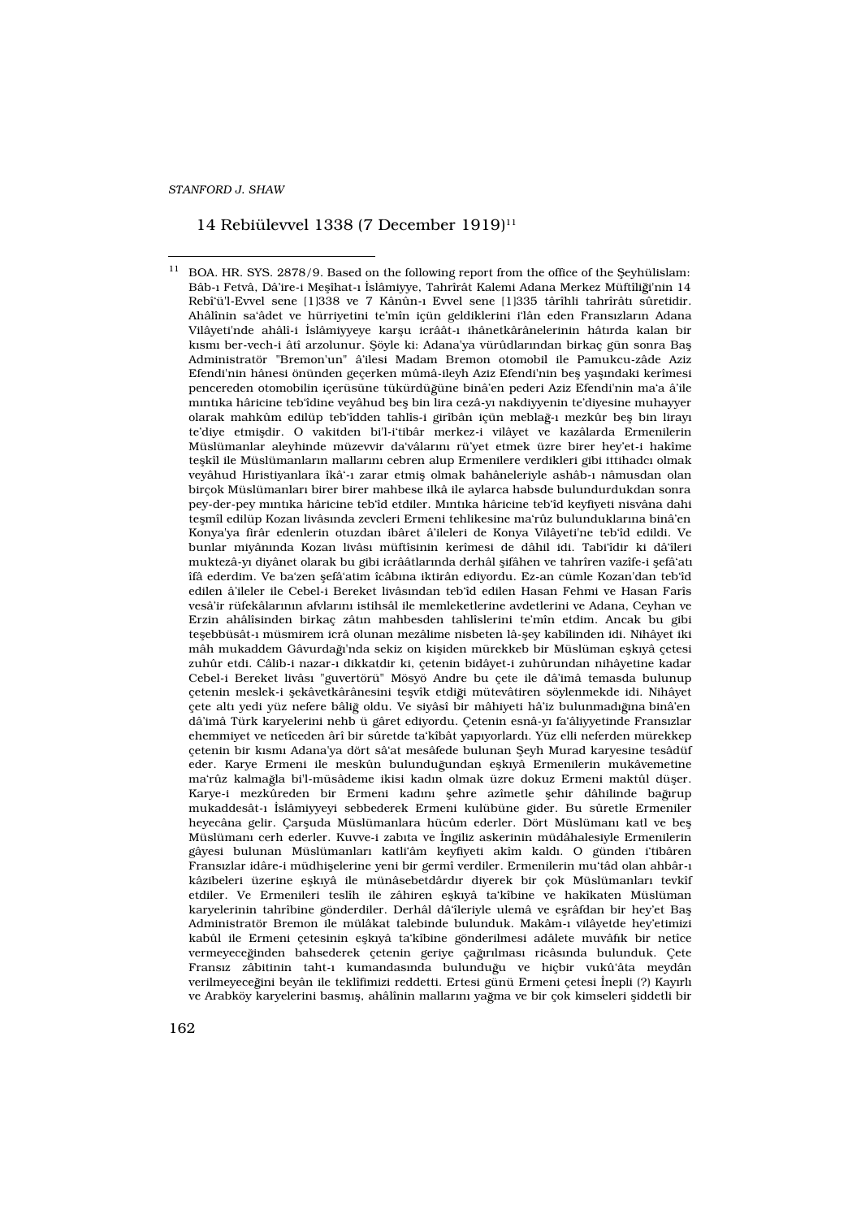14 Rebiülevvel 1338 (7 December 1919)[11]

---

[11] BOA. HR. SYS. 2878/9. Based on the following report from the office of the Şeyhülislam: Bâb-ı Fetvâ, Dâ'ire-i Meşîhat-ı İslâmiyye, Tahrîrât Kalemi Adana Merkez Müftîliği'nin 14 Rebî'ü'l-Evvel sene [1]338 ve 7 Kânûn-ı Evvel sene [1]335 târîhli tahrîrâtı sûretidir. Ahâlînin sa'âdet ve hürriyetini te'mîn için geldiklerini i'lân eden Fransızların Adana Vilâyeti'nde ahâlî-i İslâmiyyeye karşu icrââtı ihânetkârânelerinin hâtırda kalan bir kısmı ber-vech-i âtî arzolunur. Şöyle ki: Adana'ya vürûdlarından birkaç gün sonra Baş Administratör "Bremon'un" â'ilesi Madam Bremon otomobil ile Pamukcu-zâde Aziz Efendi'nin hânesi önünden geçerken mûmâ-ileyh Aziz Efendi'nin beş yaşındaki kerîmesi pencereden otomobilin içerüsüne tükürdüğüne binâ'en pederi Aziz Efendi'nin ma'a â'ile mıntıka hâricine teb'îdine veyâhud beş bin lira cezâ-yı nakdiyyenin te'diyesine muhayyer olarak mahkûm edilüp teb'îdden tahlîs-i girîbân için meblağ-ı mezkûr beş bin lirayı te'diye etmişdir. O vakitden bi'l-i'tibâr merkez-i vilâyet ve kazâlarda Ermenilerin Müslümanlar aleyhinde müzevvir da'vâlarını rü'yet etmek üzre birer hey'et-i hakîme teşkîl ile Müslümanların mallarını cebren alup Ermenilere verdikleri gibi ittihadcı olmak veyâhud Hıristiyanlara îkâ'-ı zarar etmiş olmak bahâneleriyle ashâb-ı nâmusdan olan birçok Müslümanları birer birer mahbese ilkâ ile aylarca habsde bulundurdukdan sonra pey-der-pey mıntıka hâricine teb'îd etdiler. Mıntıka hâricine teb'îd keyfiyeti nisvâna dahi teşmîl edilüp Kozan livâsında zevcleri Ermeni tehlikesine ma'rûz bulunduklarına binâ'en Konya'ya firâr edenlerin otuzdan ibâret â'ileleri de Konya Vilâyeti'ne teb'îd edildi. Ve bunlar miyânında Kozan livâsı müftîsinin kerîmesi de dâhil idi. Tabî'îdir ki dâ'îleri muktezâ-yı diyânet olarak bu gibi icrââtlarında derhâl şifâhen ve tahrîren vazîfe-i şefâ'atı îfâ ederdim. Ve ba'zen şefâ'atim icâbına iktirân ediyordu. Ez-an cümle Kozan'dan teb'îd edilen â'ileler ile Cebel-i Bereket livâsından teb'îd edilen Hasan Fehmi ve Hasan Farîs vesâ'ir rüfekâlarının afvlarını istihsâl ile memleketlerine avdetlerini ve Adana, Ceyhan ve Erzin ahâlîsinden birkaç zâtın mahbesden tahlîslerini te'mîn etdim. Ancak bu gibi teşebbüsât-ı müsmirem icrâ olunan mezâlime nisbeten lâ-şey kabîlinden idi. Nihâyet iki mâh mukaddem Gâvurdağı'nda sekiz on kişiden mürekkeb bir Müslüman eşkıyâ çetesi zuhûr etdi. Câlib-i nazar-ı dikkatdir ki, çetenin bidâyet-i zuhûrundan nihâyetine kadar Cebel-i Bereket livâsı "guvertörü" Mösyö Andre bu çete ile dâ'imâ temasda bulunup çetenin meslek-i şekâvetkârânesini teşvîk etdiği mütevâtiren söylenmekde idi. Nihâyet çete altı yedi yüz nefere bâliğ oldu. Ve siyâsî bir mâhiyeti hâ'iz bulunmadığına binâ'en dâ'imâ Türk karyelerini nehb ü gâret ediyordu. Çetenin esnâ-yı fa'âliyyetinde Fransızlar ehemmiyet ve netîceden ârî bir sûretde ta'kîbât yapıyorlardı. Yüz elli neferden mürekkep çetenin bir kısmı Adana'ya dört sâ'at mesâfede bulunan Şeyh Murad karyesine tesâdüf eder. Karye Ermeni ile meskûn bulunduğundan eşkıyâ Ermenilerin mukâvemetine ma'rûz kalmağla bi'l-müsâdeme ikisi kadın olmak üzre dokuz Ermeni maktûl düşer. Karye-i mezkûreden bir Ermeni kadını şehre azîmetle şehir dâhilinde bağırup mukaddesât-ı İslâmiyyeyi sebbederek Ermeni kulübüne gider. Bu sûretle Ermeniler heyecâna gelir. Çarşuda Müslümanlara hücûm ederler. Dört Müslümanı katl ve beş Müslümanı cerh ederler. Kuvve-i zabıta ve İngiliz askerinin müdâhalesiyle Ermenilerin gâyesi bulunan Müslümanları katli'âm keyfiyeti akîm kaldı. O günden i'tibâren Fransızlar idâre-i müdhişelerine yeni bir germî verdiler. Ermenilerin mu'tâd olan ahbâr-ı kâzibeleri üzerine eşkıyâ ile münâsebetdârdır diyerek bir çok Müslümanları tevkîf etdiler. Ve Ermenileri teslîh ile zâhiren eşkıyâ ta'kîbine ve hakîkaten Müslüman karyelerinin tahrîbine gönderdiler. Derhâl dâ'îleriyle ulemâ ve eşrâfdan bir hey'et Baş Administratör Bremon ile mülâkat talebinde bulunduk. Makâm-ı vilâyetde hey'etimizi kabûl ile Ermeni çetesinin eşkıyâ ta'kîbine gönderilmesi adâlete muvâfık bir netîce vermeyeceğinden bahsederek çetenin geriye çağırılması ricâsında bulunduk. Çete Fransız zâbitinin taht-ı kumandasında bulunduğu ve hiçbir vukû'âta meydân verilmeyeceğini beyân ile teklîfimizi reddetti. Ertesi günü Ermeni çetesi İnepli (?) Kayırlı ve Arabköy karyelerini basmış, ahâlînin mallarını yağma ve bir çok kimseleri şiddetli bir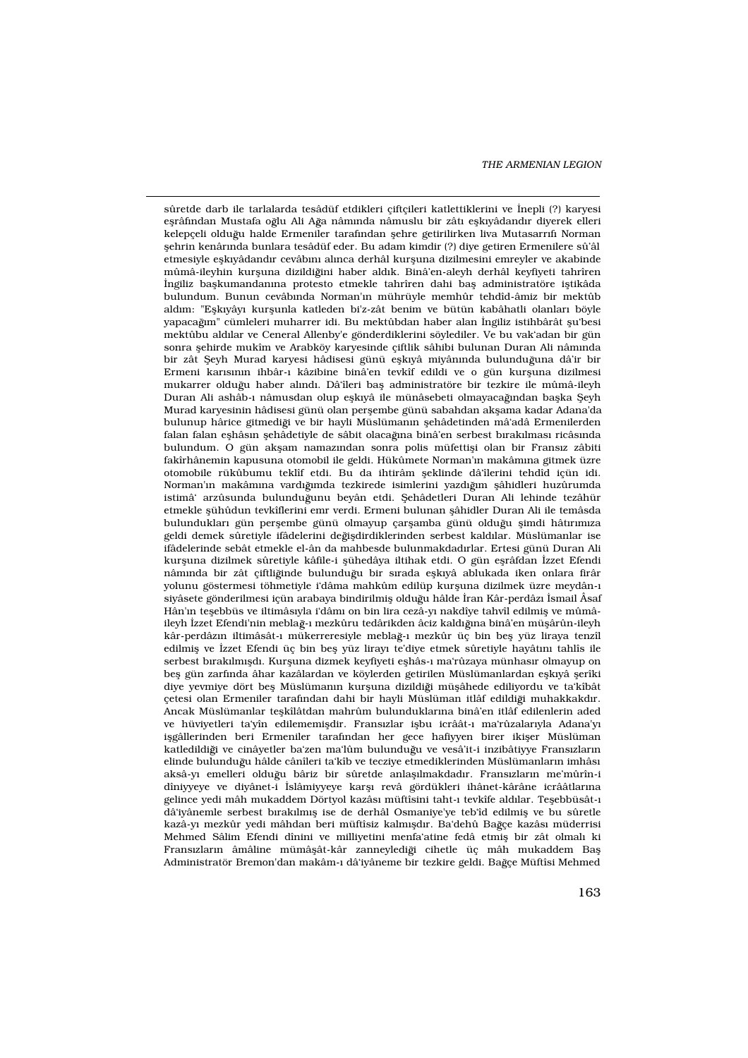sûretde darb ile tarlalarda tesâdüf etdikleri çiftçileri katlettiklerini ve İnepli (?) karyesi eşrâfından Mustafa oğlu Ali Ağa nâmında nâmuslu bir zâtı eşkıyâdandır diyerek elleri kelepçeli olduğu halde Ermeniler tarafından şehre getirilirken liva Mutasarrıfı Norman şehrin kenârında bunlara tesâdüf eder. Bu adam kimdir (?) diye getiren Ermenilere sû'âl etmesiyle eşkıyâdandır cevâbını alınca derhâl kurşuna dizilmesini emreyler ve akabinde mûmâ-ileyhin kurşuna dizildiğini haber aldık. Binâ'en-aleyh derhâl keyfiyeti tahrîren İngiliz başkumandanına protesto etmekle tahrîren dahi baş administratöre iştikâda bulundum. Bunun cevâbında Norman'ın mührüyle memhûr tehdîd-âmiz bir mektûb aldım: "Eşkıyâyı kurşunla katleden bi'z-zât benim ve bütün kabâhatli olanları böyle yapacağım" cümleleri muharrer idi. Bu mektûbdan haber alan İngiliz istihbârât şu'besi mektûbu aldılar ve Ceneral Allenby'e gönderdiklerini söylediler. Ve bu vak'adan bir gün sonra şehirde mukîm ve Arabköy karyesinde çiftlik sâhibi bulunan Duran Ali nâmında bir zât Şeyh Murad karyesi hâdisesi günü eşkıyâ miyânında bulunduğuna dâ'ir bir Ermeni karısının ihbâr-ı kâzibine binâ'en tevkîf edildi ve o gün kurşuna dizilmesi mukarrer olduğu haber alındı. Dâ'ileri baş administratöre bir tezkire ile mûmâ-ileyh Duran Ali ashâb-ı nâmusdan olup eşkıyâ ile münâsebeti olmayacağından başka Şeyh Murad karyesinin hâdisesi günü olan perşembe günü sabahdan akşama kadar Adana'da bulunup hârice gitmediği ve bir hayli Müslümanın şehâdetinden mâ'adâ Ermenilerden falan falan eşhâsın şehâdetiyle de sâbit olacağına binâ'en serbest bırakılması ricâsında bulundum. O gün akşam namazından sonra polis müfettişi olan bir Fransız zâbiti fakîrhânemin kapusuna otomobil ile geldi. Hükûmete Norman'ın makâmına gitmek üzre otomobile rükûbumu teklîf etdi. Bu da ihtirâm şeklinde dâ'îlerini tehdîd içün idi. Norman'ın makâmına vardığımda tezkirede isimlerini yazdığım şâhidleri huzûrumda istimâ' arzûsunda bulunduğunu beyân etdi. Şehâdetleri Duran Ali lehinde tezâhür etmekle şühûdun tevkîflerini emr verdi. Ermeni bulunan şâhidler Duran Ali ile temâsda bulundukları gün perşembe günü olmayup çarşamba günü olduğu şimdi hâtırımıza geldi demek sûretiyle ifâdelerini değişdirdiklerinden serbest kaldılar. Müslümanlar ise ifâdelerinde sebât etmekle el-ân da mahbesde bulunmakdadırlar. Ertesi günü Duran Ali kurşuna dizilmek sûretiyle kâfile-i şühedâya iltihak etdi. O gün eşrâfdan İzzet Efendi nâmında bir zât çiftliğinde bulunduğu bir sırada eşkıyâ ablukada iken onlara firâr yolunu göstermesi töhmetiyle i'dâma mahkûm edilüp kurşuna dizilmek üzre meydân-ı siyâsete gönderilmesi içün arabaya bindirilmiş olduğu hâlde İran Kâr-perdâzı İsmail Âsaf Hân'ın teşebbüs ve iltimâsıyla i'dâmı on bin lira cezâ-yı nakdiye tahvîl edilmiş ve mûmâ-ileyh İzzet Efendi'nin meblağ-ı mezkûru tedârikden âciz kaldığına binâ'en müşârün-ileyh kâr-perdâzın iltimâsât-ı mükerreresiyle meblağ-ı mezkûr üç bin beş yüz liraya tenzîl edilmiş ve İzzet Efendi üç bin beş yüz lirayı te'diye etmek sûretiyle hayâtını tahlîs ile serbest bırakılmışdı. Kurşuna dizmek keyfiyeti eşhâs-ı ma'rûzaya münhasır olmayup on beş gün zarfında âhar kazâlardan ve köylerden getirilen Müslümanlardan eşkıyâ şerîki diye yevmiye dört beş Müslümanın kurşuna dizildiği müşâhede ediliyordu ve ta'kîbât çetesi olan Ermeniler tarafından dahi bir hayli Müslüman itlâf edildiği muhakkakdır. Ancak Müslümanlar teşkîlâtdan mahrûm bulunduklarına binâ'en itlâf edilenlerin aded ve hüviyetleri ta'yîn edilememişdir. Fransızlar işbu icrâât-ı ma'rûzalarıyla Adana'yı işgâllerinden beri Ermeniler tarafından her gece hafiyyen birer ikişer Müslüman katledildiği ve cinâyetler ba'zen ma'lûm bulunduğu ve vesâ'it-i inzibâtiyye Fransızların elinde bulunduğu hâlde cânîleri ta'kîb ve tecziye etmediklerinden Müslümanların imhâsı aksâ-yı emelleri olduğu bâriz bir sûretde anlaşılmakdadır. Fransızların me'mûrîn-i dîniyyeye ve diyânet-i İslâmiyyeye karşı revâ gördükleri ihânet-kârâne icrââtlarına gelince yedi mâh mukaddem Dörtyol kazâsı müftîsini taht-ı tevkîfe aldılar. Teşebbüsât-ı dâ'iyânemle serbest bırakılmış ise de derhâl Osmaniye'ye teb'îd edilmiş ve bu sûretle kazâ-yı mezkûr yedi mâhdan beri müftîsiz kalmışdır. Ba'dehû Bağçe kazâsı müderrisi Mehmed Sâlim Efendi dînini ve milliyetini menfa'atine fedâ etmiş bir zât olmalı ki Fransızların âmâline mümâşât-kâr zanneyledîği cihetle üç mâh mukaddem Baş Administratör Bremon'dan makâm-ı dâ'iyâneme bir tezkire geldi. Bağçe Müftîsi Mehmed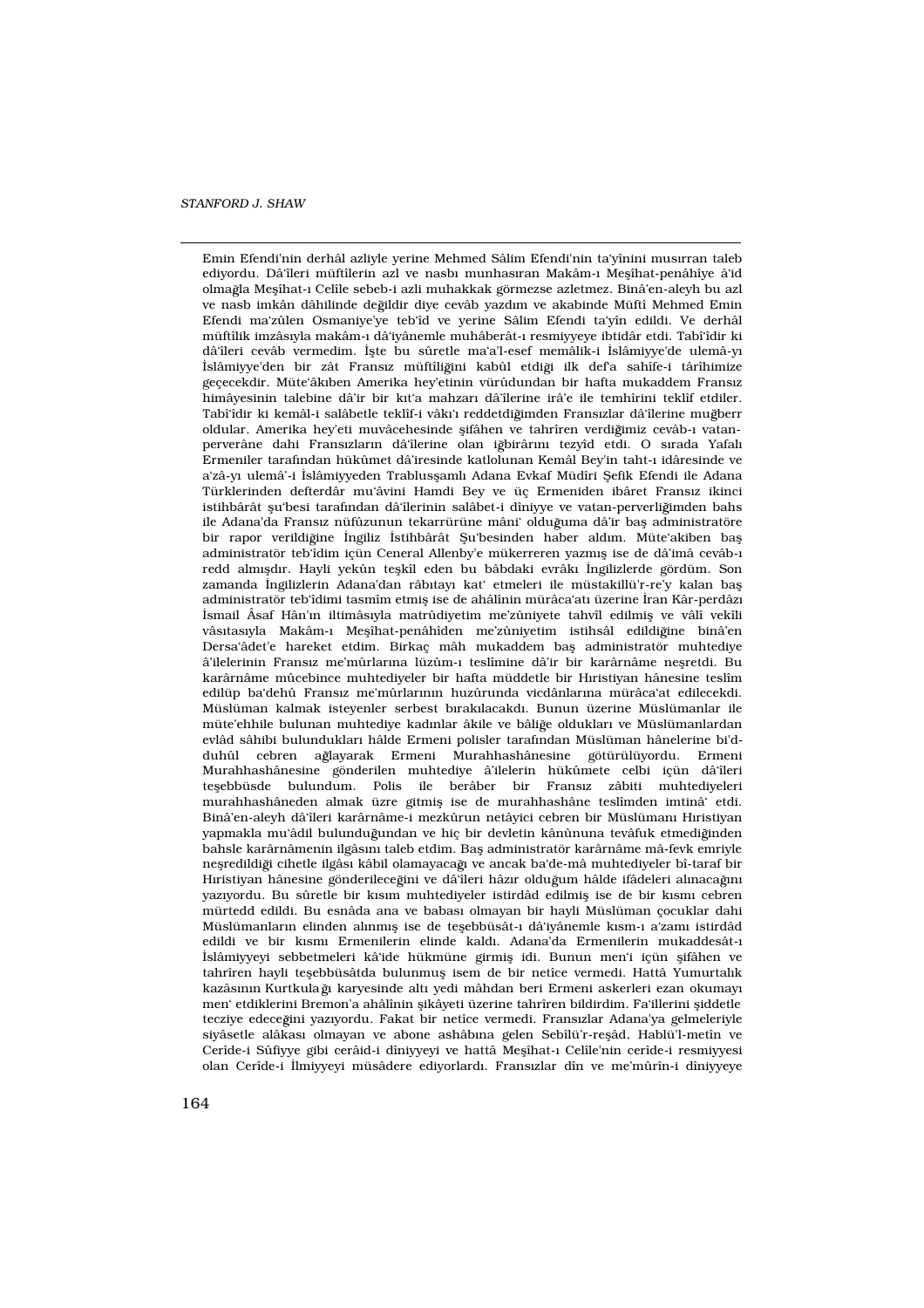Emin Efendi'nin derhâl azliyle yerine Mehmed Sâlim Efendi'nin ta'yînini musırran taleb ediyordu. Dâ'îleri müftîlerin azl ve nasbı munhasıran Makâm-ı Meşîhat-penâhîye â'id olmağla Meşîhat-ı Celîle sebeb-i azli muhakkak görmezse azletmez. Binâ'en-aleyh bu azl ve nasb imkân dâhilinde değildir diye cevâb yazdım ve akabinde Müftî Mehmed Emin Efendi ma'zûlen Osmaniye'ye teb'îd ve yerine Sâlim Efendi ta'yîn edildi. Ve derhâl müftîlik imzâsıyla makâm-ı dâ'iyânemle muhâberât-ı resmiyyeye ibtidâr etdi. Tabî'îdir ki dâ'îleri cevâb vermedim. İşte bu sûretle ma'a'l-esef memâlik-i İslâmiyye'de ulemâ-yı İslâmiyye'den bir zât Fransız müftîliğini kabûl etdiği ilk def'a sahîfe-i târîhimize geçecekdir. Müte'âkıben Amerika hey'etinin vürûdundan bir hafta mukaddem Fransız himâyesinin talebine dâ'ir bir kıt'a mahzarı dâ'îlerine irâ'e ile temhîrini teklîf etdiler. Tabî'îdir ki kemâl-i salâbetle teklîf-i vâkı'ı reddetdiğimden Fransızlar dâ'îlerine muğberr oldular. Amerika hey'eti muvâcehesinde şifâhen ve tahrîren verdiğimiz cevâb-ı vatan-perverâne dahi Fransızların dâ'îlerine olan iğbirârını tezyîd etdi. O sırada Yafalı Ermeniler tarafından hükûmet dâ'iresinde katlolunan Kemâl Bey'in taht-ı idâresinde ve a'zâ-yı ulemâ'-i İslâmiyyeden Trablusşamlı Adana Evkaf Müdîri Şefik Efendi ile Adana Türklerinden defterdâr mu'âvini Hamdi Bey ve üç Ermeniden ibâret Fransız ikinci istihbârât şu'besi tarafından dâ'îlerinin salâbet-i dîniyye ve vatan-perverliğimden bahs ile Adana'da Fransız nüfûzunun tekarrürüne mâni' olduğuma dâ'ir baş administratöre bir rapor verildiğine İngiliz İstihbârât Şu'besinden haber aldım. Müte'akiben baş administratör teb'îdim için Ceneral Allenby'e mükerreren yazmış ise de dâ'imâ cevâb-ı redd almışdır. Hayli yekûn teşkîl eden bu bâbdaki evrâkı İngilizlerde gördüm. Son zamanda İngilizlerin Adana'dan râbıtayı kat' etmeleri ile müstakillü'r-re'y kalan baş administratör teb'îdimi tasmîm etmiş ise de ahâlinin mürâca'atı üzerine İran Kâr-perdâzı İsmail Âsaf Hân'ın iltimâsıyla matrûdiyetim me'zûniyete tahvîl edilmiş ve vâlî vekîli vâsıtasıyla Makâm-ı Meşîhat-penâhîden me'zûniyetim istihsâl edildiğine binâ'en Dersa'âdet'e hareket etdim. Birkaç mâh mukaddem baş administratör muhtediye â'ilelerinin Fransız me'mûrlarına lüzûm-ı teslîmine dâ'ir bir karârnâme neşretdi. Bu karârnâme mûcebince muhtediyeler bir hafta müddetle bir Hıristiyan hânesine teslîm edilüp ba'dehû Fransız me'mûrlarının huzûrunda vicdânlarına mürâca'at edilecekdi. Müslüman kalmak isteyenler serbest bırakılacakdı. Bunun üzerine Müslümanlar ile müte'ehhile bulunan muhtediye kadınlar âkile ve bâliğe oldukları ve Müslümanlardan evlâd sâhibi bulundukları hâlde Ermeni polisler tarafından Müslüman hânelerine bi'd-duhûl cebren ağlayarak Ermeni Murahhashânesine götürülüyordu. Ermeni Murahhashânesine gönderilen muhtediye â'ilelerin hükûmete celbi için dâ'îleri teşebbüsde bulundum. Polis ile berâber bir Fransız zâbiti muhtediyeleri murahhashâneden almak üzre gitmiş ise de murahhashâne teslîmden imtinâ' etdi. Binâ'en-aleyh dâ'îleri karârnâme-i mezkûrun netâyici cebren bir Müslümanı Hıristiyan yapmakla mu'âdil bulunduğundan ve hiç bir devletin kânûnuna tevâfuk etmediğinden bahsle karârnâmenin ilgâsını taleb etdim. Baş administratör karârnâme mâ-fevk emriyle neşredildiği cihetle ilgâsı kâbil olamayacağı ve ancak ba'de-mâ muhtediyeler bî-taraf bir Hıristiyan hânesine gönderileceğini ve dâ'îleri hâzır olduğum hâlde ifâdeleri alınacağını yazıyordu. Bu sûretle bir kısım muhtediyeler istirdâd edilmiş ise de bir kısmı cebren mürtedd edildi. Bu esnâda ana ve babası olmayan bir hayli Müslüman çocuklar dahi Müslümanların elinden alınmış ise de teşebbüsât-ı dâ'iyânemle kısm-ı a'zamı istirdâd edildi ve bir kısmı Ermenilerin elinde kaldı. Adana'da Ermenilerin mukaddesât-ı İslâmiyyeyi sebbetmeleri kâ'ide hükmüne girmiş idi. Bunun men'i için şifâhen ve tahrîren hayli teşebbüsâtda bulunmuş isem de bir netîce vermedi. Hattâ Yumurtalık kazâsının Kurtkulağı karyesinde altı yedi mâhdan beri Ermeni askerleri ezan okumayı men' etdiklerini Bremon'a ahâlinin şikâyeti üzerine tahrîren bildirdim. Fa'illerini şiddetle tecziye edeceğini yazıyordu. Fakat bir netîce vermedi. Fransızlar Adana'ya gelmeleriyle siyâsetle alâkası olmayan ve abone ashâbına gelen Sebîlü'r-reşâd, Hablü'l-metîn ve Cerîde-i Sûfiyye gibi cerâid-i dîniyyeyi ve hattâ Meşîhat-ı Celîle'nin cerîde-i resmiyyesi olan Cerîde-i İlmiyyeyi müsâdere ediyorlardı. Fransızlar dîn ve me'mûrîn-i dîniyyeye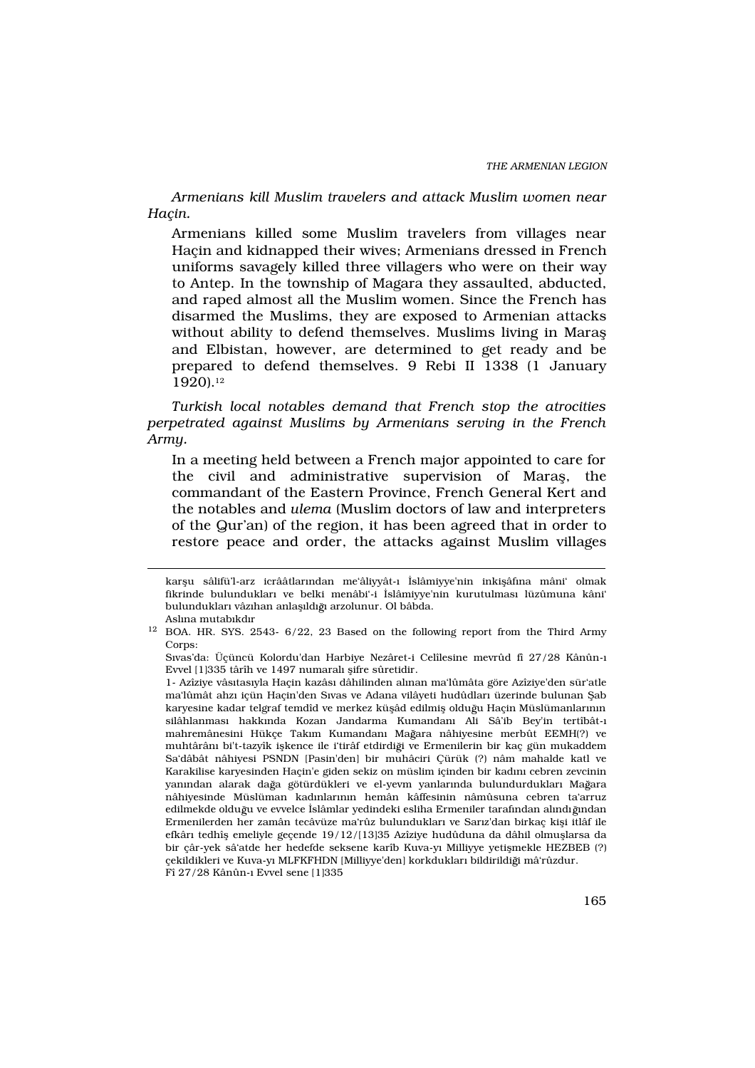*Armenians kill Muslim travelers and attack Muslim women near Haçin.*

> Armenians killed some Muslim travelers from villages near Haçin and kidnapped their wives; Armenians dressed in French uniforms savagely killed three villagers who were on their way to Antep. In the township of Magara they assaulted, abducted, and raped almost all the Muslim women. Since the French has disarmed the Muslims, they are exposed to Armenian attacks without ability to defend themselves. Muslims living in Maraş and Elbistan, however, are determined to get ready and be prepared to defend themselves. 9 Rebi II 1338 (1 January 1920).[12]

*Turkish local notables demand that French stop the atrocities perpetrated against Muslims by Armenians serving in the French Army.*

> In a meeting held between a French major appointed to care for the civil and administrative supervision of Maraş, the commandant of the Eastern Province, French General Kert and the notables and *ulema* (Muslim doctors of law and interpreters of the Qur'an) of the region, it has been agreed that in order to restore peace and order, the attacks against Muslim villages

---

karşu sâlifü'l-arz icrââtlarından me'âliyyât-ı İslâmiyye'nin inkişâfına mâni' olmak fikrinde bulundukları ve belki menâbi'-i İslâmiyye'nin kurutulması lüzûmuna kâni' bulundukları vâzıhan anlaşıldığı arzolunur. Ol bâbda.

Aslına mutabıkdır

[12] BOA. HR. SYS. 2543- 6/22, 23 Based on the following report from the Third Army Corps:

Sıvas'da: Üçüncü Kolordu'dan Harbiye Nezâret-i Celîlesine mevrûd fî 27/28 Kânûn-ı Evvel [1]335 târîh ve 1497 numaralı şifre sûretidir.

1- Azîziye vâsıtasıyla Haçin kazâsı dâhilinden alınan ma'lûmâta göre Azîziye'den sür'atle ma'lûmât ahzı içün Haçin'den Sıvas ve Adana vilâyeti hudûdları üzerinde bulunan Şab karyesine kadar telgraf temdîd ve merkez küşâd edilmiş olduğu Haçin Müslümanlarının silâhlanması hakkında Kozan Jandarma Kumandanı Ali Sâ'ib Bey'in tertîbât-ı mahremânesini Hükçe Takım Kumandanı Mağara nâhiyesine merbût EEMH(?) ve muhtârânı bi't-tazyîk işkence ile i'tirâf etdirdiği ve Ermenilerin bir kaç gün mukaddem Sa'dâbât nâhiyesi PSNDN [Pasin'den] bir muhâciri Çürük (?) nâm mahalde katl ve Karakilise karyesinden Haçin'e giden sekiz on müslim içinden bir kadını cebren zevcinin yanından alarak dağa götürdükleri ve el-yevm yanlarında bulundurdukları Mağara nâhiyesinde Müslüman kadınlarının hemân kâffesinin nâmûsuna cebren ta'arruz edilmekde olduğu ve evvelce İslâmlar yedindeki esliha Ermeniler tarafından alındığından Ermenilerden her zamân tecâvüze ma'rûz bulundukları ve Sarız'dan birkaç kişi itlâf ile efkârı tedhîş emeliyle geçende 19/12/[13]35 Azîziye hudûduna da dâhil olmuşlarsa da bir çâr-yek sâ'atde her hedefde seksene karîb Kuva-yı Milliyye yetişmekle HEZBEB (?) çekildikleri ve Kuva-yı MLFKFHDN [Milliyye'den] korkdukları bildirildiği mâ'rûzdur.

Fî 27/28 Kânûn-ı Evvel sene [1]335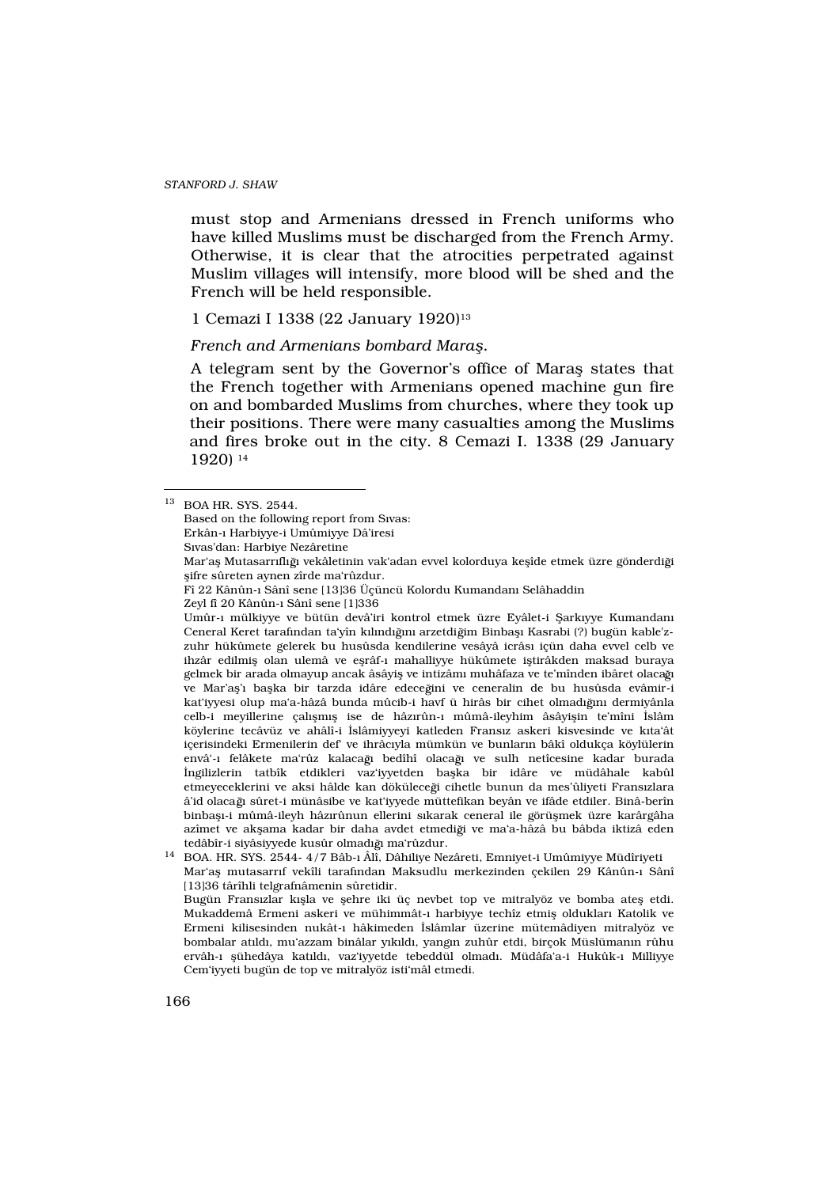must stop and Armenians dressed in French uniforms who have killed Muslims must be discharged from the French Army. Otherwise, it is clear that the atrocities perpetrated against Muslim villages will intensify, more blood will be shed and the French will be held responsible.

1 Cemazi I 1338 (22 January 1920)[13]

*French and Armenians bombard Maraş.*

A telegram sent by the Governor's office of Maraş states that the French together with Armenians opened machine gun fire on and bombarded Muslims from churches, where they took up their positions. There were many casualties among the Muslims and fires broke out in the city. 8 Cemazi I. 1338 (29 January 1920) [14]

---

[13] BOA HR. SYS. 2544.
Based on the following report from Sıvas:
Erkân-ı Harbiyye-i Umûmiyye Dâ'iresi
Sıvas'dan: Harbiye Nezâretine
Mar'aş Mutasarrıflığı vekâletinin vak'adan evvel kolorduya keşîde etmek üzre gönderdiği şifre sûreten aynen zîrde ma'rûzdur.
Fî 22 Kânûn-ı Sânî sene [13]36 Üçüncü Kolordu Kumandanı Selâhaddin
Zeyl fî 20 Kânûn-ı Sânî sene [1]336
Umûr-ı mülkiyye ve bütün devâ'iri kontrol etmek üzre Eyâlet-i Şarkıyye Kumandanı Ceneral Keret tarafından ta'yîn kılındığını arzetdiğim Binbaşı Kasrabi (?) bugün kable'z-zuhr hükûmete gelerek bu husûsda kendilerine vesâyâ icrâsı içün daha evvel celb ve ihzâr edilmiş olan ulemâ ve eşrâf-ı mahalliyye hükûmete iştirâkden maksad buraya gelmek bir arada olmayup ancak âsâyiş ve intizâmı muhâfaza ve te'mînden ibâret olacağı ve Mar'aş'ı başka bir tarzda idâre edeceğini ve ceneralin de bu husûsda evâmir-i kat'iyyesi olup ma'a-hâzâ bunda mûcib-i havf ü hirâs bir cihet olmadığını dermiyânla celb-i meyillerine çalışmış ise de hâzırûn-ı mûmâ-ileyhim âsâyişin te'mîni İslâm köylerine tecâvüz ve ahâlî-i İslâmiyyeyi katleden Fransız askeri kisvesinde ve kıta'ât içerisindeki Ermenilerin def' ve ihrâcıyla mümkün ve bunların bâkî oldukça köylülerin envâ'-ı felâkete ma'rûz kalacağı bedîhî olacağı ve sulh neticesine kadar burada İngilizlerin tatbîk etdikleri vaz'iyyetden başka bir idâre ve müdâhale kabûl etmeyeceklerini ve aksi hâlde kan döküleceği cihetle bunun da mes'ûliyeti Fransızlara â'id olacağı sûret-i münâsibe ve kat'iyyede müttefikan beyân ve ifâde etdiler. Binâ-berîn binbaşı-i mûmâ-ileyh hâzırûnun ellerini sıkarak ceneral ile görüşmek üzre karârgâha azîmet ve akşama kadar bir daha avdet etmediği ve ma'a-hâzâ bu bâbda iktizâ eden tedâbîr-i siyâsiyyede kusûr olmadığı ma'rûzdur.

[14] BOA. HR. SYS. 2544- 4/7 Bâb-ı Âlî, Dâhiliye Nezâreti, Emniyet-i Umûmiyye Müdîriyeti
Mar'aş mutasarrıf vekîli tarafından Maksudlu merkezinden çekilen 29 Kânûn-ı Sânî [13]36 târîhli telgrafnâmenin sûretidir.
Bugün Fransızlar kışla ve şehre iki üç nevbet top ve mitralyöz ve bomba ateş etdi. Mukaddemâ Ermeni askeri ve mühimmât-ı harbiyye techîz etmiş oldukları Katolik ve Ermeni kilisesinden nukât-ı hâkimeden İslâmlar üzerine mütemâdiyen mitralyöz ve bombalar atıldı, mu'azzam binâlar yıkıldı, yangın zuhûr etdi, birçok Müslümanın rûhu ervâh-ı şühedâya katıldı, vaz'iyyetde tebeddül olmadı. Müdâfa'a-i Hukûk-ı Milliyye Cem'iyyeti bugün de top ve mitralyöz isti'mâl etmedi.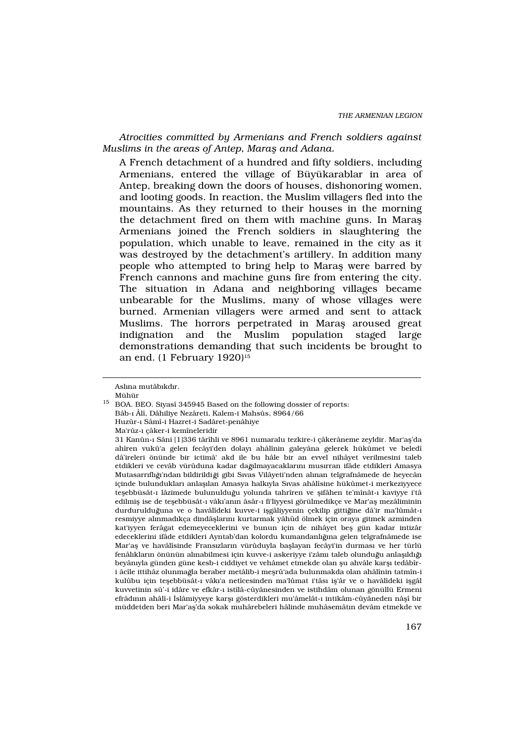*Atrocities committed by Armenians and French soldiers against Muslims in the areas of Antep, Maraş and Adana.*

A French detachment of a hundred and fifty soldiers, including Armenians, entered the village of Büyükarablar in area of Antep, breaking down the doors of houses, dishonoring women, and looting goods. In reaction, the Muslim villagers fled into the mountains. As they returned to their houses in the morning the detachment fired on them with machine guns. In Maraş Armenians joined the French soldiers in slaughtering the population, which unable to leave, remained in the city as it was destroyed by the detachment's artillery. In addition many people who attempted to bring help to Maraş were barred by French cannons and machine guns fire from entering the city. The situation in Adana and neighboring villages became unbearable for the Muslims, many of whose villages were burned. Armenian villagers were armed and sent to attack Muslims. The horrors perpetrated in Maraş aroused great indignation and the Muslim population staged large demonstrations demanding that such incidents be brought to an end. (1 February 1920)[15]

---

Aslına mutâbıkdır.

Mühür

[15] BOA. BEO. Siyasî 345945 Based on the following dossier of reports:

Bâb-ı Âlî, Dâhiliye Nezâreti, Kalem-i Mahsûs, 8964/66

Huzûr-ı Sâmî-i Hazret-i Sadâret-penâhiye

Ma'rûz-ı çâker-i kemîneleridir

31 Kanûn-ı Sâni [1]336 târîhli ve 8961 numaralu tezkire-i çâkerâneme zeyldir. Mar'aş'da ahîren vukû'a gelen fecâyi'den dolayı ahâlînin galeyâna gelerek hükûmet ve beledî dâ'ireleri önünde bir ictimâ' akd ile bu hâle bir an evvel nihâyet verilmesini taleb etdikleri ve cevâb vürûduna kadar dağılmayacaklarını musırran ifâde etdikleri Amasya Mutasarrıflığı'ndan bildirildiği gibi Sıvas Vilâyeti'nden alınan telgrafnâmede de heyecân içinde bulundukları anlaşılan Amasya halkıyla Sıvas ahâlîsine hükûmet-i merkeziyyece teşebbüsât-ı lâzimede bulunulduğu yolunda tahrîren ve şifâhen te'mînât-ı kaviyye i'tâ edilmiş ise de teşebbüsât-ı vâkı'anın âsâr-ı fi'liyyesi görülmedikçe ve Mar'aş mezâliminin durdurulduğuna ve o havâlîdeki kuvve-i işgâliyyenin çekilip gittiğine dâ'ir ma'lûmât-ı resmiyye alınmadıkça dindâşlarını kurtarmak yâhûd ölmek için oraya gitmek azminden kat'iyyen ferâgat edemeyeceklerini ve bunun için de nihâyet beş gün kadar intizâr edeceklerini ifâde etdikleri Ayntab'dan kolordu kumandanlığına gelen telgrafnâmede ise Mar'aş ve havâlîsinde Fransızların vürûduyla başlayan fecâyi'in durması ve her türlü fenâlıkların önünün alınabilmesi için kuvve-i askeriyye i'zâmı taleb olunduğu anlaşıldığı beyânıyla günden güne kesb-i ciddiyet ve vehâmet etmekde olan şu ahvâle karşı tedâbîr-i âcîle ittihâz olunmağla beraber metâlib-i meşrû'ada bulunmakda olan ahâlînin tatmîn-i kulûbu için teşebbüsât-ı vâkı'a netîcesinden ma'lûmat i'tâsı iş'âr ve o havâlîdeki işgâl kuvvetinin sû'-i idâre ve efkâr-ı istîlâ-cûyânesinden ve istihdâm olunan gönüllü Ermeni efrâdının ahâlî-i İslâmiyyeye karşı gösterdikleri mu'âmelât-ı intikâm-cûyâneden nâşî bir müddetden beri Mar'aş'da sokak muhârebeleri hâlinde muhâsemâtın devâm etmekde ve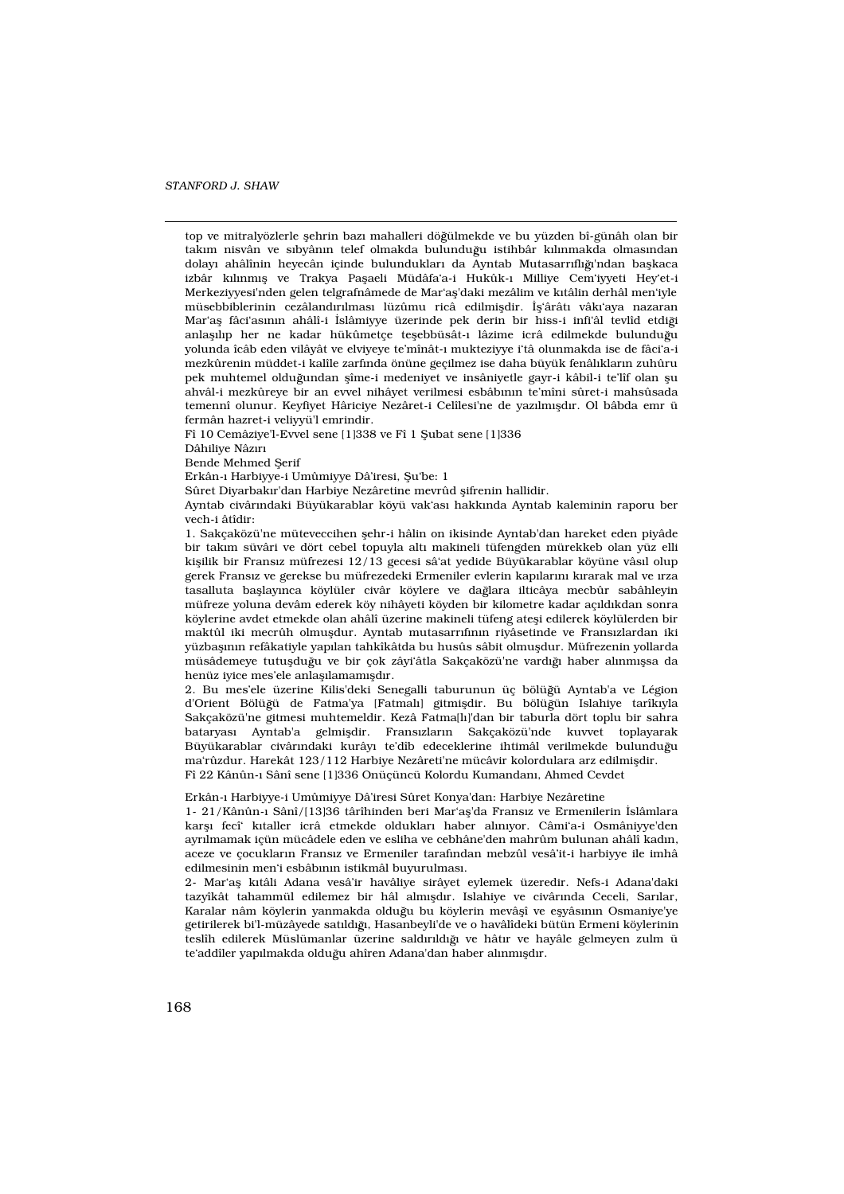top ve mitralyözlerle şehrin bazı mahalleri döğülmekde ve bu yüzden bî-günâh olan bir takım nisvân ve sıbyânın telef olmakda bulunduğu istihbâr kılınmakda olmasından dolayı ahâlînin heyecân içinde bulundukları da Ayntab Mutasarrıflığı'ndan başkaca izbâr kılınmış ve Trakya Paşaeli Müdâfa'a-i Hukûk-ı Milliye Cem'iyyeti Hey'et-i Merkeziyyesi'nden gelen telgrafnâmede de Mar'aş'daki mezâlim ve kıtâlin derhâl men'iyle müsebbiblerinin cezâlandırılması lüzûmu ricâ edilmişdir. İş'ârâtı vâkı'aya nazaran Mar'aş fâci'asının ahâlî-i İslâmiyye üzerinde pek derin bir hiss-i infi'âl tevlîd etdiği anlaşılıp her ne kadar hükûmetçe teşebbüsât-ı lâzime icrâ edilmekde bulunduğu yolunda icâb eden vilâyât ve elviyeye te'mînât-ı mukteziyye i'tâ olunmakda ise de fâci'a-i mezkûrenin müddet-i kalîle zarfında önüne geçilmez ise daha büyük fenâlıkların zuhûru pek muhtemel olduğundan şîme-i medeniyet ve insâniyetle gayr-i kâbil-i te'lîf olan şu ahvâl-i mezkûreye bir an evvel nihâyet verilmesi esbâbının te'mîni sûret-i mahsûsada temennî olunur. Keyfiyet Hâriciye Nezâret-i Celîlesi'ne de yazılmışdır. Ol bâbda emr ü fermân hazret-i veliyyü'l emrindir.

Fî 10 Cemâziye'l-Evvel sene [1]338 ve Fî 1 Şubat sene [1]336

Dâhiliye Nâzırı

Bende Mehmed Şerif

Erkân-ı Harbiyye-i Umûmiyye Dâ'iresi, Şu'be: 1

Sûret Diyarbakır'dan Harbiye Nezâretine mevrûd şifrenin hallidir.

Ayntab civârındaki Büyükarablar köyü vak'ası hakkında Ayntab kaleminin raporu ber vech-i âtîdir:

1. Sakçaközü'ne müteveccihen şehr-i hâlin on ikisinde Ayntab'dan hareket eden piyâde bir takım süvâri ve dört cebel topuyla altı makineli tüfengden mürekkeb olan yüz elli kişilik bir Fransız müfrezesi 12/13 gecesi sâ'at yedide Büyükarablar köyüne vâsıl olup gerek Fransız ve gerekse bu müfrezedeki Ermeniler evlerin kapılarını kırarak mal ve ırza tasalluta başlayınca köylüler civâr köylere ve dağlara ilticâya mecbûr sabâhleyin müfreze yoluna devâm ederek köy nihâyeti köyden bir kilometre kadar açıldıkdan sonra köylerine avdet etmekde olan ahâlî üzerine makineli tüfeng ateşi edilerek köylülerden bir maktûl iki mecrûh olmuşdur. Ayntab mutasarrıfının riyâsetinde ve Fransızlardan iki yüzbaşının refâkatiyle yapılan tahkîkâtda bu husûs sâbit olmuşdur. Müfrezenin yollarda müsâdemeye tutuşduğu ve bir çok zâyi'âtla Sakçaközü'ne vardığı haber alınmışsa da henüz iyice mes'ele anlaşılamamışdır.

2. Bu mes'ele üzerine Kilis'deki Senegalli taburunun üç bölüğü Ayntab'a ve Légion d'Orient Bölüğü de Fatma'ya [Fatmalı] gitmişdir. Bu bölüğün Islahiye tarîkıyla Sakçaközü'ne gitmesi muhtemeldir. Kezâ Fatma[lı]'dan bir taburla dört toplu bir sahra bataryası Ayntab'a gelmişdir. Fransızların Sakçaközü'nde kuvvet toplayarak Büyükarablar civârındaki kurâyı te'dîb edeceklerine ihtimâl verilmekde bulunduğu ma'rûzdur. Harekât 123/112 Harbiye Nezâreti'ne mücâvir kolordulara arz edilmişdir.

Fî 22 Kânûn-ı Sânî sene [1]336 Onüçüncü Kolordu Kumandanı, Ahmed Cevdet

Erkân-ı Harbiyye-i Umûmiyye Dâ'iresi Sûret Konya'dan: Harbiye Nezâretine

1- 21/Kânûn-ı Sânî/[13]36 târîhinden beri Mar'aş'da Fransız ve Ermenilerin İslâmlara karşı fecî' kıtaller icrâ etmekde oldukları haber alınıyor. Câmi'a-i Osmâniyye'den ayrılmamak içün mücâdele eden ve esliha ve cebhâne'den mahrûm bulunan ahâlî kadın, aceze ve çocukların Fransız ve Ermeniler tarafından mebzûl vesâ'it-i harbiyye ile imhâ edilmesinin men'i esbâbının istikmâl buyurulması.

2- Mar'aş kıtâli Adana vesâ'ir havâliye sirâyet eylemek üzeredir. Nefs-i Adana'daki tazyîkât tahammül edilemez bir hâl almışdır. Islahiye ve civârında Ceceli, Sarılar, Karalar nâm köylerin yanmakda olduğu bu köylerin mevâşî ve eşyâsının Osmaniye'ye getirilerek bi'l-müzâyede satıldığı, Hasanbeyli'de ve o havâlîdeki bütün Ermeni köylerinin teslîh edilerek Müslümanlar üzerine saldırıldığı ve hâtır ve hayâle gelmeyen zulm ü te'addîler yapılmakda olduğu ahîren Adana'dan haber alınmışdır.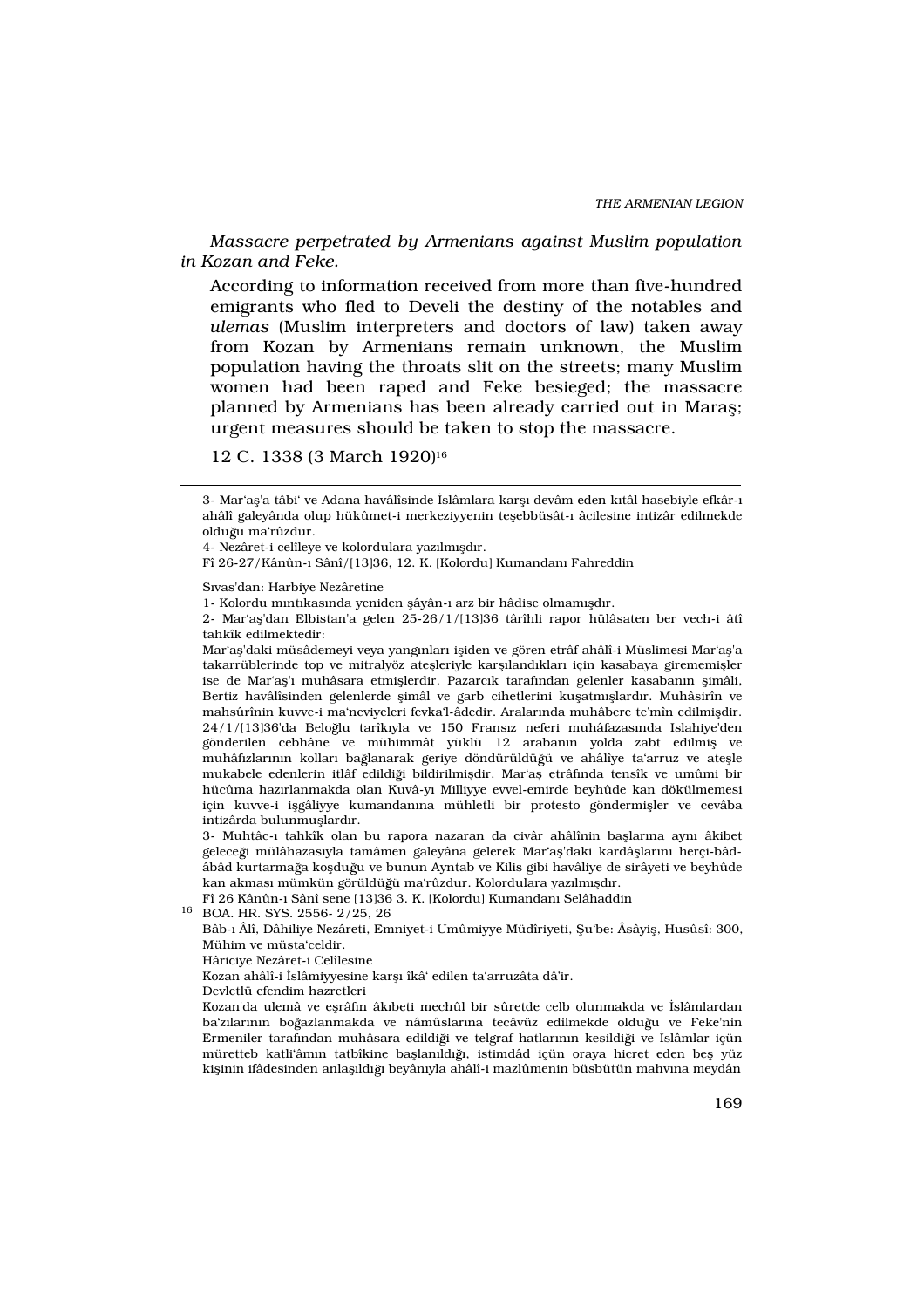*Massacre perpetrated by Armenians against Muslim population in Kozan and Feke.*

> According to information received from more than five-hundred emigrants who fled to Develi the destiny of the notables and *ulemas* (Muslim interpreters and doctors of law) taken away from Kozan by Armenians remain unknown, the Muslim population having the throats slit on the streets; many Muslim women had been raped and Feke besieged; the massacre planned by Armenians has been already carried out in Maraş; urgent measures should be taken to stop the massacre.
>
> 12 C. 1338 (3 March 1920)[16]

---

3- Mar'aş'a tâbi' ve Adana havâlîsinde İslâmlara karşı devâm eden kıtâl hasebiyle efkâr-ı ahâlî galeyânda olup hükûmet-i merkeziyyenin teşebbüsât-ı âcilesine intizâr edilmekde olduğu ma'rûzdur.

4- Nezâret-i celîleye ve kolordulara yazılmışdır.

Fî 26-27/Kânûn-ı Sânî/[13]36, 12. K. [Kolordu] Kumandanı Fahreddin

Sıvas'dan: Harbiye Nezâretine

1- Kolordu mıntıkasında yeniden şâyân-ı arz bir hâdise olmamışdır.

2- Mar'aş'dan Elbistan'a gelen 25-26/1/[13]36 târîhli rapor hülâsaten ber vech-i âtî tahkîk edilmektedir:

Mar'aş'daki müsâdemeyi veya yangınları işiden ve gören etrâf ahâlî-i Müslimesi Mar'aş'a takarrüblerinde top ve mitralyöz ateşleriyle karşılandıkları için kasabaya girememişler ise de Mar'aş'ı muhâsara etmişlerdir. Pazarcık tarafından gelenler kasabanın şimâli, Bertiz havâlîsinden gelenlerde şimâl ve garb cihetlerini kuşatmışlardır. Muhâsirîn ve mahsûrînin kuvve-i ma'neviyeleri fevka'l-âdedir. Aralarında muhâbere te'mîn edilmişdir. 24/1/[13]36'da Beloğlu tarikıyla ve 150 Fransız neferi muhâfazasında Islahiye'den gönderilen cebhâne ve mühimmât yüklü 12 arabanın yolda zabt edilmiş ve muhâfızlarının kolları bağlanarak geriye döndürüldüğü ve ahâlîye ta'arruz ve ateşle mukabele edenlerin itlâf edildiği bildirilmişdir. Mar'aş etrâfında tensîk ve umûmî bir hücûma hazırlanmakda olan Kuvâ-yı Milliyye evvel-emirde beyhûde kan dökülmemesi için kuvve-i işgâliyye kumandanına mühletli bir protesto göndermişler ve cevâba intizârda bulunmuşlardır.

3- Muhtâc-ı tahkîk olan bu rapora nazaran da civâr ahâlînin başlarına aynı âkibet geleceği mülâhazasıyla tamâmen galeyâna gelerek Mar'aş'daki kardâşlarını herçi-bâd-âbâd kurtarmağa koşduğu ve bunun Ayntab ve Kilis gibi havâlîye de sirâyeti ve beyhûde kan akması mümkün görüldüğü ma'rûzdur. Kolordulara yazılmışdır.

Fî 26 Kânûn-ı Sânî sene [13]36 3. K. [Kolordu] Kumandanı Selâhaddin

[16] BOA. HR. SYS. 2556- 2/25, 26

Bâb-ı Âlî, Dâhiliye Nezâreti, Emniyet-i Umûmiyye Müdîriyeti, Şu'be: Âsâyiş, Husûsî: 300, Mühim ve müsta'celdir.

Hâriciye Nezâret-i Celîlesine

Kozan ahâlî-i İslâmiyyesine karşı îkâ' edilen ta'arruzâta dâ'ir.

Devletlü efendim hazretleri

Kozan'da ulemâ ve eşrâfın âkıbeti mechûl bir sûretde celb olunmakda ve İslâmlardan ba'zılarının boğazlanmakda ve nâmûslarına tecâvüz edilmekde olduğu ve Feke'nin Ermeniler tarafından muhâsara edildiği ve telgraf hatlarının kesildiği ve İslâmlar için müretteb katli'âmın tatbîkine başlanıldığı, istimdâd için oraya hicret eden beş yüz kişinin ifâdesinden anlaşıldığı beyânıyla ahâlî-i mazlûmenin büsbütün mahvına meydân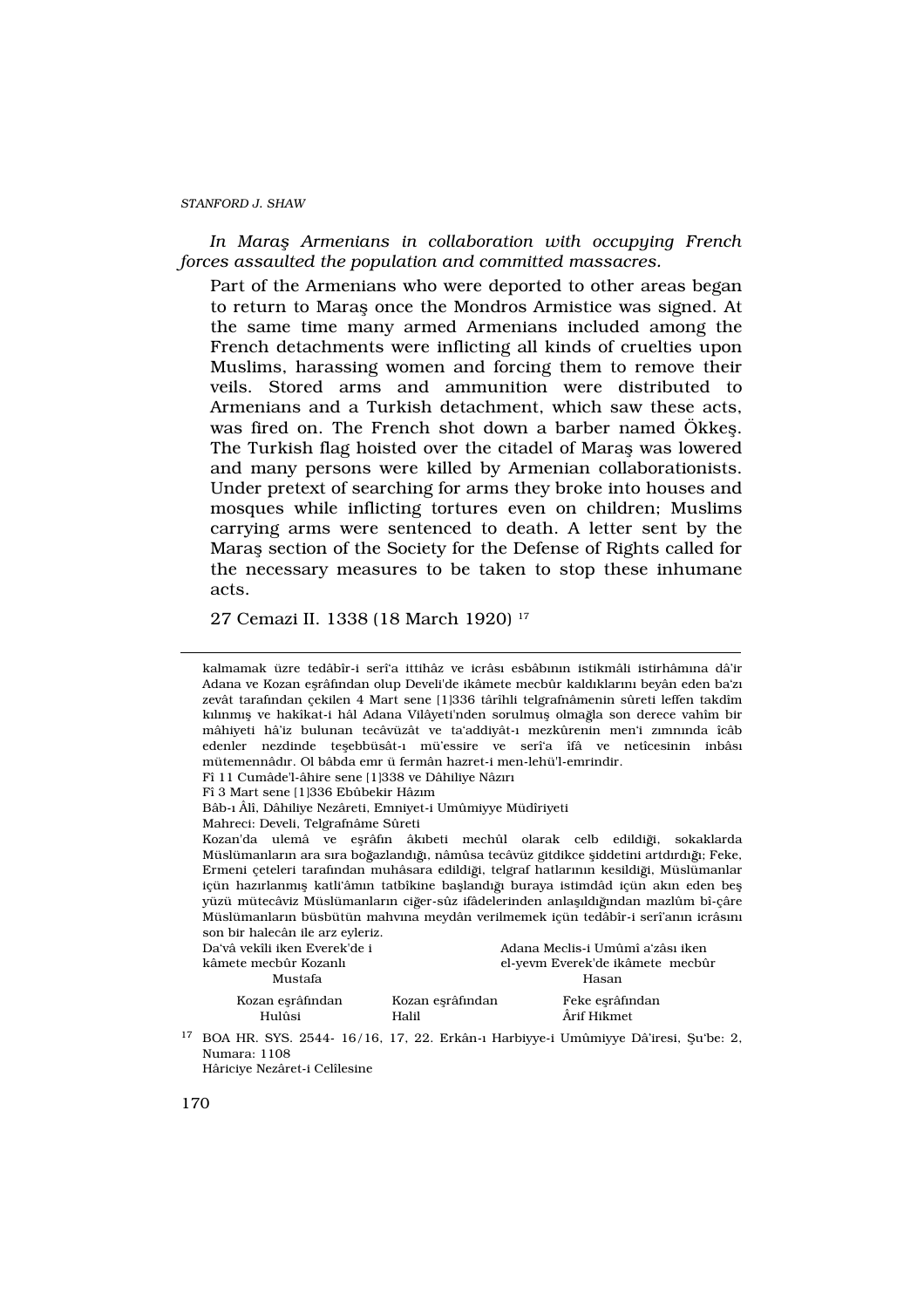*In Maraş Armenians in collaboration with occupying French forces assaulted the population and committed massacres.*

Part of the Armenians who were deported to other areas began to return to Maraş once the Mondros Armistice was signed. At the same time many armed Armenians included among the French detachments were inflicting all kinds of cruelties upon Muslims, harassing women and forcing them to remove their veils. Stored arms and ammunition were distributed to Armenians and a Turkish detachment, which saw these acts, was fired on. The French shot down a barber named Ökkeş. The Turkish flag hoisted over the citadel of Maraş was lowered and many persons were killed by Armenian collaborationists. Under pretext of searching for arms they broke into houses and mosques while inflicting tortures even on children; Muslims carrying arms were sentenced to death. A letter sent by the Maraş section of the Society for the Defense of Rights called for the necessary measures to be taken to stop these inhumane acts.

27 Cemazi II. 1338 (18 March 1920) [17]

---

kalmamak üzre tedâbîr-i serî'a ittihâz ve icrâsı esbâbının istikmâli istirhâmına dâ'ir Adana ve Kozan eşrâfından olup Develi'de ikâmete mecbûr kaldıklarını beyân eden ba'zı zevât tarafından çekilen 4 Mart sene [1]336 târîhli telgrafnâmenin sûreti leffen takdîm kılınmış ve hakîkat-i hâl Adana Vilâyeti'nden sorulmuş olmağla son derece vahîm bir mâhiyeti hâ'iz bulunan tecâvüzât ve ta'addiyât-ı mezkûrenin men'i zımnında îcâb edenler nezdinde teşebbüsât-ı mü'essire ve serî'a îfâ ve netîcesinin inbâsı mütemennâdır. Ol bâbda emr ü fermân hazret-i men-lehü'l-emrindir.

Fî 11 Cumâde'l-âhire sene [1]338 ve Dâhiliye Nâzırı

Fî 3 Mart sene [1]336 Ebûbekir Hâzım

Bâb-ı Âlî, Dâhiliye Nezâreti, Emniyet-i Umûmiyye Müdîriyeti

Mahreci: Develi, Telgrafnâme Sûreti

Kozan'da ulemâ ve eşrâfın âkıbeti mechûl olarak celb edildiği, sokaklarda Müslümanların ara sıra boğazlandığı, nâmûsa tecâvüz gitdikce şiddetini artdırdığı; Feke, Ermeni çeteleri tarafından muhâsara edildiği, telgraf hatlarının kesildiği, Müslümanlar için hazırlanmış katli'âmın tatbîkine başlandığı buraya istimdâd için akın eden beş yüzü mütecâviz Müslümanların ciğer-sûz ifâdelerinden anlaşıldığından mazlûm bî-çâre Müslümanların büsbütün mahvına meydân verilmemek için tedâbîr-i serî'anın icrâsını son bir halecân ile arz eyleriz.

Da'vâ vekîli iken Everek'de i kâmete mecbûr Kozanlı Mustafa — Adana Meclis-i Umûmî a'zâsı iken el-yevm Everek'de ikâmete mecbûr Hasan

Kozan eşrâfından Hulûsi — Kozan eşrâfından Halil — Feke eşrâfından Ârif Hikmet

[17] BOA HR. SYS. 2544- 16/16, 17, 22. Erkân-ı Harbiyye-i Umûmiyye Dâ'iresi, Şu'be: 2, Numara: 1108
Hâriciye Nezâret-i Celîlesine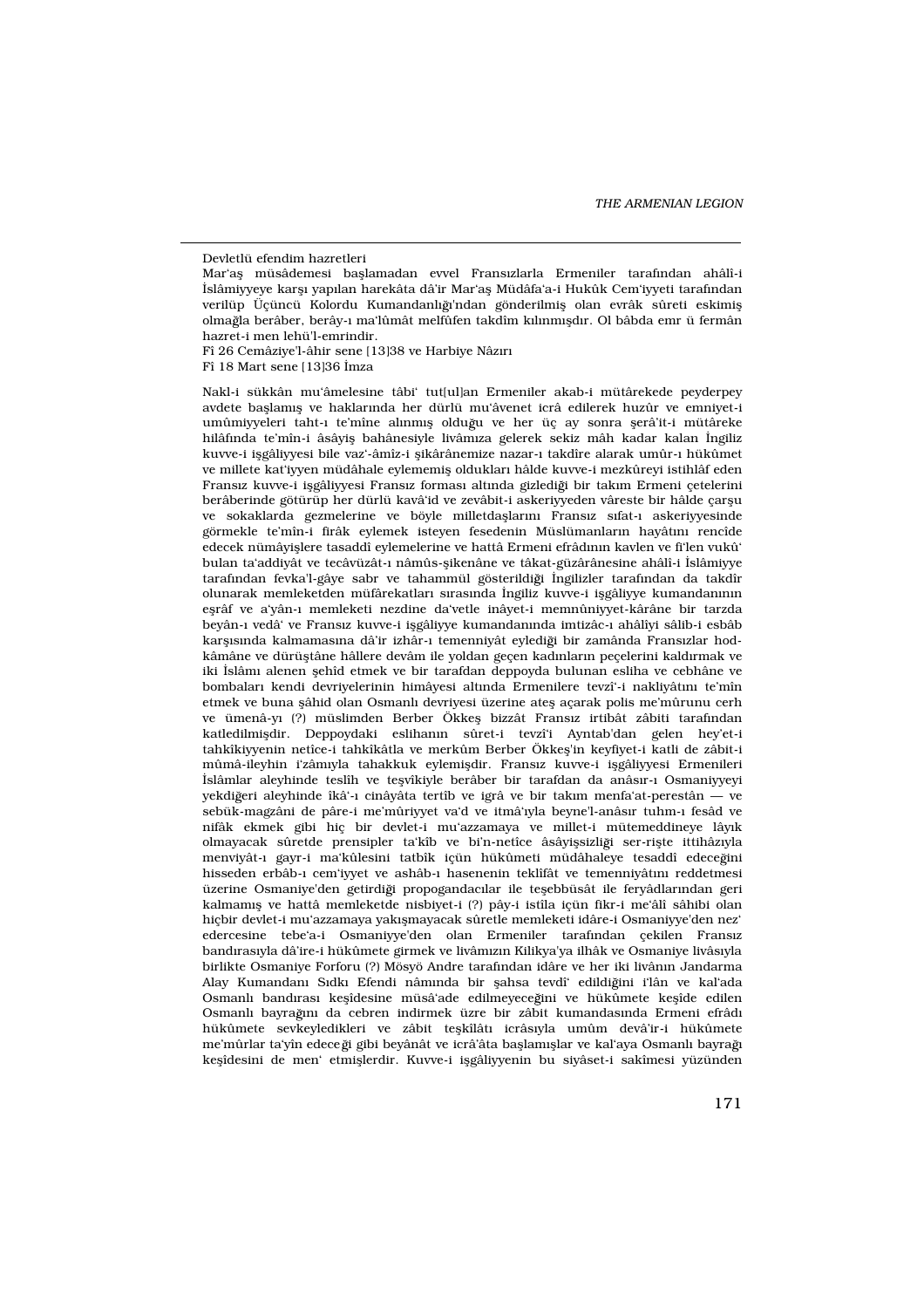Devletlü efendim hazretleri

Mar'aş müsâdemesi başlamadan evvel Fransızlarla Ermeniler tarafından ahâlî-i İslâmiyyeye karşı yapılan harekâta dâ'ir Mar'aş Müdâfa'a-i Hukûk Cem'iyyeti tarafından verilüp Üçüncü Kolordu Kumandanlığı'ndan gönderilmiş olan evrâk sûreti eskimiş olmağla berâber, berây-ı ma'lûmât melfûfen takdîm kılınmışdır. Ol bâbda emr ü fermân hazret-i men lehü'l-emrindir.

Fî 26 Cemâziye'l-âhir sene [13]38 ve Harbiye Nâzırı

Fî 18 Mart sene [13]36 İmza

Nakl-i sükkân mu'âmelesine tâbi' tut[ul]an Ermeniler akab-i mütârekede peyderpey avdete başlamış ve haklarında her dürlü mu'âvenet icrâ edilerek huzûr ve emniyet-i umûmiyyeleri taht-ı te'mîne alınmış olduğu ve her üç ay sonra şerâ'it-i mütâreke hilâfında te'mîn-i âsâyiş bahânesiyle livâmıza gelerek sekiz mâh kadar kalan İngiliz kuvve-i işgâliyyesi bile vaz'-âmîz-i şikârânemize nazar-ı takdîre alarak umûr-ı hükûmet ve millete kat'iyyen müdâhale eylememiş oldukları hâlde kuvve-i mezkûreyi istihlâf eden Fransız kuvve-i işgâliyyesi Fransız forması altında gizlediği bir takım Ermeni çetelerini berâberinde götürüp her dürlü kavâ'id ve zevâbit-i askeriyyeden vâreste bir hâlde çarşu ve sokaklarda gezmelerine ve böyle milletdaşlarını Fransız sıfat-ı askeriyyesinde görmekle te'mîn-i firâk eylemek isteyen fesedenin Müslümanların hayâtını rencîde edecek nümâyişlere tasaddî eylemelerine ve hattâ Ermeni efrâdının kavlen ve fi'len vukû' bulan ta'addiyât ve tecâvüzât-ı nâmûs-şikenâne ve tâkat-güzârânesine ahâlî-i İslâmiyye tarafından fevka'l-gâye sabr ve tahammül gösterildiği İngilizler tarafından da takdîr olunarak memleketden müfârekatları sırasında İngiliz kuvve-i işgâliyye kumandanının eşrâf ve a'yân-ı memleketi nezdine da'vetle inâyet-i memnûniyyet-kârâne bir tarzda beyân-ı vedâ' ve Fransız kuvve-i işgâliyye kumandanında imtizâc-ı ahâlîyi sâlib-i esbâb karşısında kalmamasına dâ'ir izhâr-ı temenniyât eylediği bir zamânda Fransızlar hod-kâmâne ve dürüştâne hâllere devâm ile yoldan geçen kadınların peçelerini kaldırmak ve iki İslâmı alenen şehîd etmek ve bir tarafdan deppoyda bulunan esliha ve cebhâne ve bombaları kendi devriyelerinin himâyesi altında Ermenilere tevzî'-i nakliyâtını te'mîn etmek ve buna şâhid olan Osmanlı devriyesi üzerine ateş açarak polis me'mûrunu cerh ve ümenâ-yı (?) müslimden Berber Ökkeş bizzât Fransız irtibât zâbiti tarafından katledilmişdir. Deppoydaki eslihanın sûret-i tevzî'i Ayntab'dan gelen hey'et-i tahkîkiyyenin netîce-i tahkîkâtla ve merkûm Berber Ökkeş'in keyfiyet-i katli de zâbit-i mûmâ-ileyhin i'zâmıyla tahakkuk eylemişdir. Fransız kuvve-i işgâliyyesi Ermenileri İslâmlar aleyhinde teslîh ve teşvîkiyle berâber bir tarafdan da anâsır-ı Osmaniyyeyi yekdiğeri aleyhinde ikâ'-ı cinâyâta tertîb ve igrâ ve bir takım menfa'at-perestân — ve sebük-magzânî de pâre-i me'mûriyyet va'd ve itmâ'ıyla beyne'l-anâsır tuhm-ı fesâd ve nifâk ekmek gibi hiç bir devlet-i mu'azzamaya ve millet-i mütemeddineye lâyık olmayacak sûretde prensipler ta'kîb ve bi'n-netîce âsâyişsizliği ser-rişte ittihâzıyla menviyât-ı gayr-i ma'kûlesini tatbîk için hükûmeti müdâhaleye tesaddî edeceğini hisseden erbâb-ı cem'iyyet ve ashâb-ı hasenenin teklîfât ve temenniyâtını reddetmesi üzerine Osmaniye'den getirdiği propogandacılar ile teşebbüsât ile feryâdlarından geri kalmamış ve hattâ memleketde nisbiyet-i (?) pây-i istîla içün fikr-i me'âlî sâhibi olan hiçbir devlet-i mu'azzamaya yakışmayacak sûretle memleketi idâre-i Osmaniyye'den nez' edercesine tebe'a-i Osmaniyye'den olan Ermeniler tarafından çekilen Fransız bandırasıyla dâ'ire-i hükûmete girmek ve livâmızın Kilikya'ya ilhâk ve Osmaniye livâsıyla birlikte Osmaniye Forforu (?) Mösyö Andre tarafından idâre ve her iki livânın Jandarma Alay Kumandanı Sıdkı Efendi nâmında bir şahsa tevdî' edildiğini i'lân ve kal'ada Osmanlı bandırası keşîdesine müsâ'ade edilmeyeceğini ve hükûmete keşîde edilen Osmanlı bayrağını da cebren indirmek üzre bir zâbit kumandasında Ermeni efrâdı hükûmete sevkeyledikleri ve zâbit teşkîlâtı icrâsıyla umûm devâ'ir-i hükûmete me'mûrlar ta'yîn edeceği gibi beyânât ve icrâ'âta başlamışlar ve kal'aya Osmanlı bayrağı keşîdesini de men' etmişlerdir. Kuvve-i işgâliyyenin bu siyâset-i sakîmesi yüzünden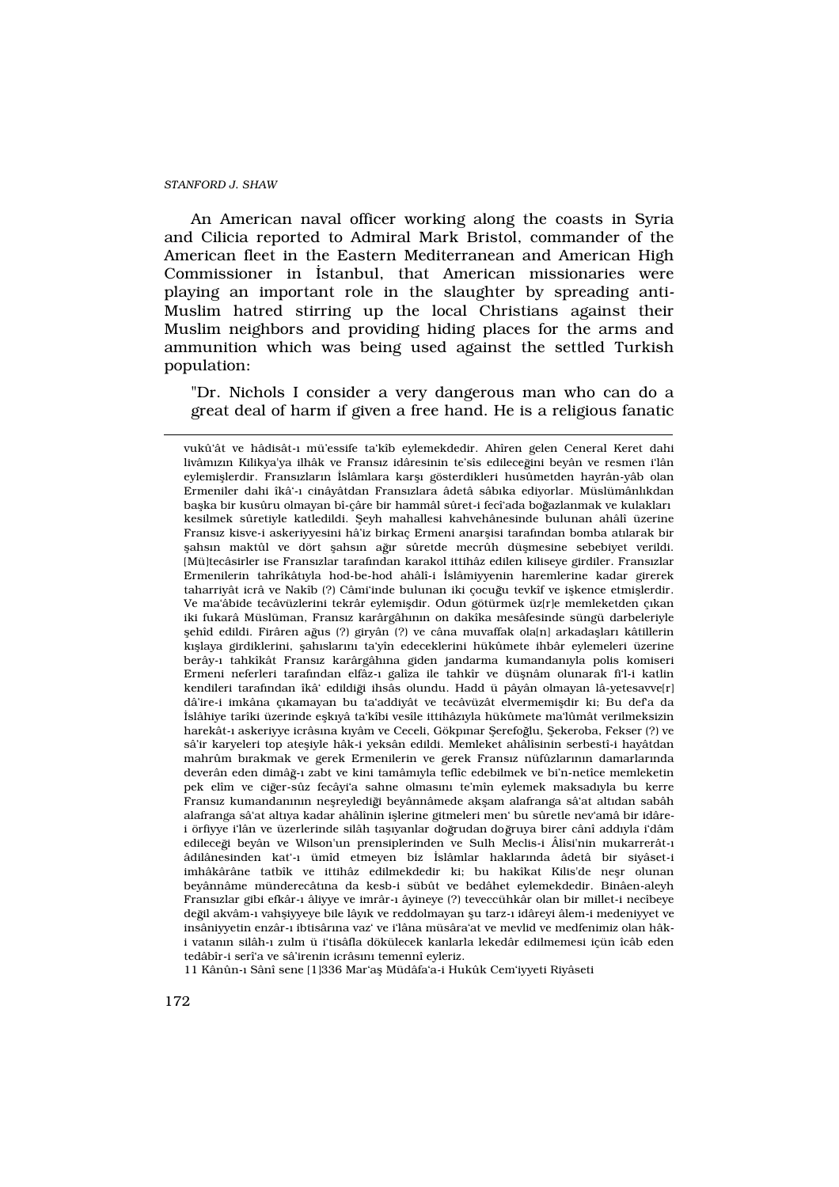An American naval officer working along the coasts in Syria and Cilicia reported to Admiral Mark Bristol, commander of the American fleet in the Eastern Mediterranean and American High Commissioner in İstanbul, that American missionaries were playing an important role in the slaughter by spreading anti-Muslim hatred stirring up the local Christians against their Muslim neighbors and providing hiding places for the arms and ammunition which was being used against the settled Turkish population:

> "Dr. Nichols I consider a very dangerous man who can do a great deal of harm if given a free hand. He is a religious fanatic

---

vukû'ât ve hâdisât-ı mü'essife ta'kîb eylemekdedir. Ahîren gelen Ceneral Keret dahi livâmızın Kilikya'ya ilhâk ve Fransız idâresinin te'sîs edileceğini beyân ve resmen i'lân eylemişlerdir. Fransızların İslâmlara karşı gösterdikleri husûmetden hayrân-yâb olan Ermeniler dahi îkâ'-ı cinâyâtdan Fransızlara âdetâ sâbıka ediyorlar. Müslümânlıkdan başka bir kusûru olmayan bî-çâre bir hammâl sûret-i fecî'ada boğazlanmak ve kulakları kesilmek sûretiyle katledildi. Şeyh mahallesi kahvehânesinde bulunan ahâlî üzerine Fransız kisve-i askeriyyesini hâ'iz birkaç Ermeni anarşisi tarafından bomba atılarak bir şahsın maktûl ve dört şahsın ağır sûretde mecrûh düşmesine sebebiyet verildi. [Mü]tecâsirler ise Fransızlar tarafından karakol ittihâz edilen kiliseye girdiler. Fransızlar Ermenilerin tahrîkâtıyla hod-be-hod ahâlî-i İslâmiyyenin haremlerine kadar girerek taharriyât icrâ ve Nakîb (?) Câmi'inde bulunan iki çocuğu tevkîf ve işkence etmişlerdir. Ve ma'âbide tecâvüzlerini tekrâr eylemişdir. Odun götürmek üz[r]e memleketden çıkan iki fukarâ Müslüman, Fransız karârgâhının on dakîka mesâfesinde süngü darbeleriyle şehîd edildi. Firâren ağus (?) giryân (?) ve câna muvaffak ola[n] arkadaşları kâtillerin kışlaya girdiklerini, şahıslarını ta'yîn edeceklerini hükûmete ihbâr eylemeleri üzerine berây-ı tahkîkât Fransız karârgâhına giden jandarma kumandanıyla polis komiseri Ermeni neferleri tarafından elfâz-ı galîza ile tahkîr ve düşnâm olunarak fi'l-i katlin kendileri tarafından îkâ' edildiği ihsâs olundu. Hadd ü pâyân olmayan lâ-yetesavve[r] dâ'ire-i imkâna çıkamayan bu ta'addiyât ve tecâvüzât elvermemişdir ki; Bu def'a da İslâhiye tarîki üzerinde eşkıyâ ta'kîbi vesîle ittihâzıyla hükûmete ma'lûmât verilmeksizin harekât-ı askeriyye icrâsına kıyâm ve Ceceli, Gökpınar Şerefoğlu, Şekeroba, Fekser (?) ve sâ'ir karyeleri top ateşiyle hâk-i yeksân edildi. Memleket ahâlîsinin serbestî-i hayâtdan mahrûm bırakmak ve gerek Ermenilerin ve gerek Fransız nüfûzlarının damarlarında deverân eden dimâğ-ı zabt ve kini tamâmıyla teflîc edebilmek ve bi'n-netîce memleketin pek elîm ve ciğer-sûz fecâyi'a sahne olmasını te'mîn eylemek maksadıyla bu kerre Fransız kumandanının neşreylediği beyânnâmede akşam alafranga sâ'at altıdan sabâh alafranga sâ'at altıya kadar ahâlînin işlerine gitmeleri men' bu sûretle nev'amâ bir idâre-i örfiyye i'lân ve üzerlerinde silâh taşıyanlar doğrudan doğruya birer cânî addıyla i'dâm edileceği beyân ve Wilson'un prensiplerinden ve Sulh Meclis-i Âlîsi'nin mukarrerât-ı âdilânesinden kat'-ı ümîd etmeyen biz İslâmlar haklarında âdetâ bir siyâset-i imhâkârâne tatbîk ve ittihâz edilmekdedir ki; bu hakîkat Kilis'de neşr olunan beyânnâme münderecâtına da kesb-i sübût ve bedâhet eylemekdedir. Binâen-aleyh Fransızlar gibi efkâr-ı âliyye ve imrâr-ı âyineye (?) teveccühkâr olan bir millet-i necîbeye değil akvâm-ı vahşiyyeye bile lâyık ve reddolmayan şu tarz-ı idâreyi âlem-i medeniyyet ve insâniyyetin enzâr-ı ibtisârına vaz' ve i'lâna müsâra'at ve mevlid ve medfenimiz olan hâk-i vatanın silâh-ı zulm ü i'tisâfla dökülecek kanlarla lekedâr edilmemesi içün îcâb eden tedâbîr-i serî'a ve sâ'irenin icrâsını temennî eyleriz.

11 Kânûn-ı Sânî sene [1]336 Mar'aş Müdâfa'a-i Hukûk Cem'iyyeti Riyâseti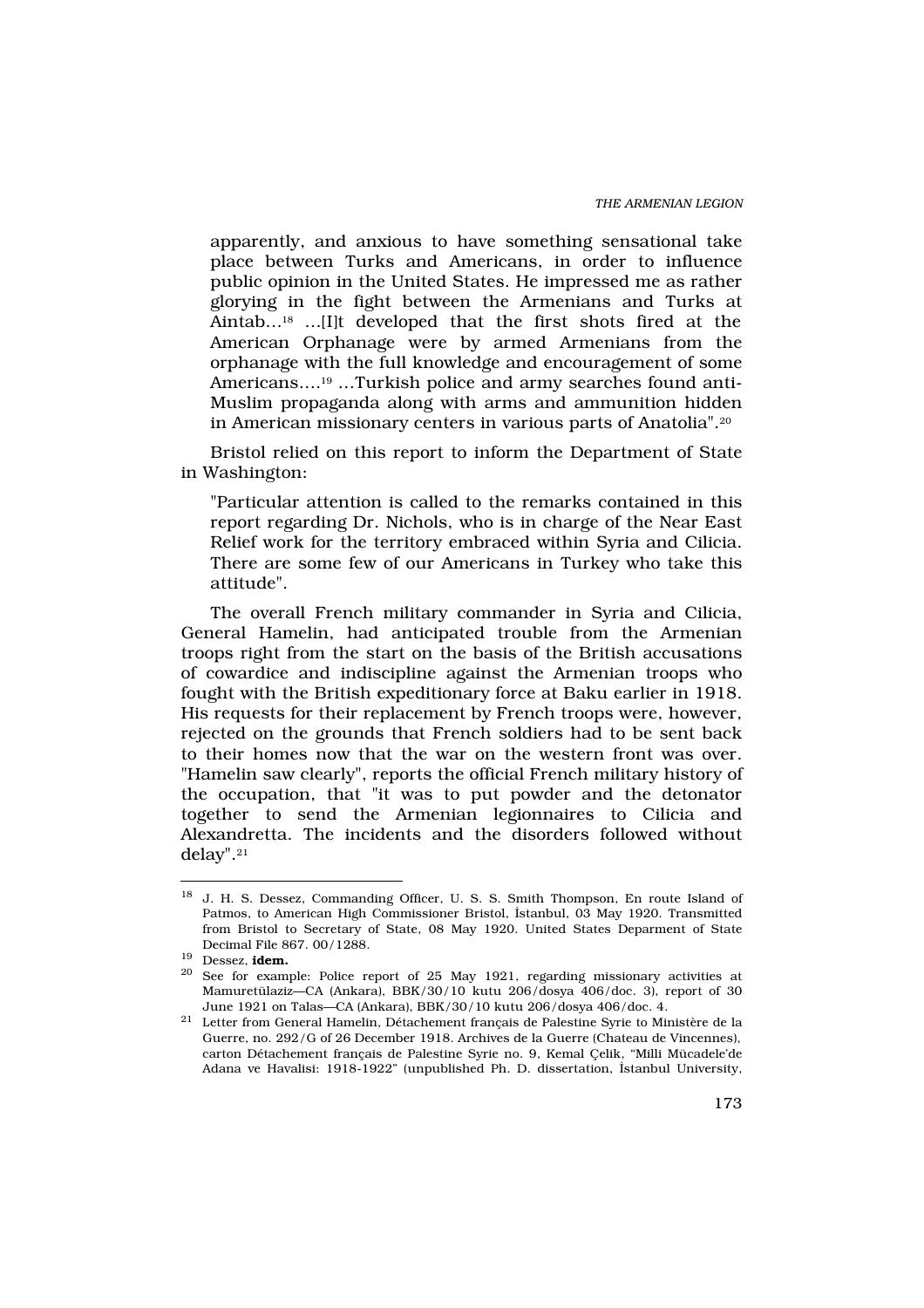apparently, and anxious to have something sensational take place between Turks and Americans, in order to influence public opinion in the United States. He impressed me as rather glorying in the fight between the Armenians and Turks at Aintab...[18] ...[I]t developed that the first shots fired at the American Orphanage were by armed Armenians from the orphanage with the full knowledge and encouragement of some Americans....[19] ...Turkish police and army searches found anti-Muslim propaganda along with arms and ammunition hidden in American missionary centers in various parts of Anatolia".[20]

Bristol relied on this report to inform the Department of State in Washington:

> "Particular attention is called to the remarks contained in this report regarding Dr. Nichols, who is in charge of the Near East Relief work for the territory embraced within Syria and Cilicia. There are some few of our Americans in Turkey who take this attitude".

The overall French military commander in Syria and Cilicia, General Hamelin, had anticipated trouble from the Armenian troops right from the start on the basis of the British accusations of cowardice and indiscipline against the Armenian troops who fought with the British expeditionary force at Baku earlier in 1918. His requests for their replacement by French troops were, however, rejected on the grounds that French soldiers had to be sent back to their homes now that the war on the western front was over. "Hamelin saw clearly", reports the official French military history of the occupation, that "it was to put powder and the detonator together to send the Armenian legionnaires to Cilicia and Alexandretta. The incidents and the disorders followed without delay".[21]

---

[18] J. H. S. Dessez, Commanding Officer, U. S. S. Smith Thompson, En route Island of Patmos, to American High Commissioner Bristol, İstanbul, 03 May 1920. Transmitted from Bristol to Secretary of State, 08 May 1920. United States Deparment of State Decimal File 867. 00/1288.

[19] Dessez, **idem.**

[20] See for example: Police report of 25 May 1921, regarding missionary activities at Mamuretülaziz—CA (Ankara), BBK/30/10 kutu 206/dosya 406/doc. 3), report of 30 June 1921 on Talas—CA (Ankara), BBK/30/10 kutu 206/dosya 406/doc. 4.

[21] Letter from General Hamelin, Détachement français de Palestine Syrie to Ministère de la Guerre, no. 292/G of 26 December 1918. Archives de la Guerre (Chateau de Vincennes), carton Détachement français de Palestine Syrie no. 9, Kemal Çelik, "Milli Mücadele'de Adana ve Havalisi: 1918-1922" (unpublished Ph. D. dissertation, İstanbul University,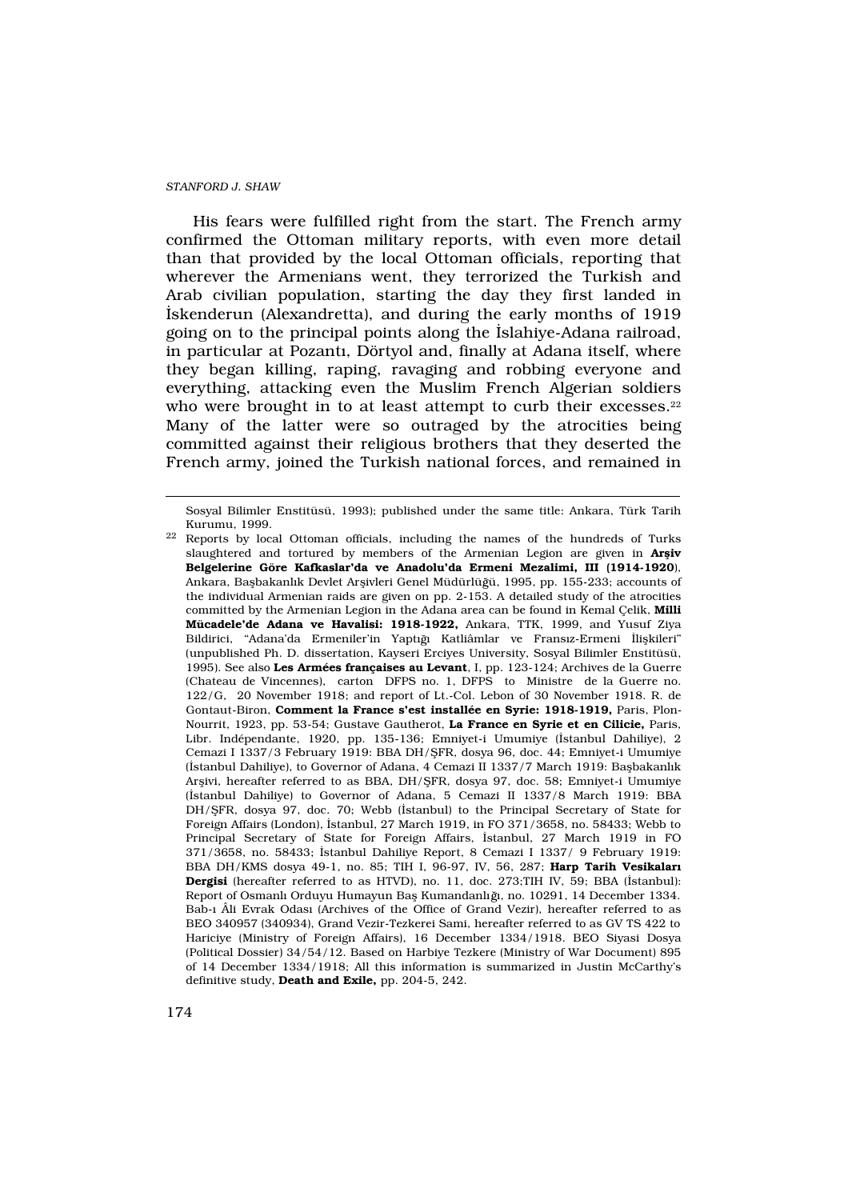His fears were fulfilled right from the start. The French army confirmed the Ottoman military reports, with even more detail than that provided by the local Ottoman officials, reporting that wherever the Armenians went, they terrorized the Turkish and Arab civilian population, starting the day they first landed in İskenderun (Alexandretta), and during the early months of 1919 going on to the principal points along the İslahiye-Adana railroad, in particular at Pozantı, Dörtyol and, finally at Adana itself, where they began killing, raping, ravaging and robbing everyone and everything, attacking even the Muslim French Algerian soldiers who were brought in to at least attempt to curb their excesses.[22] Many of the latter were so outraged by the atrocities being committed against their religious brothers that they deserted the French army, joined the Turkish national forces, and remained in

---

Sosyal Bilimler Enstitüsü, 1993); published under the same title: Ankara, Türk Tarih Kurumu, 1999.

[22] Reports by local Ottoman officials, including the names of the hundreds of Turks slaughtered and tortured by members of the Armenian Legion are given in **Arşiv Belgelerine Göre Kafkaslar'da ve Anadolu'da Ermeni Mezalimi, III (1914-1920)**, Ankara, Başbakanlık Devlet Arşivleri Genel Müdürlüğü, 1995, pp. 155-233; accounts of the individual Armenian raids are given on pp. 2-153. A detailed study of the atrocities committed by the Armenian Legion in the Adana area can be found in Kemal Çelik, **Milli Mücadele'de Adana ve Havalisi: 1918-1922,** Ankara, TTK, 1999, and Yusuf Ziya Bildirici, "Adana'da Ermeniler'in Yaptığı Katliâmlar ve Fransız-Ermeni İlişkileri" (unpublished Ph. D. dissertation, Kayseri Erciyes University, Sosyal Bilimler Enstitüsü, 1995). See also **Les Armées françaises au Levant**, I, pp. 123-124; Archives de la Guerre (Chateau de Vincennes), carton DFPS no. 1, DFPS to Ministre de la Guerre no. 122/G, 20 November 1918; and report of Lt.-Col. Lebon of 30 November 1918. R. de Gontaut-Biron, **Comment la France s'est installée en Syrie: 1918-1919,** Paris, Plon-Nourrit, 1923, pp. 53-54; Gustave Gautherot, **La France en Syrie et en Cilicie,** Paris, Libr. Indépendante, 1920, pp. 135-136; Emniyet-i Umumiye (İstanbul Dahiliye), 2 Cemazi I 1337/3 February 1919: BBA DH/ŞFR, dosya 96, doc. 44; Emniyet-i Umumiye (İstanbul Dahiliye), to Governor of Adana, 4 Cemazi II 1337/7 March 1919: Başbakanlık Arşivi, hereafter referred to as BBA, DH/ŞFR, dosya 97, doc. 58; Emniyet-i Umumiye (İstanbul Dahiliye) to Governor of Adana, 5 Cemazi II 1337/8 March 1919: BBA DH/ŞFR, dosya 97, doc. 70; Webb (İstanbul) to the Principal Secretary of State for Foreign Affairs (London), İstanbul, 27 March 1919, in FO 371/3658, no. 58433; Webb to Principal Secretary of State for Foreign Affairs, İstanbul, 27 March 1919 in FO 371/3658, no. 58433; İstanbul Dahiliye Report, 8 Cemazi I 1337/ 9 February 1919: BBA DH/KMS dosya 49-1, no. 85; TIH I, 96-97, IV, 56, 287; **Harp Tarih Vesikaları Dergisi** (hereafter referred to as HTVD), no. 11, doc. 273;TIH IV, 59; BBA (İstanbul): Report of Osmanlı Orduyu Humayun Baş Kumandanlığı, no. 10291, 14 December 1334. Bab-ı Âli Evrak Odası (Archives of the Office of Grand Vezir), hereafter referred to as BEO 340957 (340934), Grand Vezir-Tezkerei Sami, hereafter referred to as GV TS 422 to Hariciye (Ministry of Foreign Affairs), 16 December 1334/1918. BEO Siyasi Dosya (Political Dossier) 34/54/12. Based on Harbiye Tezkere (Ministry of War Document) 895 of 14 December 1334/1918; All this information is summarized in Justin McCarthy's definitive study, **Death and Exile,** pp. 204-5, 242.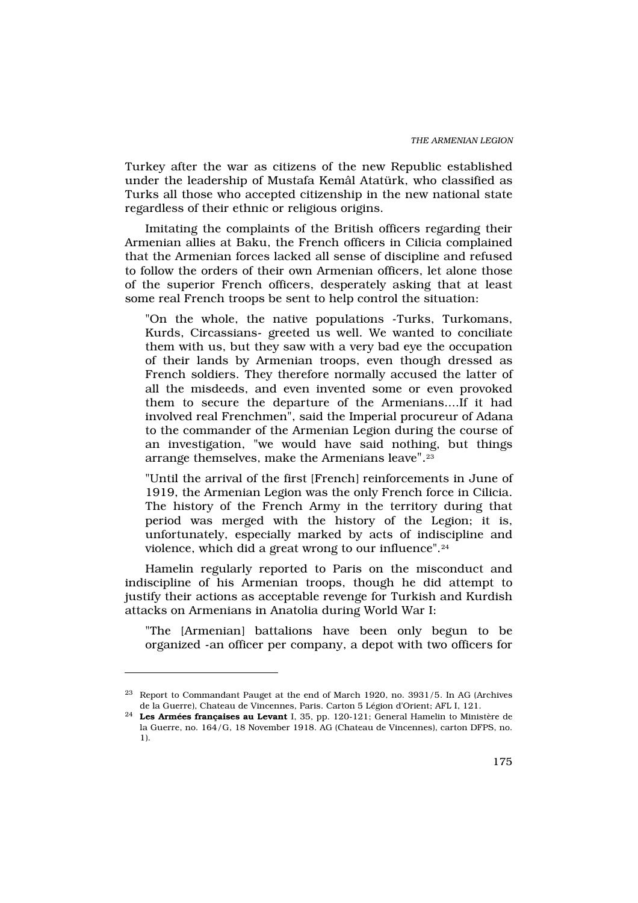Turkey after the war as citizens of the new Republic established under the leadership of Mustafa Kemâl Atatürk, who classified as Turks all those who accepted citizenship in the new national state regardless of their ethnic or religious origins.

Imitating the complaints of the British officers regarding their Armenian allies at Baku, the French officers in Cilicia complained that the Armenian forces lacked all sense of discipline and refused to follow the orders of their own Armenian officers, let alone those of the superior French officers, desperately asking that at least some real French troops be sent to help control the situation:

> "On the whole, the native populations -Turks, Turkomans, Kurds, Circassians- greeted us well. We wanted to conciliate them with us, but they saw with a very bad eye the occupation of their lands by Armenian troops, even though dressed as French soldiers. They therefore normally accused the latter of all the misdeeds, and even invented some or even provoked them to secure the departure of the Armenians....If it had involved real Frenchmen", said the Imperial procureur of Adana to the commander of the Armenian Legion during the course of an investigation, "we would have said nothing, but things arrange themselves, make the Armenians leave".[23]

> "Until the arrival of the first [French] reinforcements in June of 1919, the Armenian Legion was the only French force in Cilicia. The history of the French Army in the territory during that period was merged with the history of the Legion; it is, unfortunately, especially marked by acts of indiscipline and violence, which did a great wrong to our influence".[24]

Hamelin regularly reported to Paris on the misconduct and indiscipline of his Armenian troops, though he did attempt to justify their actions as acceptable revenge for Turkish and Kurdish attacks on Armenians in Anatolia during World War I:

> "The [Armenian] battalions have been only begun to be organized -an officer per company, a depot with two officers for

---

[23] Report to Commandant Pauget at the end of March 1920, no. 3931/5. In AG (Archives de la Guerre), Chateau de Vincennes, Paris. Carton 5 Légion d'Orient; AFL I, 121.

[24] **Les Armées françaises au Levant** I, 35, pp. 120-121; General Hamelin to Ministère de la Guerre, no. 164/G, 18 November 1918. AG (Chateau de Vincennes), carton DFPS, no. 1).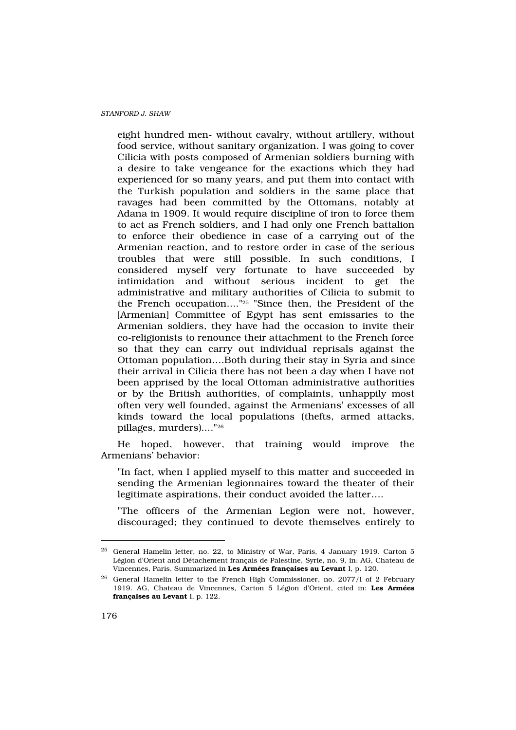eight hundred men- without cavalry, without artillery, without food service, without sanitary organization. I was going to cover Cilicia with posts composed of Armenian soldiers burning with a desire to take vengeance for the exactions which they had experienced for so many years, and put them into contact with the Turkish population and soldiers in the same place that ravages had been committed by the Ottomans, notably at Adana in 1909. It would require discipline of iron to force them to act as French soldiers, and I had only one French battalion to enforce their obedience in case of a carrying out of the Armenian reaction, and to restore order in case of the serious troubles that were still possible. In such conditions, I considered myself very fortunate to have succeeded by intimidation and without serious incident to get the administrative and military authorities of Cilicia to submit to the French occupation...."[25] "Since then, the President of the [Armenian] Committee of Egypt has sent emissaries to the Armenian soldiers, they have had the occasion to invite their co-religionists to renounce their attachment to the French force so that they can carry out individual reprisals against the Ottoman population….Both during their stay in Syria and since their arrival in Cilicia there has not been a day when I have not been apprised by the local Ottoman administrative authorities or by the British authorities, of complaints, unhappily most often very well founded, against the Armenians' excesses of all kinds toward the local populations (thefts, armed attacks, pillages, murders)...."[26]

He hoped, however, that training would improve the Armenians' behavior:

"In fact, when I applied myself to this matter and succeeded in sending the Armenian legionnaires toward the theater of their legitimate aspirations, their conduct avoided the latter….

"The officers of the Armenian Legion were not, however, discouraged; they continued to devote themselves entirely to

---

[25] General Hamelin letter, no. 22, to Ministry of War, Paris, 4 January 1919. Carton 5 Légion d'Orient and Détachement français de Palestine, Syrie, no. 9, in: AG, Chateau de Vincennes, Paris. Summarized in **Les Armées françaises au Levant** I, p. 120.

[26] General Hamelin letter to the French High Commissioner, no. 2077/I of 2 February 1919. AG, Chateau de Vincennes, Carton 5 Légion d'Orient, cited in: **Les Armées françaises au Levant** I, p. 122.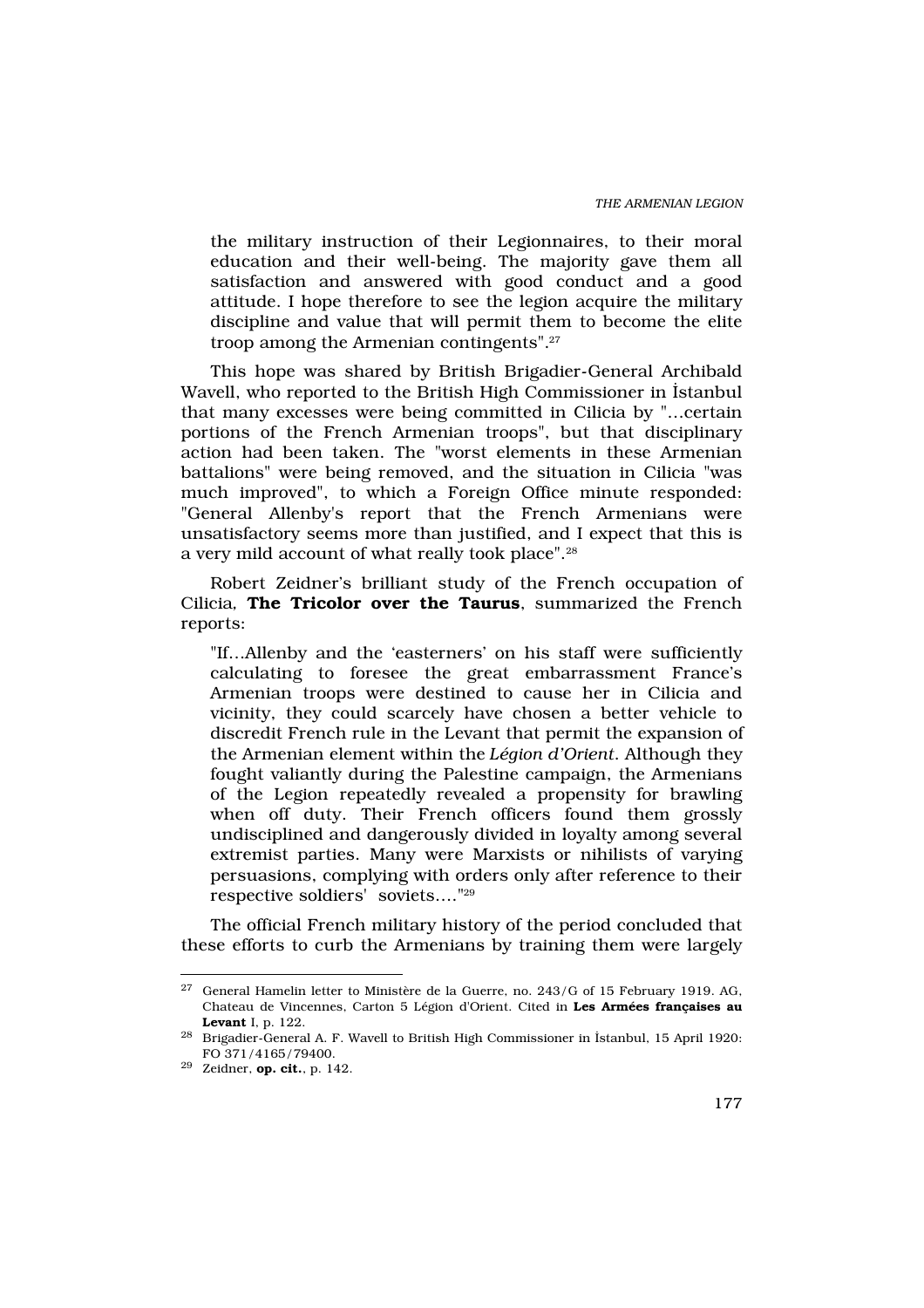the military instruction of their Legionnaires, to their moral education and their well-being. The majority gave them all satisfaction and answered with good conduct and a good attitude. I hope therefore to see the legion acquire the military discipline and value that will permit them to become the elite troop among the Armenian contingents".[27]

This hope was shared by British Brigadier-General Archibald Wavell, who reported to the British High Commissioner in İstanbul that many excesses were being committed in Cilicia by "...certain portions of the French Armenian troops", but that disciplinary action had been taken. The "worst elements in these Armenian battalions" were being removed, and the situation in Cilicia "was much improved", to which a Foreign Office minute responded: "General Allenby's report that the French Armenians were unsatisfactory seems more than justified, and I expect that this is a very mild account of what really took place".[28]

Robert Zeidner's brilliant study of the French occupation of Cilicia, **The Tricolor over the Taurus**, summarized the French reports:

> "If...Allenby and the 'easterners' on his staff were sufficiently calculating to foresee the great embarrassment France's Armenian troops were destined to cause her in Cilicia and vicinity, they could scarcely have chosen a better vehicle to discredit French rule in the Levant that permit the expansion of the Armenian element within the *Légion d'Orient*. Although they fought valiantly during the Palestine campaign, the Armenians of the Legion repeatedly revealed a propensity for brawling when off duty. Their French officers found them grossly undisciplined and dangerously divided in loyalty among several extremist parties. Many were Marxists or nihilists of varying persuasions, complying with orders only after reference to their respective soldiers' soviets...."[29]

The official French military history of the period concluded that these efforts to curb the Armenians by training them were largely

---

[27] General Hamelin letter to Ministère de la Guerre, no. 243/G of 15 February 1919. AG, Chateau de Vincennes, Carton 5 Légion d'Orient. Cited in **Les Armées françaises au Levant** I, p. 122.

[28] Brigadier-General A. F. Wavell to British High Commissioner in İstanbul, 15 April 1920: FO 371/4165/79400.

[29] Zeidner, **op. cit.**, p. 142.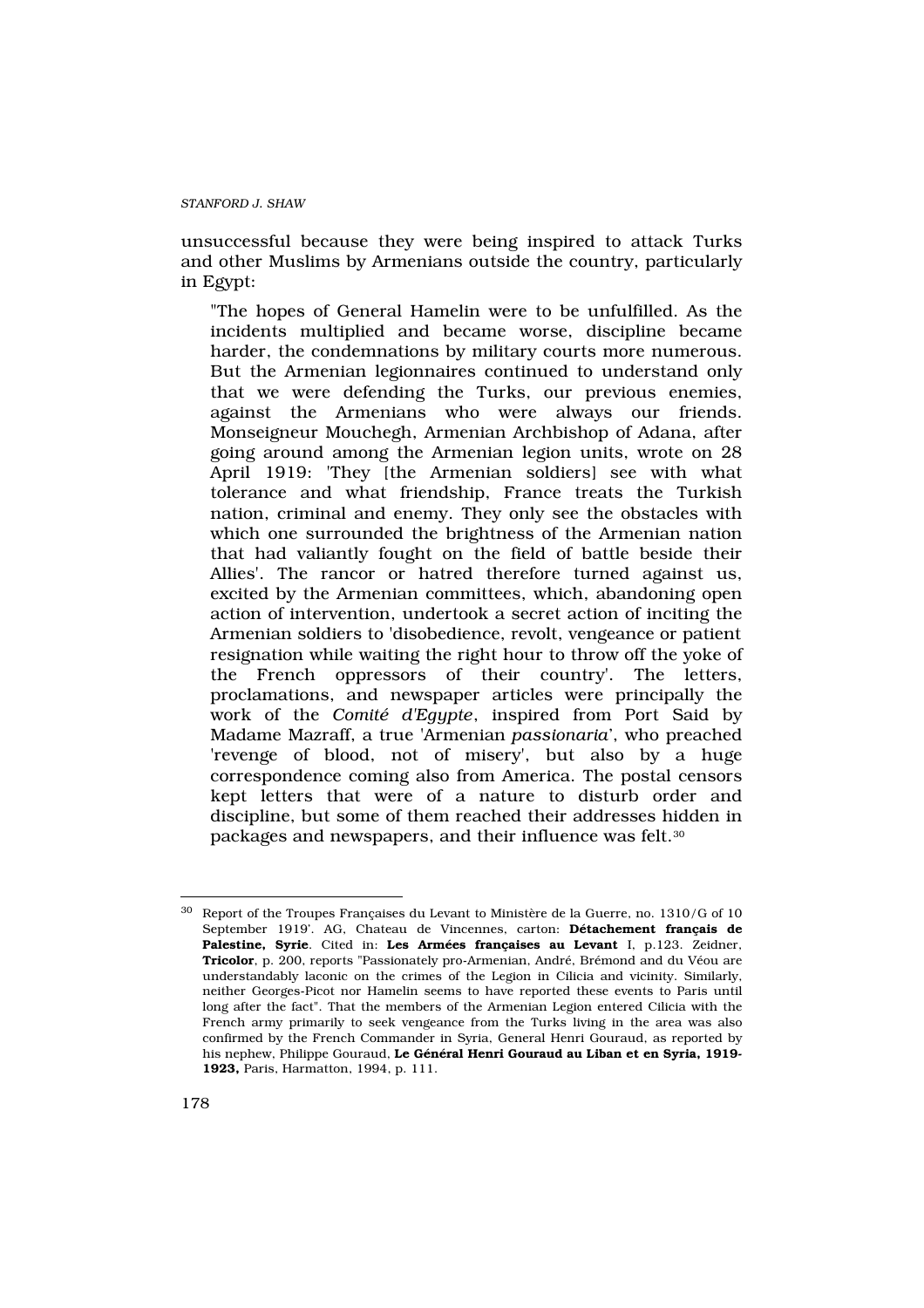unsuccessful because they were being inspired to attack Turks and other Muslims by Armenians outside the country, particularly in Egypt:

> "The hopes of General Hamelin were to be unfulfilled. As the incidents multiplied and became worse, discipline became harder, the condemnations by military courts more numerous. But the Armenian legionnaires continued to understand only that we were defending the Turks, our previous enemies, against the Armenians who were always our friends. Monseigneur Mouchegh, Armenian Archbishop of Adana, after going around among the Armenian legion units, wrote on 28 April 1919: 'They [the Armenian soldiers] see with what tolerance and what friendship, France treats the Turkish nation, criminal and enemy. They only see the obstacles with which one surrounded the brightness of the Armenian nation that had valiantly fought on the field of battle beside their Allies'. The rancor or hatred therefore turned against us, excited by the Armenian committees, which, abandoning open action of intervention, undertook a secret action of inciting the Armenian soldiers to 'disobedience, revolt, vengeance or patient resignation while waiting the right hour to throw off the yoke of the French oppressors of their country'. The letters, proclamations, and newspaper articles were principally the work of the *Comité d'Egypte*, inspired from Port Said by Madame Mazraff, a true 'Armenian *passionaria*', who preached 'revenge of blood, not of misery', but also by a huge correspondence coming also from America. The postal censors kept letters that were of a nature to disturb order and discipline, but some of them reached their addresses hidden in packages and newspapers, and their influence was felt.[30]

---

[30] Report of the Troupes Françaises du Levant to Ministère de la Guerre, no. 1310/G of 10 September 1919'. AG, Chateau de Vincennes, carton: **Détachement français de Palestine, Syrie**. Cited in: **Les Armées françaises au Levant** I, p.123. Zeidner, **Tricolor**, p. 200, reports "Passionately pro-Armenian, André, Brémond and du Véou are understandably laconic on the crimes of the Legion in Cilicia and vicinity. Similarly, neither Georges-Picot nor Hamelin seems to have reported these events to Paris until long after the fact". That the members of the Armenian Legion entered Cilicia with the French army primarily to seek vengeance from the Turks living in the area was also confirmed by the French Commander in Syria, General Henri Gouraud, as reported by his nephew, Philippe Gouraud, **Le Général Henri Gouraud au Liban et en Syria, 1919-1923,** Paris, Harmatton, 1994, p. 111.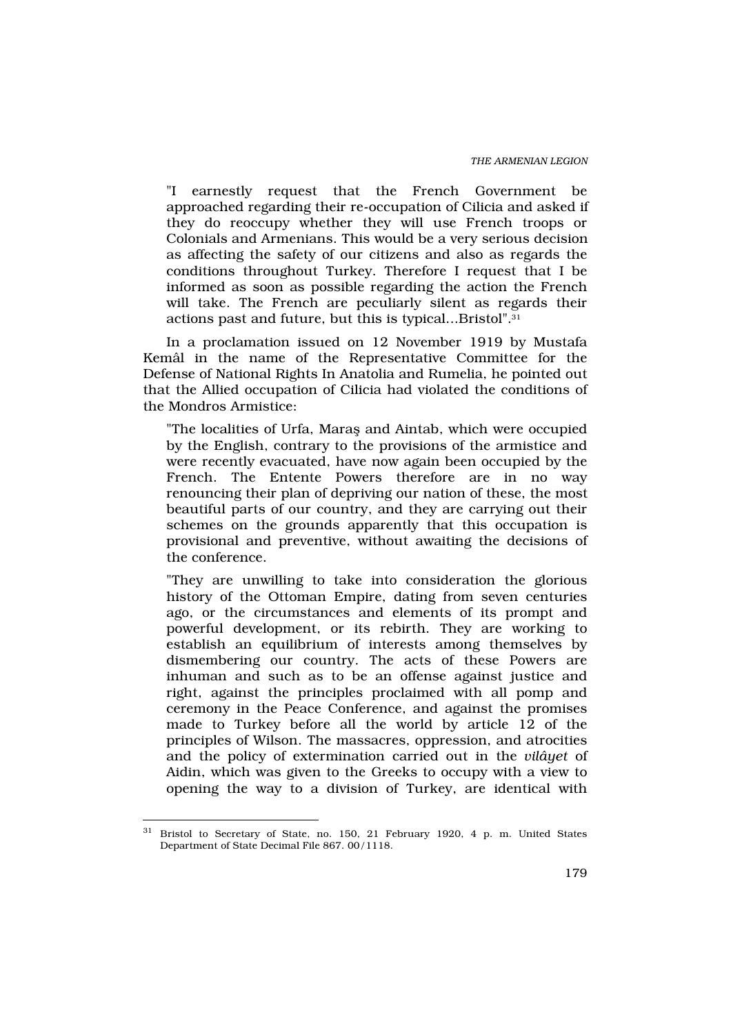"I earnestly request that the French Government be approached regarding their re-occupation of Cilicia and asked if they do reoccupy whether they will use French troops or Colonials and Armenians. This would be a very serious decision as affecting the safety of our citizens and also as regards the conditions throughout Turkey. Therefore I request that I be informed as soon as possible regarding the action the French will take. The French are peculiarly silent as regards their actions past and future, but this is typical...Bristol".[31]

In a proclamation issued on 12 November 1919 by Mustafa Kemâl in the name of the Representative Committee for the Defense of National Rights In Anatolia and Rumelia, he pointed out that the Allied occupation of Cilicia had violated the conditions of the Mondros Armistice:

"The localities of Urfa, Maraş and Aintab, which were occupied by the English, contrary to the provisions of the armistice and were recently evacuated, have now again been occupied by the French. The Entente Powers therefore are in no way renouncing their plan of depriving our nation of these, the most beautiful parts of our country, and they are carrying out their schemes on the grounds apparently that this occupation is provisional and preventive, without awaiting the decisions of the conference.

"They are unwilling to take into consideration the glorious history of the Ottoman Empire, dating from seven centuries ago, or the circumstances and elements of its prompt and powerful development, or its rebirth. They are working to establish an equilibrium of interests among themselves by dismembering our country. The acts of these Powers are inhuman and such as to be an offense against justice and right, against the principles proclaimed with all pomp and ceremony in the Peace Conference, and against the promises made to Turkey before all the world by article 12 of the principles of Wilson. The massacres, oppression, and atrocities and the policy of extermination carried out in the *vilâyet* of Aidin, which was given to the Greeks to occupy with a view to opening the way to a division of Turkey, are identical with

---

[31] Bristol to Secretary of State, no. 150, 21 February 1920, 4 p. m. United States Department of State Decimal File 867. 00/1118.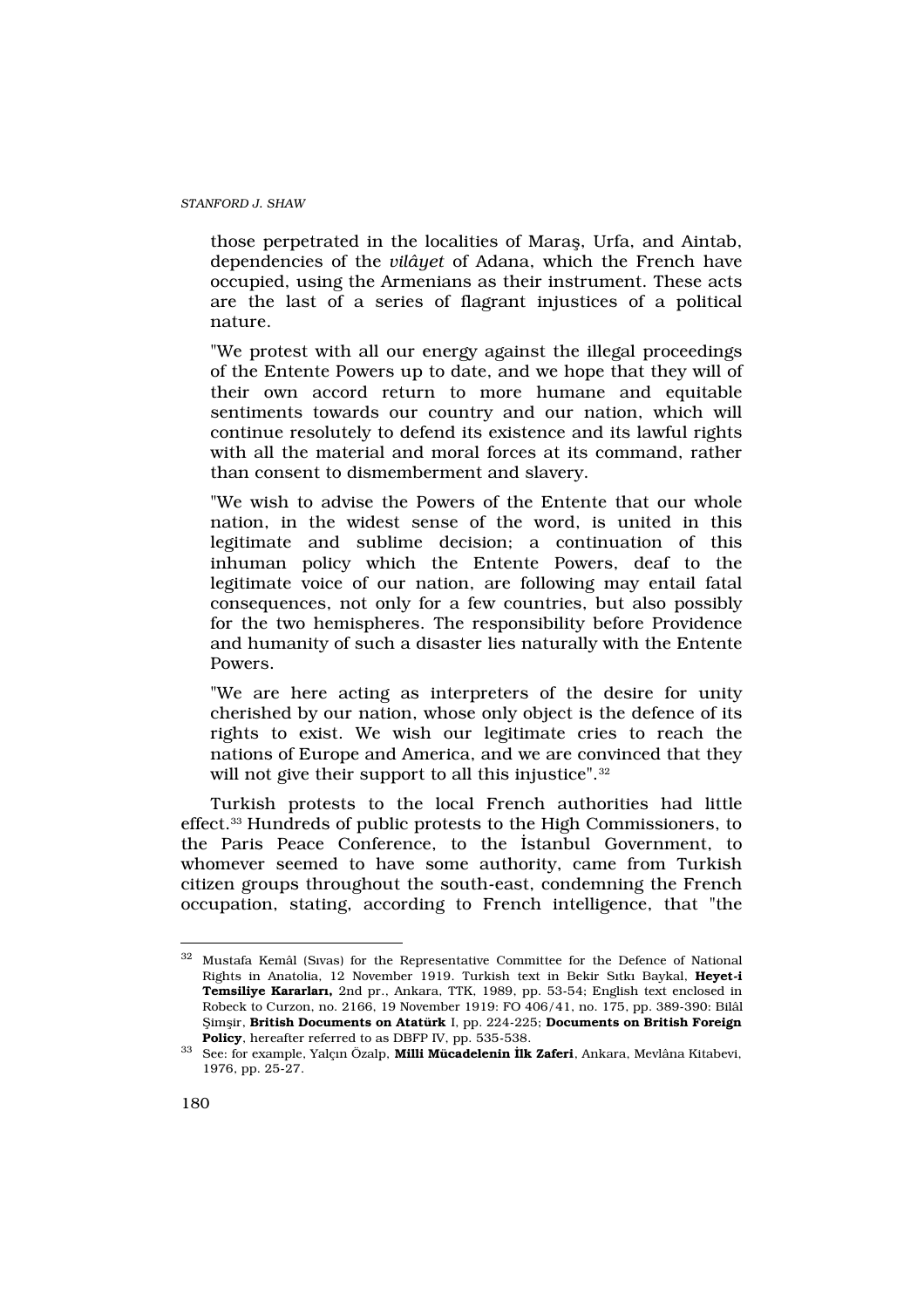those perpetrated in the localities of Maraş, Urfa, and Aintab, dependencies of the *vilâyet* of Adana, which the French have occupied, using the Armenians as their instrument. These acts are the last of a series of flagrant injustices of a political nature.

"We protest with all our energy against the illegal proceedings of the Entente Powers up to date, and we hope that they will of their own accord return to more humane and equitable sentiments towards our country and our nation, which will continue resolutely to defend its existence and its lawful rights with all the material and moral forces at its command, rather than consent to dismemberment and slavery.

"We wish to advise the Powers of the Entente that our whole nation, in the widest sense of the word, is united in this legitimate and sublime decision; a continuation of this inhuman policy which the Entente Powers, deaf to the legitimate voice of our nation, are following may entail fatal consequences, not only for a few countries, but also possibly for the two hemispheres. The responsibility before Providence and humanity of such a disaster lies naturally with the Entente Powers.

"We are here acting as interpreters of the desire for unity cherished by our nation, whose only object is the defence of its rights to exist. We wish our legitimate cries to reach the nations of Europe and America, and we are convinced that they will not give their support to all this injustice".[32]

Turkish protests to the local French authorities had little effect.[33] Hundreds of public protests to the High Commissioners, to the Paris Peace Conference, to the İstanbul Government, to whomever seemed to have some authority, came from Turkish citizen groups throughout the south-east, condemning the French occupation, stating, according to French intelligence, that "the

---

[32] Mustafa Kemâl (Sıvas) for the Representative Committee for the Defence of National Rights in Anatolia, 12 November 1919. Turkish text in Bekir Sıtkı Baykal, **Heyet-i Temsiliye Kararları,** 2nd pr., Ankara, TTK, 1989, pp. 53-54; English text enclosed in Robeck to Curzon, no. 2166, 19 November 1919: FO 406/41, no. 175, pp. 389-390: Bilâl Şimşir, **British Documents on Atatürk** I, pp. 224-225; **Documents on British Foreign Policy**, hereafter referred to as DBFP IV, pp. 535-538.

[33] See: for example, Yalçın Özalp, **Milli Mücadelenin İlk Zaferi**, Ankara, Mevlâna Kitabevi, 1976, pp. 25-27.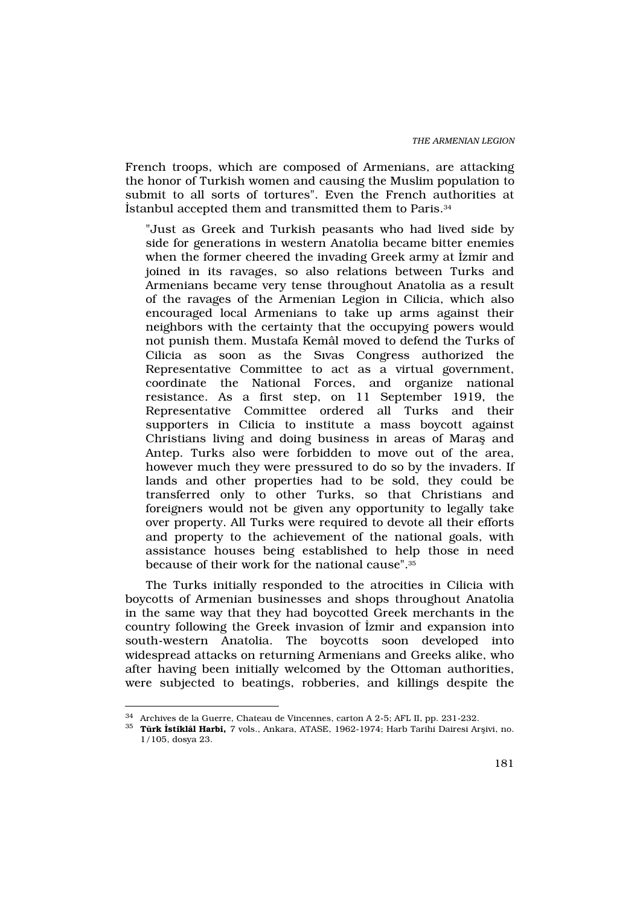French troops, which are composed of Armenians, are attacking the honor of Turkish women and causing the Muslim population to submit to all sorts of tortures". Even the French authorities at İstanbul accepted them and transmitted them to Paris.[34]

> "Just as Greek and Turkish peasants who had lived side by side for generations in western Anatolia became bitter enemies when the former cheered the invading Greek army at İzmir and joined in its ravages, so also relations between Turks and Armenians became very tense throughout Anatolia as a result of the ravages of the Armenian Legion in Cilicia, which also encouraged local Armenians to take up arms against their neighbors with the certainty that the occupying powers would not punish them. Mustafa Kemâl moved to defend the Turks of Cilicia as soon as the Sıvas Congress authorized the Representative Committee to act as a virtual government, coordinate the National Forces, and organize national resistance. As a first step, on 11 September 1919, the Representative Committee ordered all Turks and their supporters in Cilicia to institute a mass boycott against Christians living and doing business in areas of Maraş and Antep. Turks also were forbidden to move out of the area, however much they were pressured to do so by the invaders. If lands and other properties had to be sold, they could be transferred only to other Turks, so that Christians and foreigners would not be given any opportunity to legally take over property. All Turks were required to devote all their efforts and property to the achievement of the national goals, with assistance houses being established to help those in need because of their work for the national cause".[35]

The Turks initially responded to the atrocities in Cilicia with boycotts of Armenian businesses and shops throughout Anatolia in the same way that they had boycotted Greek merchants in the country following the Greek invasion of İzmir and expansion into south-western Anatolia. The boycotts soon developed into widespread attacks on returning Armenians and Greeks alike, who after having been initially welcomed by the Ottoman authorities, were subjected to beatings, robberies, and killings despite the

---

[34] Archives de la Guerre, Chateau de Vincennes, carton A 2-5; AFL II, pp. 231-232.

[35] **Türk İstiklâl Harbi,** 7 vols., Ankara, ATASE, 1962-1974; Harb Tarihi Dairesi Arşivi, no. 1/105, dosya 23.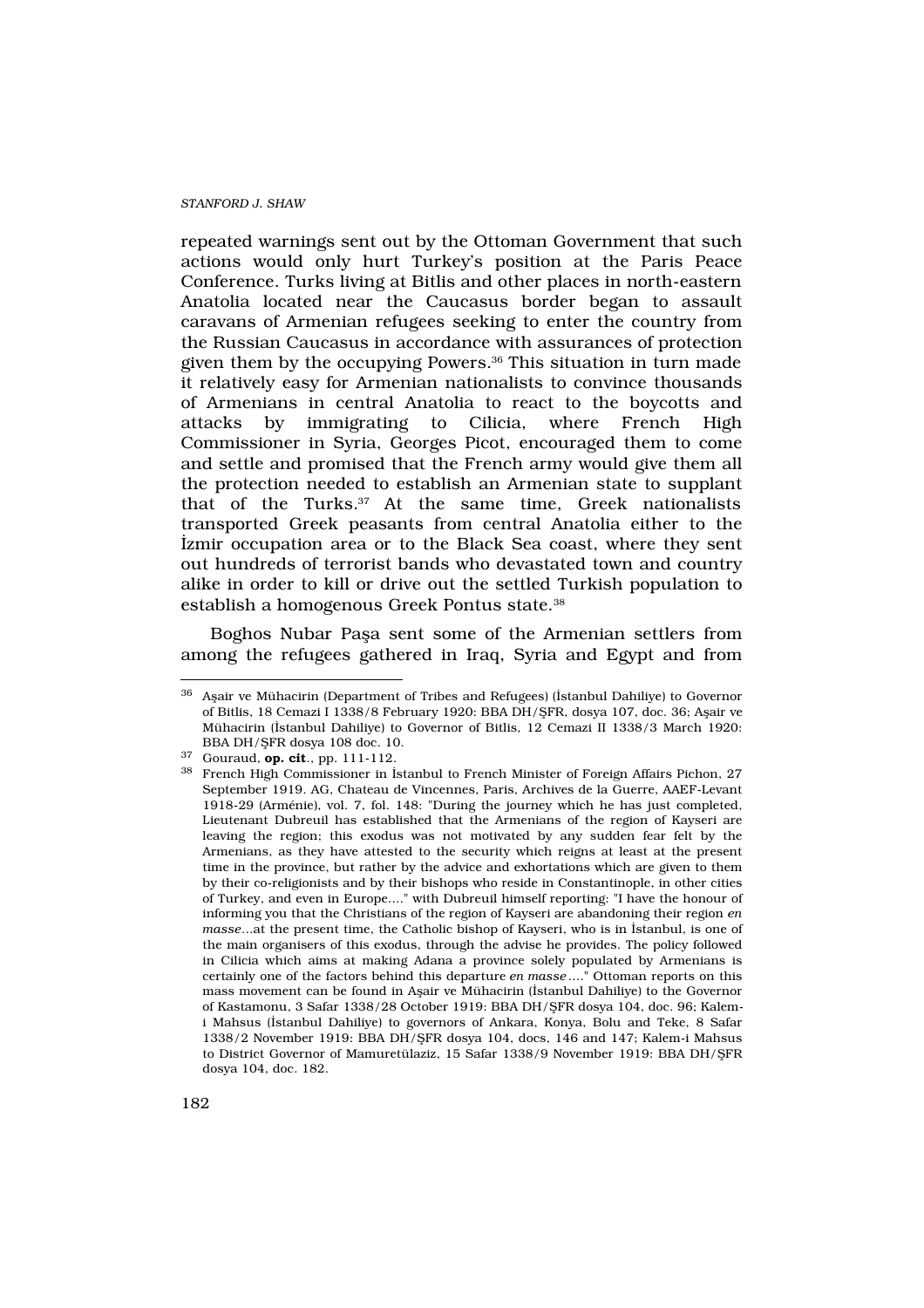repeated warnings sent out by the Ottoman Government that such actions would only hurt Turkey's position at the Paris Peace Conference. Turks living at Bitlis and other places in north-eastern Anatolia located near the Caucasus border began to assault caravans of Armenian refugees seeking to enter the country from the Russian Caucasus in accordance with assurances of protection given them by the occupying Powers.[36] This situation in turn made it relatively easy for Armenian nationalists to convince thousands of Armenians in central Anatolia to react to the boycotts and attacks by immigrating to Cilicia, where French High Commissioner in Syria, Georges Picot, encouraged them to come and settle and promised that the French army would give them all the protection needed to establish an Armenian state to supplant that of the Turks.[37] At the same time, Greek nationalists transported Greek peasants from central Anatolia either to the İzmir occupation area or to the Black Sea coast, where they sent out hundreds of terrorist bands who devastated town and country alike in order to kill or drive out the settled Turkish population to establish a homogenous Greek Pontus state.[38]

Boghos Nubar Paşa sent some of the Armenian settlers from among the refugees gathered in Iraq, Syria and Egypt and from

---

[36] Aşair ve Mühacirin (Department of Tribes and Refugees) (İstanbul Dahiliye) to Governor of Bitlis, 18 Cemazi I 1338/8 February 1920: BBA DH/ŞFR, dosya 107, doc. 36; Aşair ve Mühacirin (İstanbul Dahiliye) to Governor of Bitlis, 12 Cemazi II 1338/3 March 1920: BBA DH/ŞFR dosya 108 doc. 10.

[37] Gouraud, **op. cit**., pp. 111-112.

[38] French High Commissioner in İstanbul to French Minister of Foreign Affairs Pichon, 27 September 1919. AG, Chateau de Vincennes, Paris, Archives de la Guerre, AAEF-Levant 1918-29 (Arménie), vol. 7, fol. 148: "During the journey which he has just completed, Lieutenant Dubreuil has established that the Armenians of the region of Kayseri are leaving the region; this exodus was not motivated by any sudden fear felt by the Armenians, as they have attested to the security which reigns at least at the present time in the province, but rather by the advice and exhortations which are given to them by their co-religionists and by their bishops who reside in Constantinople, in other cities of Turkey, and even in Europe...." with Dubreuil himself reporting: "I have the honour of informing you that the Christians of the region of Kayseri are abandoning their region *en masse*...at the present time, the Catholic bishop of Kayseri, who is in İstanbul, is one of the main organisers of this exodus, through the advise he provides. The policy followed in Cilicia which aims at making Adana a province solely populated by Armenians is certainly one of the factors behind this departure *en masse*...." Ottoman reports on this mass movement can be found in Aşair ve Mühacirin (İstanbul Dahiliye) to the Governor of Kastamonu, 3 Safar 1338/28 October 1919: BBA DH/ŞFR dosya 104, doc. 96; Kalem-i Mahsus (İstanbul Dahiliye) to governors of Ankara, Konya, Bolu and Teke, 8 Safar 1338/2 November 1919: BBA DH/ŞFR dosya 104, docs, 146 and 147; Kalem-i Mahsus to District Governor of Mamuretülaziz, 15 Safar 1338/9 November 1919: BBA DH/ŞFR dosya 104, doc. 182.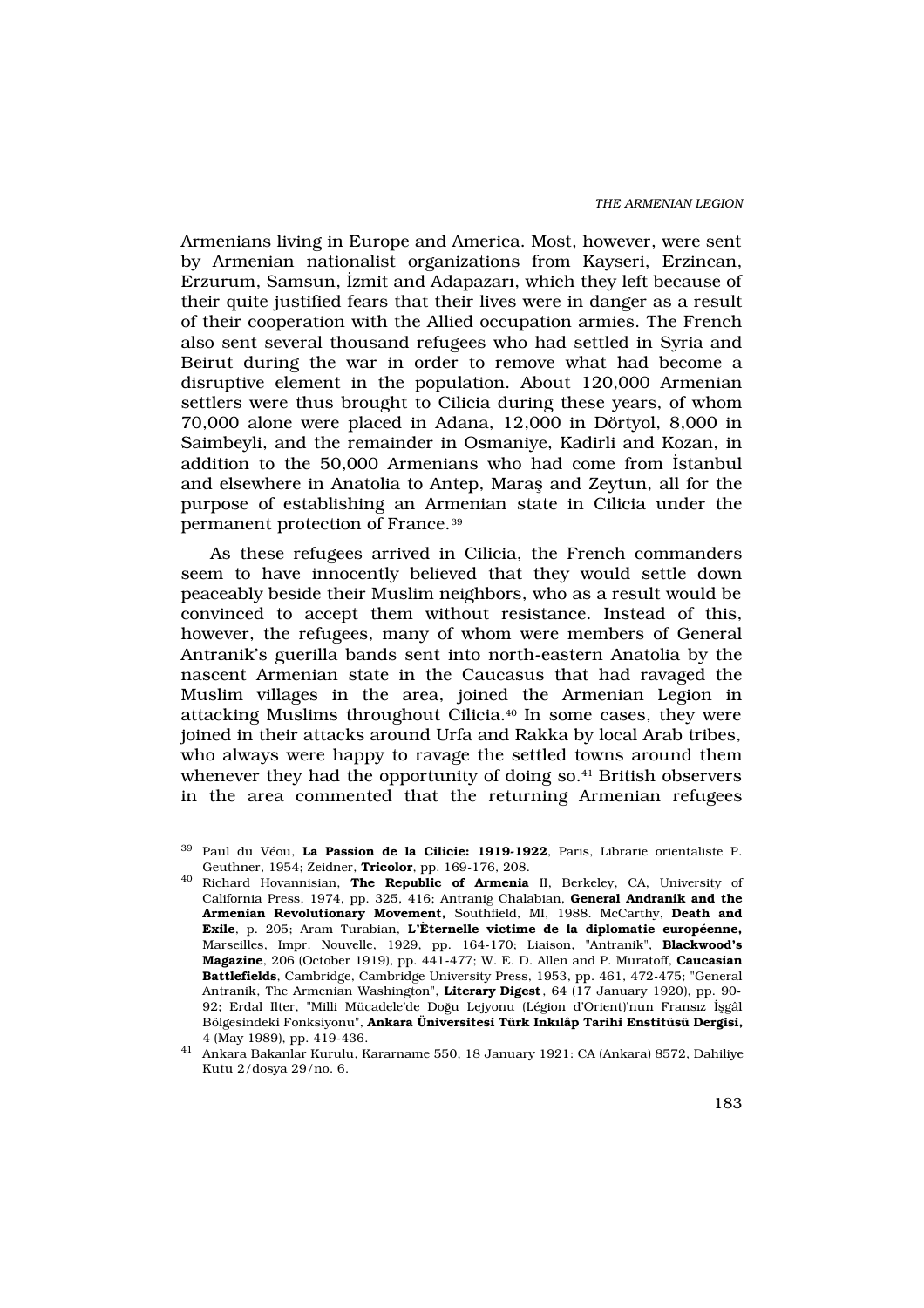Armenians living in Europe and America. Most, however, were sent by Armenian nationalist organizations from Kayseri, Erzincan, Erzurum, Samsun, İzmit and Adapazarı, which they left because of their quite justified fears that their lives were in danger as a result of their cooperation with the Allied occupation armies. The French also sent several thousand refugees who had settled in Syria and Beirut during the war in order to remove what had become a disruptive element in the population. About 120,000 Armenian settlers were thus brought to Cilicia during these years, of whom 70,000 alone were placed in Adana, 12,000 in Dörtyol, 8,000 in Saimbeyli, and the remainder in Osmaniye, Kadirli and Kozan, in addition to the 50,000 Armenians who had come from İstanbul and elsewhere in Anatolia to Antep, Maraş and Zeytun, all for the purpose of establishing an Armenian state in Cilicia under the permanent protection of France.[39]

As these refugees arrived in Cilicia, the French commanders seem to have innocently believed that they would settle down peaceably beside their Muslim neighbors, who as a result would be convinced to accept them without resistance. Instead of this, however, the refugees, many of whom were members of General Antranik's guerilla bands sent into north-eastern Anatolia by the nascent Armenian state in the Caucasus that had ravaged the Muslim villages in the area, joined the Armenian Legion in attacking Muslims throughout Cilicia.[40] In some cases, they were joined in their attacks around Urfa and Rakka by local Arab tribes, who always were happy to ravage the settled towns around them whenever they had the opportunity of doing so.[41] British observers in the area commented that the returning Armenian refugees

---

[39] Paul du Véou, **La Passion de la Cilicie: 1919-1922**, Paris, Librarie orientaliste P. Geuthner, 1954; Zeidner, **Tricolor**, pp. 169-176, 208.

[40] Richard Hovannisian, **The Republic of Armenia** II, Berkeley, CA, University of California Press, 1974, pp. 325, 416; Antranig Chalabian, **General Andranik and the Armenian Revolutionary Movement,** Southfield, MI, 1988. McCarthy, **Death and Exile**, p. 205; Aram Turabian, **L'Èternelle victime de la diplomatie européenne,** Marseilles, Impr. Nouvelle, 1929, pp. 164-170; Liaison, "Antranik", **Blackwood's Magazine**, 206 (October 1919), pp. 441-477; W. E. D. Allen and P. Muratoff, **Caucasian Battlefields**, Cambridge, Cambridge University Press, 1953, pp. 461, 472-475; "General Antranik, The Armenian Washington", **Literary Digest**, 64 (17 January 1920), pp. 90-92; Erdal Ilter, "Milli Mücadele'de Doğu Lejyonu (Légion d'Orient)'nun Fransız İşgâl Bölgesindeki Fonksiyonu", **Ankara Üniversitesi Türk Inkılâp Tarihi Enstitüsü Dergisi,** 4 (May 1989), pp. 419-436.

[41] Ankara Bakanlar Kurulu, Kararname 550, 18 January 1921: CA (Ankara) 8572, Dahiliye Kutu 2/dosya 29/no. 6.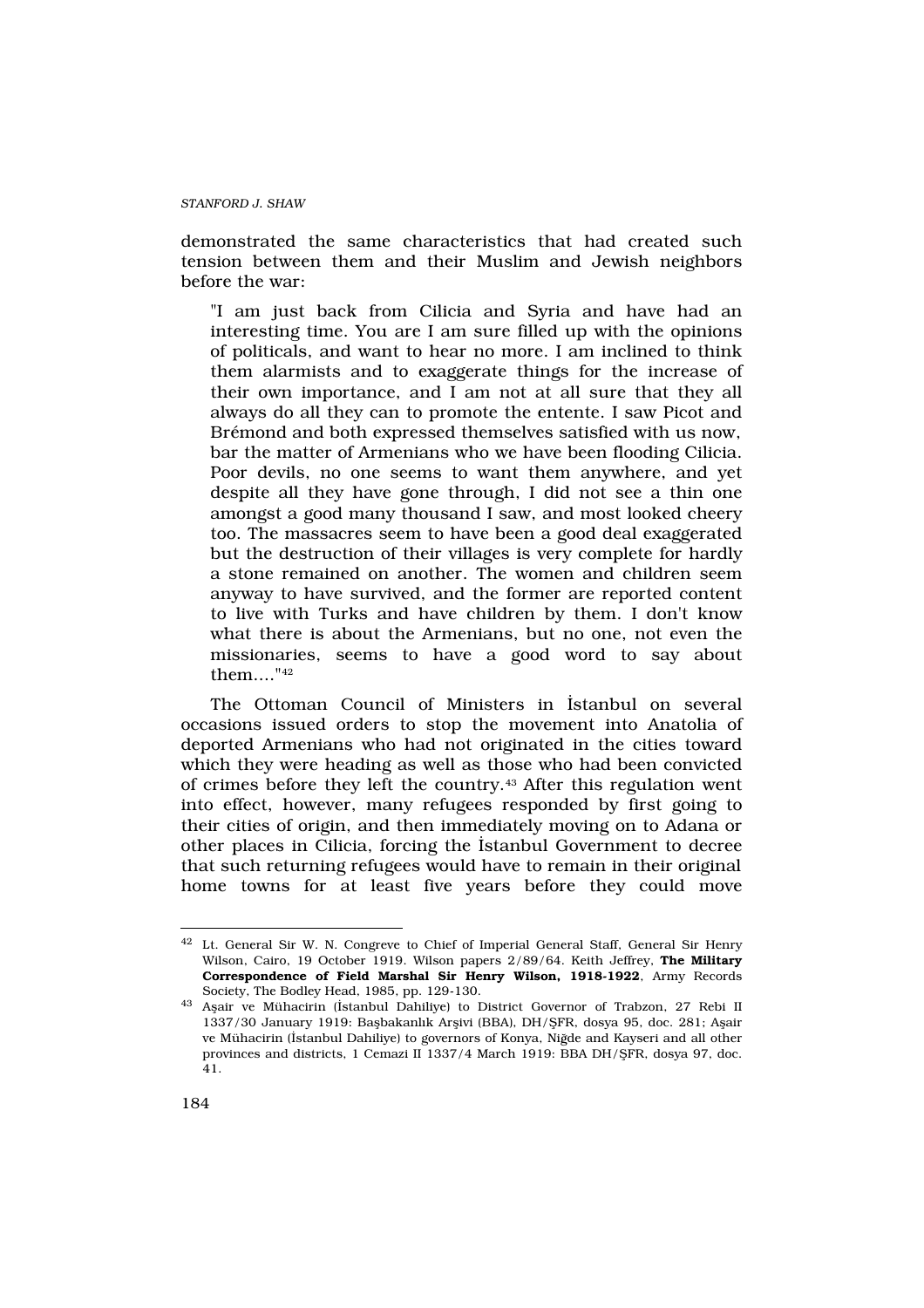demonstrated the same characteristics that had created such tension between them and their Muslim and Jewish neighbors before the war:

> "I am just back from Cilicia and Syria and have had an interesting time. You are I am sure filled up with the opinions of politicals, and want to hear no more. I am inclined to think them alarmists and to exaggerate things for the increase of their own importance, and I am not at all sure that they all always do all they can to promote the entente. I saw Picot and Brémond and both expressed themselves satisfied with us now, bar the matter of Armenians who we have been flooding Cilicia. Poor devils, no one seems to want them anywhere, and yet despite all they have gone through, I did not see a thin one amongst a good many thousand I saw, and most looked cheery too. The massacres seem to have been a good deal exaggerated but the destruction of their villages is very complete for hardly a stone remained on another. The women and children seem anyway to have survived, and the former are reported content to live with Turks and have children by them. I don't know what there is about the Armenians, but no one, not even the missionaries, seems to have a good word to say about them...."[42]

The Ottoman Council of Ministers in İstanbul on several occasions issued orders to stop the movement into Anatolia of deported Armenians who had not originated in the cities toward which they were heading as well as those who had been convicted of crimes before they left the country.[43] After this regulation went into effect, however, many refugees responded by first going to their cities of origin, and then immediately moving on to Adana or other places in Cilicia, forcing the İstanbul Government to decree that such returning refugees would have to remain in their original home towns for at least five years before they could move

---

[42] Lt. General Sir W. N. Congreve to Chief of Imperial General Staff, General Sir Henry Wilson, Cairo, 19 October 1919. Wilson papers 2/89/64. Keith Jeffrey, **The Military Correspondence of Field Marshal Sir Henry Wilson, 1918-1922**, Army Records Society, The Bodley Head, 1985, pp. 129-130.

[43] Aşair ve Mühacirin (İstanbul Dahiliye) to District Governor of Trabzon, 27 Rebi II 1337/30 January 1919: Başbakanlık Arşivi (BBA), DH/ŞFR, dosya 95, doc. 281; Aşair ve Mühacirin (İstanbul Dahiliye) to governors of Konya, Niğde and Kayseri and all other provinces and districts, 1 Cemazi II 1337/4 March 1919: BBA DH/ŞFR, dosya 97, doc. 41.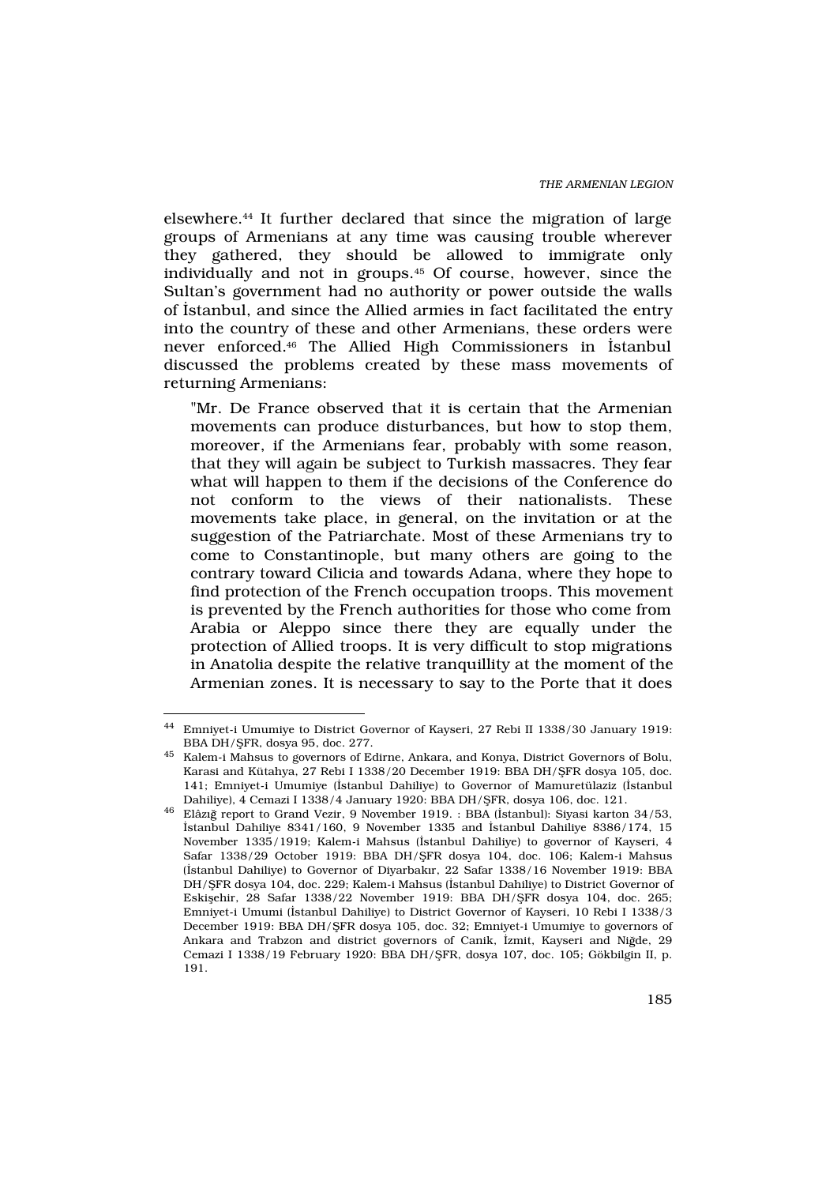elsewhere.[44] It further declared that since the migration of large groups of Armenians at any time was causing trouble wherever they gathered, they should be allowed to immigrate only individually and not in groups.[45] Of course, however, since the Sultan's government had no authority or power outside the walls of İstanbul, and since the Allied armies in fact facilitated the entry into the country of these and other Armenians, these orders were never enforced.[46] The Allied High Commissioners in İstanbul discussed the problems created by these mass movements of returning Armenians:

> "Mr. De France observed that it is certain that the Armenian movements can produce disturbances, but how to stop them, moreover, if the Armenians fear, probably with some reason, that they will again be subject to Turkish massacres. They fear what will happen to them if the decisions of the Conference do not conform to the views of their nationalists. These movements take place, in general, on the invitation or at the suggestion of the Patriarchate. Most of these Armenians try to come to Constantinople, but many others are going to the contrary toward Cilicia and towards Adana, where they hope to find protection of the French occupation troops. This movement is prevented by the French authorities for those who come from Arabia or Aleppo since there they are equally under the protection of Allied troops. It is very difficult to stop migrations in Anatolia despite the relative tranquillity at the moment of the Armenian zones. It is necessary to say to the Porte that it does

---

[44] Emniyet-i Umumiye to District Governor of Kayseri, 27 Rebi II 1338/30 January 1919: BBA DH/ŞFR, dosya 95, doc. 277.

[45] Kalem-i Mahsus to governors of Edirne, Ankara, and Konya, District Governors of Bolu, Karasi and Kütahya, 27 Rebi I 1338/20 December 1919: BBA DH/ŞFR dosya 105, doc. 141; Emniyet-i Umumiye (İstanbul Dahiliye) to Governor of Mamuretülaziz (İstanbul Dahiliye), 4 Cemazi I 1338/4 January 1920: BBA DH/ŞFR, dosya 106, doc. 121.

[46] Elâzığ report to Grand Vezir, 9 November 1919. : BBA (İstanbul): Siyasi karton 34/53, İstanbul Dahiliye 8341/160, 9 November 1335 and İstanbul Dahiliye 8386/174, 15 November 1335/1919; Kalem-i Mahsus (İstanbul Dahiliye) to governor of Kayseri, 4 Safar 1338/29 October 1919: BBA DH/ŞFR dosya 104, doc. 106; Kalem-i Mahsus (İstanbul Dahiliye) to Governor of Diyarbakır, 22 Safar 1338/16 November 1919: BBA DH/ŞFR dosya 104, doc. 229; Kalem-i Mahsus (İstanbul Dahiliye) to District Governor of Eskişehir, 28 Safar 1338/22 November 1919: BBA DH/ŞFR dosya 104, doc. 265; Emniyet-i Umumi (İstanbul Dahiliye) to District Governor of Kayseri, 10 Rebi I 1338/3 December 1919: BBA DH/ŞFR dosya 105, doc. 32; Emniyet-i Umumiye to governors of Ankara and Trabzon and district governors of Canik, İzmit, Kayseri and Niğde, 29 Cemazi I 1338/19 February 1920: BBA DH/ŞFR, dosya 107, doc. 105; Gökbilgin II, p. 191.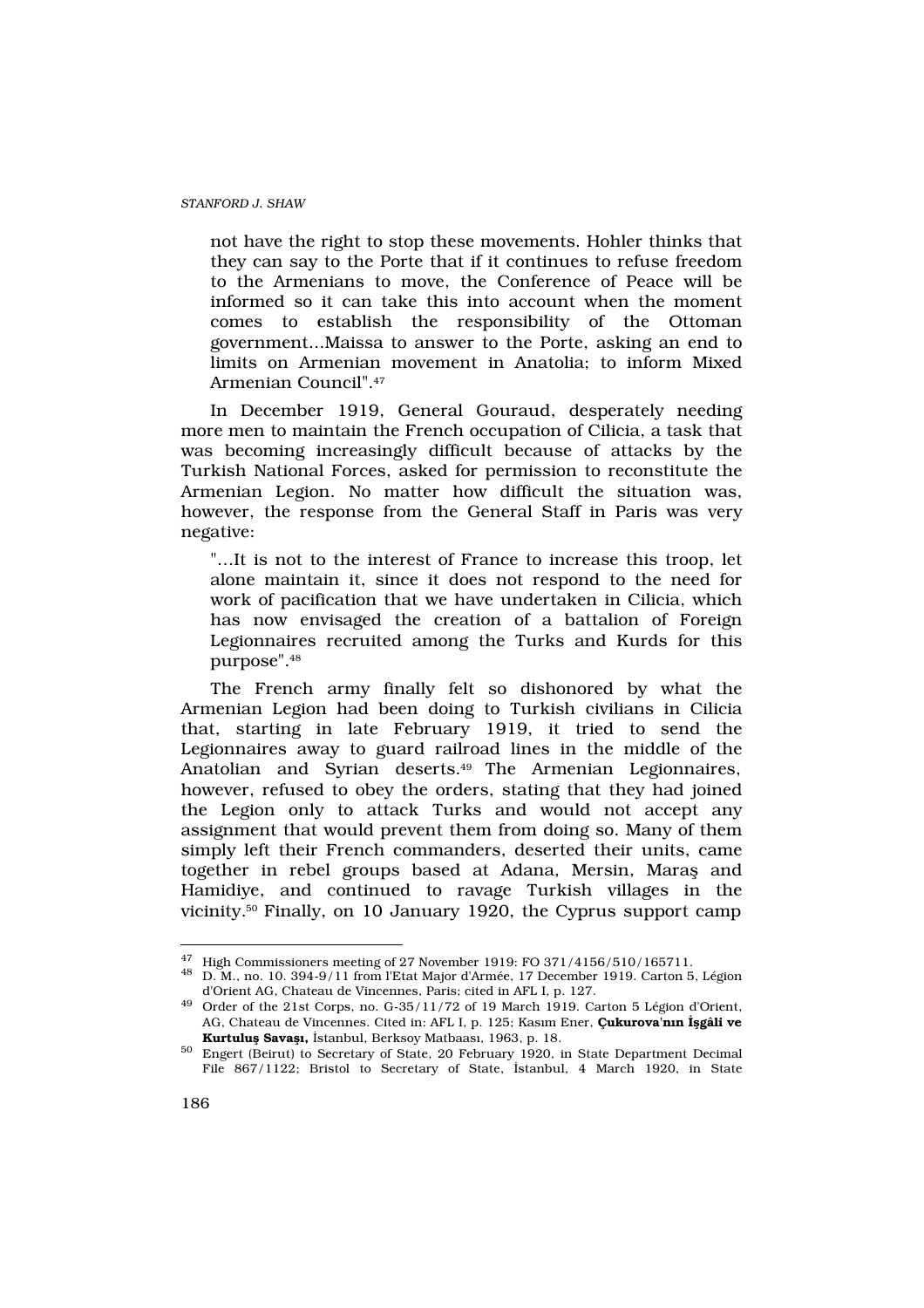not have the right to stop these movements. Hohler thinks that they can say to the Porte that if it continues to refuse freedom to the Armenians to move, the Conference of Peace will be informed so it can take this into account when the moment comes to establish the responsibility of the Ottoman government...Maissa to answer to the Porte, asking an end to limits on Armenian movement in Anatolia; to inform Mixed Armenian Council".[47]

In December 1919, General Gouraud, desperately needing more men to maintain the French occupation of Cilicia, a task that was becoming increasingly difficult because of attacks by the Turkish National Forces, asked for permission to reconstitute the Armenian Legion. No matter how difficult the situation was, however, the response from the General Staff in Paris was very negative:

> "...It is not to the interest of France to increase this troop, let alone maintain it, since it does not respond to the need for work of pacification that we have undertaken in Cilicia, which has now envisaged the creation of a battalion of Foreign Legionnaires recruited among the Turks and Kurds for this purpose".[48]

The French army finally felt so dishonored by what the Armenian Legion had been doing to Turkish civilians in Cilicia that, starting in late February 1919, it tried to send the Legionnaires away to guard railroad lines in the middle of the Anatolian and Syrian deserts.[49] The Armenian Legionnaires, however, refused to obey the orders, stating that they had joined the Legion only to attack Turks and would not accept any assignment that would prevent them from doing so. Many of them simply left their French commanders, deserted their units, came together in rebel groups based at Adana, Mersin, Maraş and Hamidiye, and continued to ravage Turkish villages in the vicinity.[50] Finally, on 10 January 1920, the Cyprus support camp

---

[47] High Commissioners meeting of 27 November 1919: FO 371/4156/510/165711.

[48] D. M., no. 10. 394-9/11 from l'Etat Major d'Armée, 17 December 1919. Carton 5, Légion d'Orient AG, Chateau de Vincennes, Paris; cited in AFL I, p. 127.

[49] Order of the 21st Corps, no. G-35/11/72 of 19 March 1919. Carton 5 Légion d'Orient, AG, Chateau de Vincennes. Cited in: AFL I, p. 125; Kasım Ener, **Çukurova'nın İşgâli ve Kurtuluş Savaşı,** İstanbul, Berksoy Matbaası, 1963, p. 18.

[50] Engert (Beirut) to Secretary of State, 20 February 1920, in State Department Decimal File 867/1122; Bristol to Secretary of State, İstanbul, 4 March 1920, in State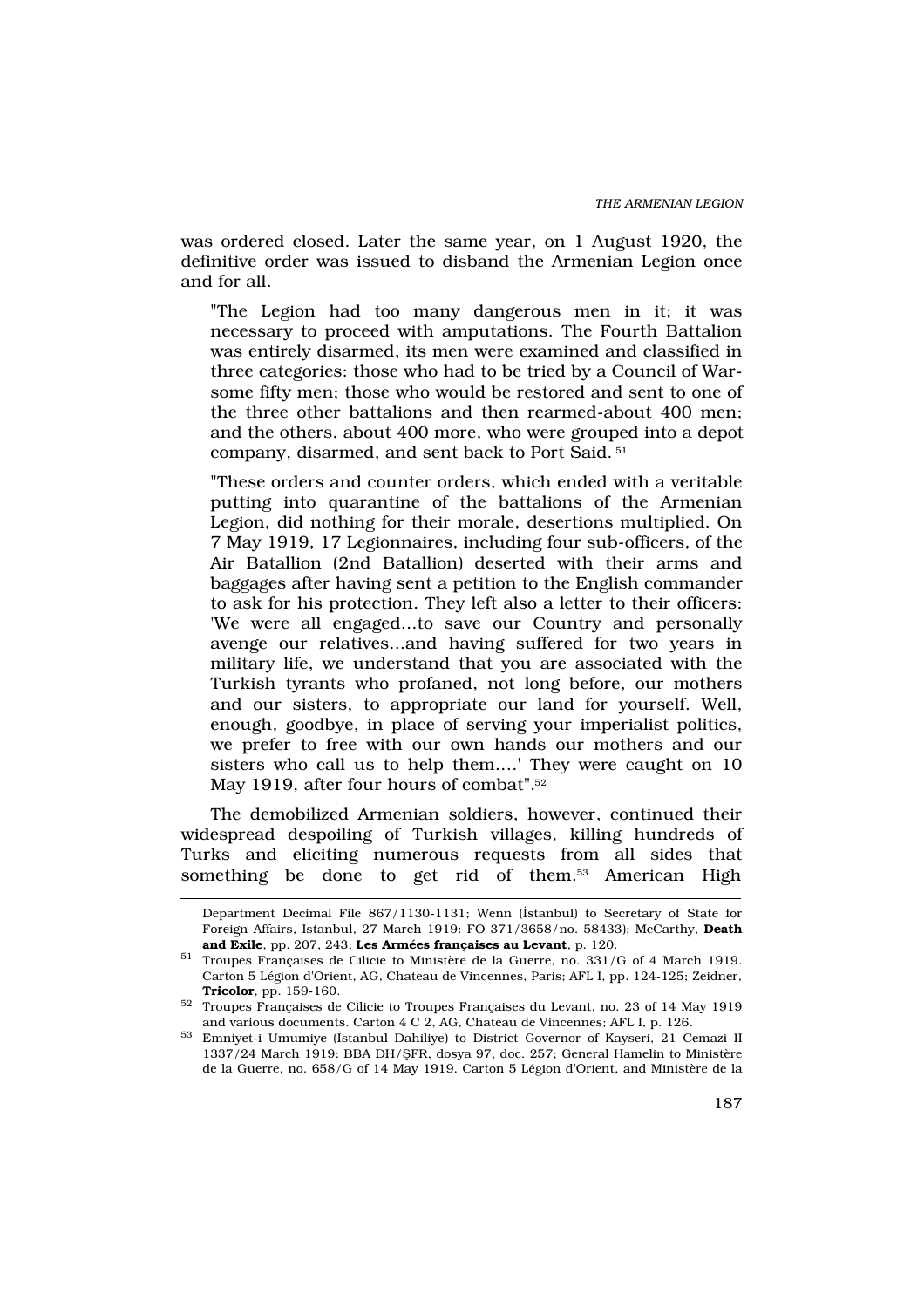was ordered closed. Later the same year, on 1 August 1920, the definitive order was issued to disband the Armenian Legion once and for all.

> "The Legion had too many dangerous men in it; it was necessary to proceed with amputations. The Fourth Battalion was entirely disarmed, its men were examined and classified in three categories: those who had to be tried by a Council of War-some fifty men; those who would be restored and sent to one of the three other battalions and then rearmed-about 400 men; and the others, about 400 more, who were grouped into a depot company, disarmed, and sent back to Port Said. [51]
>
> "These orders and counter orders, which ended with a veritable putting into quarantine of the battalions of the Armenian Legion, did nothing for their morale, desertions multiplied. On 7 May 1919, 17 Legionnaires, including four sub-officers, of the Air Batallion (2nd Batallion) deserted with their arms and baggages after having sent a petition to the English commander to ask for his protection. They left also a letter to their officers: 'We were all engaged...to save our Country and personally avenge our relatives...and having suffered for two years in military life, we understand that you are associated with the Turkish tyrants who profaned, not long before, our mothers and our sisters, to appropriate our land for yourself. Well, enough, goodbye, in place of serving your imperialist politics, we prefer to free with our own hands our mothers and our sisters who call us to help them....' They were caught on 10 May 1919, after four hours of combat".[52]

The demobilized Armenian soldiers, however, continued their widespread despoiling of Turkish villages, killing hundreds of Turks and eliciting numerous requests from all sides that something be done to get rid of them.[53] American High

---

Department Decimal File 867/1130-1131; Wenn (İstanbul) to Secretary of State for Foreign Affairs, İstanbul, 27 March 1919: FO 371/3658/no. 58433); McCarthy, **Death and Exile**, pp. 207, 243; **Les Armées françaises au Levant**, p. 120.

[51] Troupes Françaises de Cilicie to Ministère de la Guerre, no. 331/G of 4 March 1919. Carton 5 Légion d'Orient, AG, Chateau de Vincennes, Paris; AFL I, pp. 124-125; Zeidner, **Tricolor**, pp. 159-160.

[52] Troupes Françaises de Cilicie to Troupes Françaises du Levant, no. 23 of 14 May 1919 and various documents. Carton 4 C 2, AG, Chateau de Vincennes; AFL I, p. 126.

[53] Emniyet-i Umumiye (İstanbul Dahiliye) to District Governor of Kayseri, 21 Cemazi II 1337/24 March 1919: BBA DH/ŞFR, dosya 97, doc. 257; General Hamelin to Ministère de la Guerre, no. 658/G of 14 May 1919. Carton 5 Légion d'Orient, and Ministère de la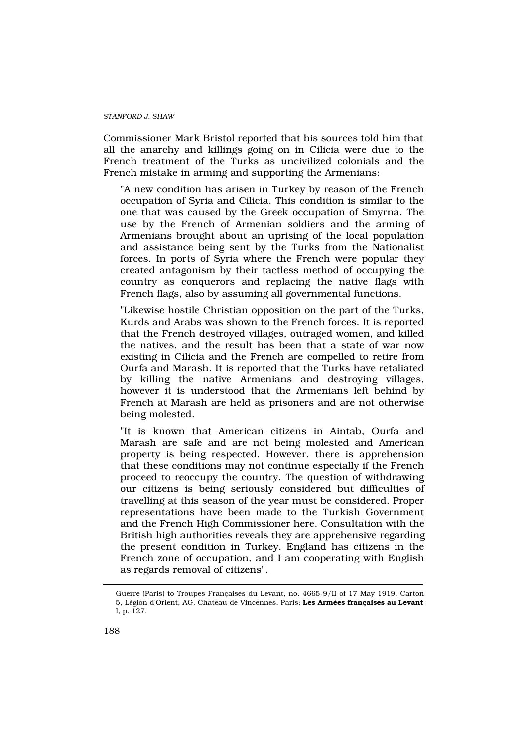Commissioner Mark Bristol reported that his sources told him that all the anarchy and killings going on in Cilicia were due to the French treatment of the Turks as uncivilized colonials and the French mistake in arming and supporting the Armenians:

> "A new condition has arisen in Turkey by reason of the French occupation of Syria and Cilicia. This condition is similar to the one that was caused by the Greek occupation of Smyrna. The use by the French of Armenian soldiers and the arming of Armenians brought about an uprising of the local population and assistance being sent by the Turks from the Nationalist forces. In ports of Syria where the French were popular they created antagonism by their tactless method of occupying the country as conquerors and replacing the native flags with French flags, also by assuming all governmental functions.
>
> "Likewise hostile Christian opposition on the part of the Turks, Kurds and Arabs was shown to the French forces. It is reported that the French destroyed villages, outraged women, and killed the natives, and the result has been that a state of war now existing in Cilicia and the French are compelled to retire from Ourfa and Marash. It is reported that the Turks have retaliated by killing the native Armenians and destroying villages, however it is understood that the Armenians left behind by French at Marash are held as prisoners and are not otherwise being molested.
>
> "It is known that American citizens in Aintab, Ourfa and Marash are safe and are not being molested and American property is being respected. However, there is apprehension that these conditions may not continue especially if the French proceed to reoccupy the country. The question of withdrawing our citizens is being seriously considered but difficulties of travelling at this season of the year must be considered. Proper representations have been made to the Turkish Government and the French High Commissioner here. Consultation with the British high authorities reveals they are apprehensive regarding the present condition in Turkey. England has citizens in the French zone of occupation, and I am cooperating with English as regards removal of citizens".

---

Guerre (Paris) to Troupes Françaises du Levant, no. 4665-9/II of 17 May 1919. Carton 5, Légion d'Orient, AG, Chateau de Vincennes, Paris; **Les Armées françaises au Levant** I, p. 127.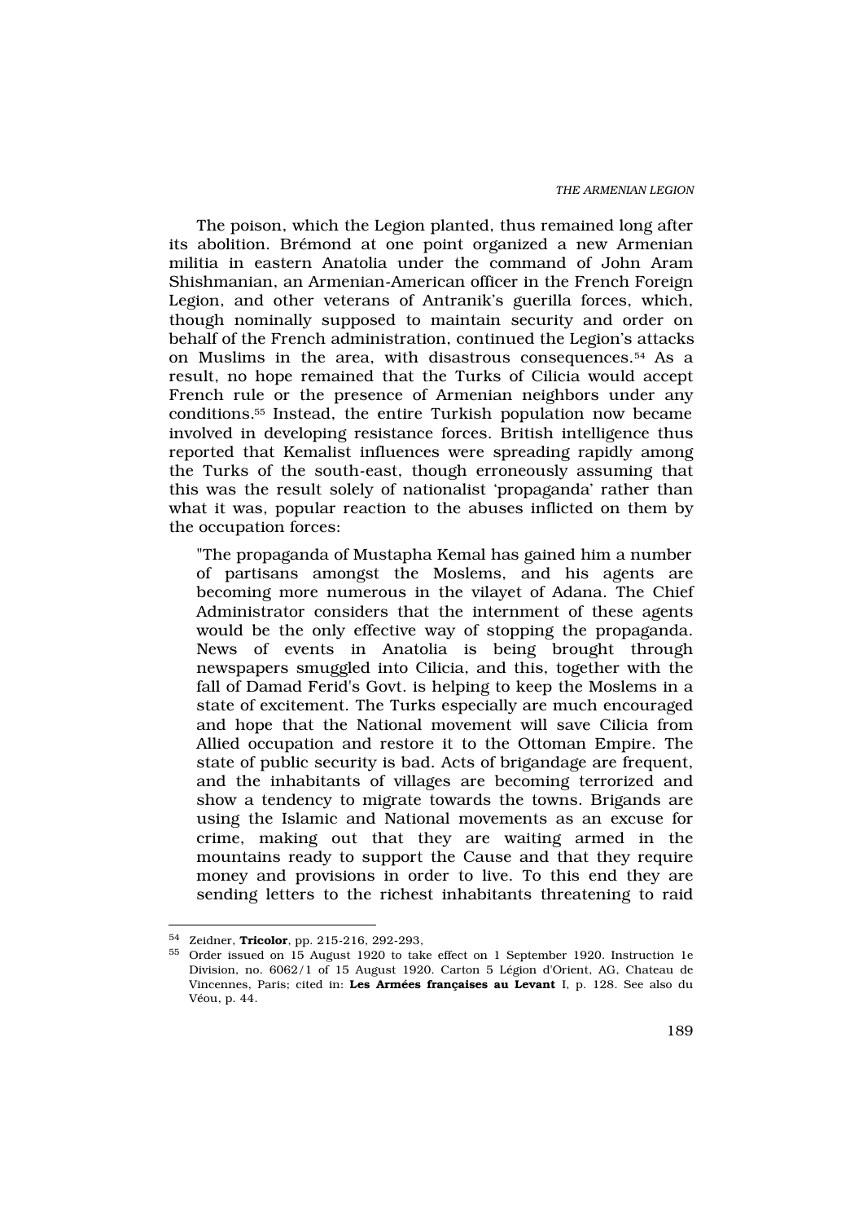The poison, which the Legion planted, thus remained long after its abolition. Brémond at one point organized a new Armenian militia in eastern Anatolia under the command of John Aram Shishmanian, an Armenian-American officer in the French Foreign Legion, and other veterans of Antranik's guerilla forces, which, though nominally supposed to maintain security and order on behalf of the French administration, continued the Legion's attacks on Muslims in the area, with disastrous consequences.[54] As a result, no hope remained that the Turks of Cilicia would accept French rule or the presence of Armenian neighbors under any conditions.[55] Instead, the entire Turkish population now became involved in developing resistance forces. British intelligence thus reported that Kemalist influences were spreading rapidly among the Turks of the south-east, though erroneously assuming that this was the result solely of nationalist 'propaganda' rather than what it was, popular reaction to the abuses inflicted on them by the occupation forces:

> "The propaganda of Mustapha Kemal has gained him a number of partisans amongst the Moslems, and his agents are becoming more numerous in the vilayet of Adana. The Chief Administrator considers that the internment of these agents would be the only effective way of stopping the propaganda. News of events in Anatolia is being brought through newspapers smuggled into Cilicia, and this, together with the fall of Damad Ferid's Govt. is helping to keep the Moslems in a state of excitement. The Turks especially are much encouraged and hope that the National movement will save Cilicia from Allied occupation and restore it to the Ottoman Empire. The state of public security is bad. Acts of brigandage are frequent, and the inhabitants of villages are becoming terrorized and show a tendency to migrate towards the towns. Brigands are using the Islamic and National movements as an excuse for crime, making out that they are waiting armed in the mountains ready to support the Cause and that they require money and provisions in order to live. To this end they are sending letters to the richest inhabitants threatening to raid

---

[54] Zeidner, **Tricolor**, pp. 215-216, 292-293,

[55] Order issued on 15 August 1920 to take effect on 1 September 1920. Instruction 1e Division, no. 6062/1 of 15 August 1920. Carton 5 Légion d'Orient, AG, Chateau de Vincennes, Paris; cited in: **Les Armées françaises au Levant** I, p. 128. See also du Véou, p. 44.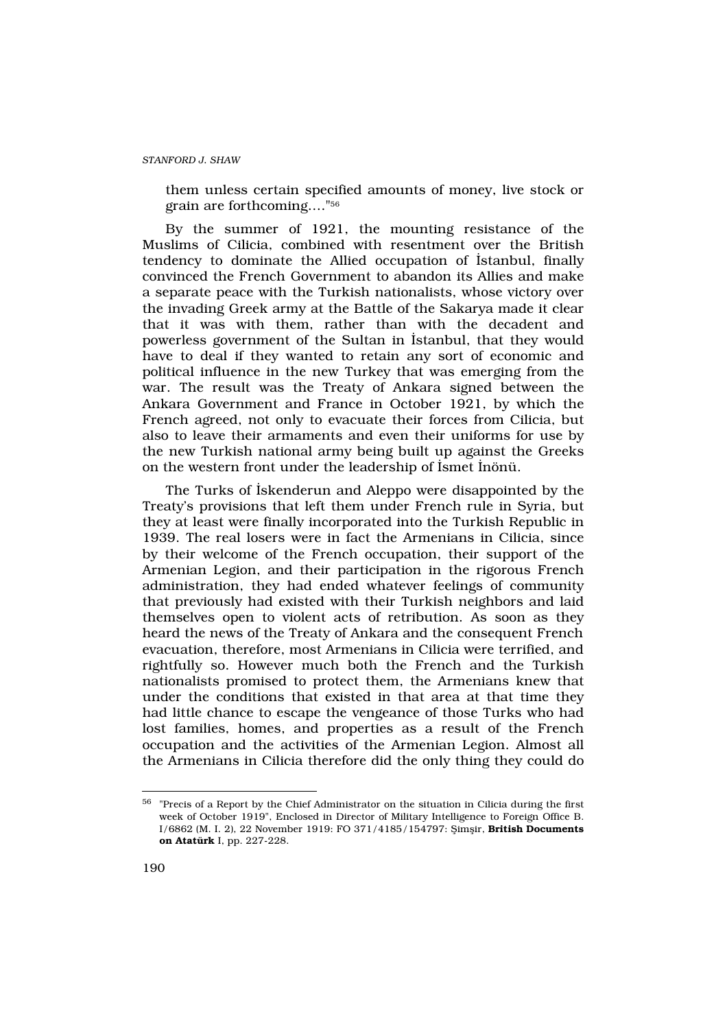them unless certain specified amounts of money, live stock or grain are forthcoming...."[56]

By the summer of 1921, the mounting resistance of the Muslims of Cilicia, combined with resentment over the British tendency to dominate the Allied occupation of İstanbul, finally convinced the French Government to abandon its Allies and make a separate peace with the Turkish nationalists, whose victory over the invading Greek army at the Battle of the Sakarya made it clear that it was with them, rather than with the decadent and powerless government of the Sultan in İstanbul, that they would have to deal if they wanted to retain any sort of economic and political influence in the new Turkey that was emerging from the war. The result was the Treaty of Ankara signed between the Ankara Government and France in October 1921, by which the French agreed, not only to evacuate their forces from Cilicia, but also to leave their armaments and even their uniforms for use by the new Turkish national army being built up against the Greeks on the western front under the leadership of İsmet İnönü.

The Turks of İskenderun and Aleppo were disappointed by the Treaty's provisions that left them under French rule in Syria, but they at least were finally incorporated into the Turkish Republic in 1939. The real losers were in fact the Armenians in Cilicia, since by their welcome of the French occupation, their support of the Armenian Legion, and their participation in the rigorous French administration, they had ended whatever feelings of community that previously had existed with their Turkish neighbors and laid themselves open to violent acts of retribution. As soon as they heard the news of the Treaty of Ankara and the consequent French evacuation, therefore, most Armenians in Cilicia were terrified, and rightfully so. However much both the French and the Turkish nationalists promised to protect them, the Armenians knew that under the conditions that existed in that area at that time they had little chance to escape the vengeance of those Turks who had lost families, homes, and properties as a result of the French occupation and the activities of the Armenian Legion. Almost all the Armenians in Cilicia therefore did the only thing they could do

---

[56] "Precis of a Report by the Chief Administrator on the situation in Cilicia during the first week of October 1919", Enclosed in Director of Military Intelligence to Foreign Office B. I/6862 (M. I. 2), 22 November 1919: FO 371/4185/154797: Şimşir, **British Documents on Atatürk** I, pp. 227-228.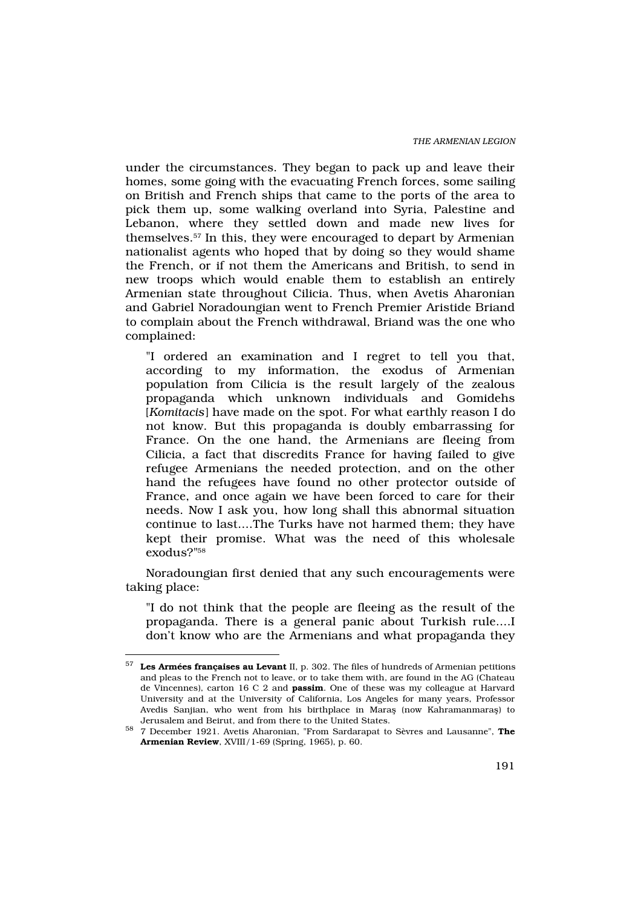under the circumstances. They began to pack up and leave their homes, some going with the evacuating French forces, some sailing on British and French ships that came to the ports of the area to pick them up, some walking overland into Syria, Palestine and Lebanon, where they settled down and made new lives for themselves.[57] In this, they were encouraged to depart by Armenian nationalist agents who hoped that by doing so they would shame the French, or if not them the Americans and British, to send in new troops which would enable them to establish an entirely Armenian state throughout Cilicia. Thus, when Avetis Aharonian and Gabriel Noradoungian went to French Premier Aristide Briand to complain about the French withdrawal, Briand was the one who complained:

> "I ordered an examination and I regret to tell you that, according to my information, the exodus of Armenian population from Cilicia is the result largely of the zealous propaganda which unknown individuals and Gomidehs [*Komitacis*] have made on the spot. For what earthly reason I do not know. But this propaganda is doubly embarrassing for France. On the one hand, the Armenians are fleeing from Cilicia, a fact that discredits France for having failed to give refugee Armenians the needed protection, and on the other hand the refugees have found no other protector outside of France, and once again we have been forced to care for their needs. Now I ask you, how long shall this abnormal situation continue to last....The Turks have not harmed them; they have kept their promise. What was the need of this wholesale exodus?"[58]

Noradoungian first denied that any such encouragements were taking place:

> "I do not think that the people are fleeing as the result of the propaganda. There is a general panic about Turkish rule....I don't know who are the Armenians and what propaganda they

---

[57] **Les Armées françaises au Levant** II, p. 302. The files of hundreds of Armenian petitions and pleas to the French not to leave, or to take them with, are found in the AG (Chateau de Vincennes), carton 16 C 2 and **passim**. One of these was my colleague at Harvard University and at the University of California, Los Angeles for many years, Professor Avedis Sanjian, who went from his birthplace in Maraş (now Kahramanmaraş) to Jerusalem and Beirut, and from there to the United States.

[58] 7 December 1921. Avetis Aharonian, "From Sardarapat to Sèvres and Lausanne", **The Armenian Review**, XVIII/1-69 (Spring, 1965), p. 60.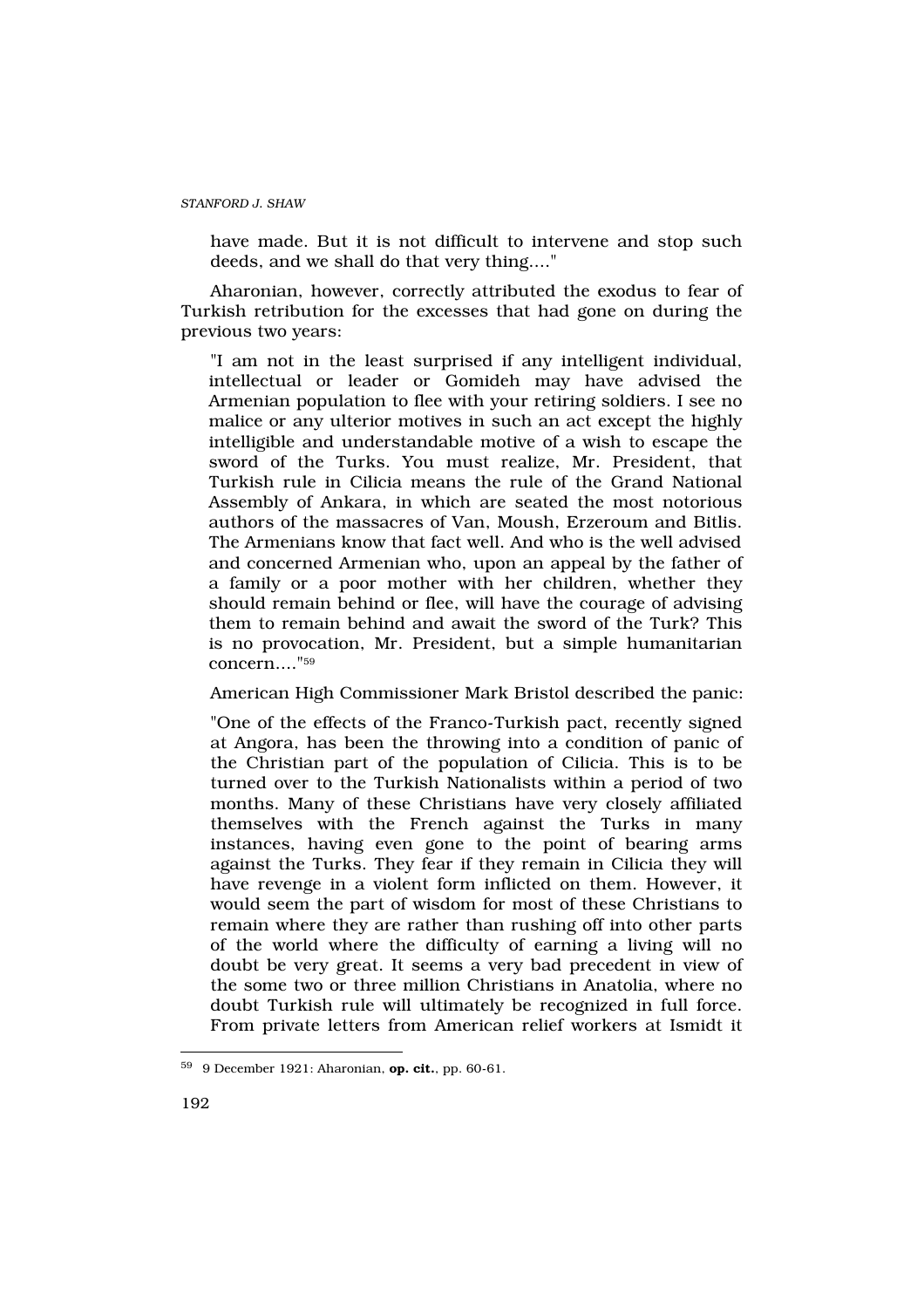have made. But it is not difficult to intervene and stop such deeds, and we shall do that very thing...."

Aharonian, however, correctly attributed the exodus to fear of Turkish retribution for the excesses that had gone on during the previous two years:

> "I am not in the least surprised if any intelligent individual, intellectual or leader or Gomideh may have advised the Armenian population to flee with your retiring soldiers. I see no malice or any ulterior motives in such an act except the highly intelligible and understandable motive of a wish to escape the sword of the Turks. You must realize, Mr. President, that Turkish rule in Cilicia means the rule of the Grand National Assembly of Ankara, in which are seated the most notorious authors of the massacres of Van, Moush, Erzeroum and Bitlis. The Armenians know that fact well. And who is the well advised and concerned Armenian who, upon an appeal by the father of a family or a poor mother with her children, whether they should remain behind or flee, will have the courage of advising them to remain behind and await the sword of the Turk? This is no provocation, Mr. President, but a simple humanitarian concern...."[59]

American High Commissioner Mark Bristol described the panic:

> "One of the effects of the Franco-Turkish pact, recently signed at Angora, has been the throwing into a condition of panic of the Christian part of the population of Cilicia. This is to be turned over to the Turkish Nationalists within a period of two months. Many of these Christians have very closely affiliated themselves with the French against the Turks in many instances, having even gone to the point of bearing arms against the Turks. They fear if they remain in Cilicia they will have revenge in a violent form inflicted on them. However, it would seem the part of wisdom for most of these Christians to remain where they are rather than rushing off into other parts of the world where the difficulty of earning a living will no doubt be very great. It seems a very bad precedent in view of the some two or three million Christians in Anatolia, where no doubt Turkish rule will ultimately be recognized in full force. From private letters from American relief workers at Ismidt it

---

[59] 9 December 1921: Aharonian, **op. cit.**, pp. 60-61.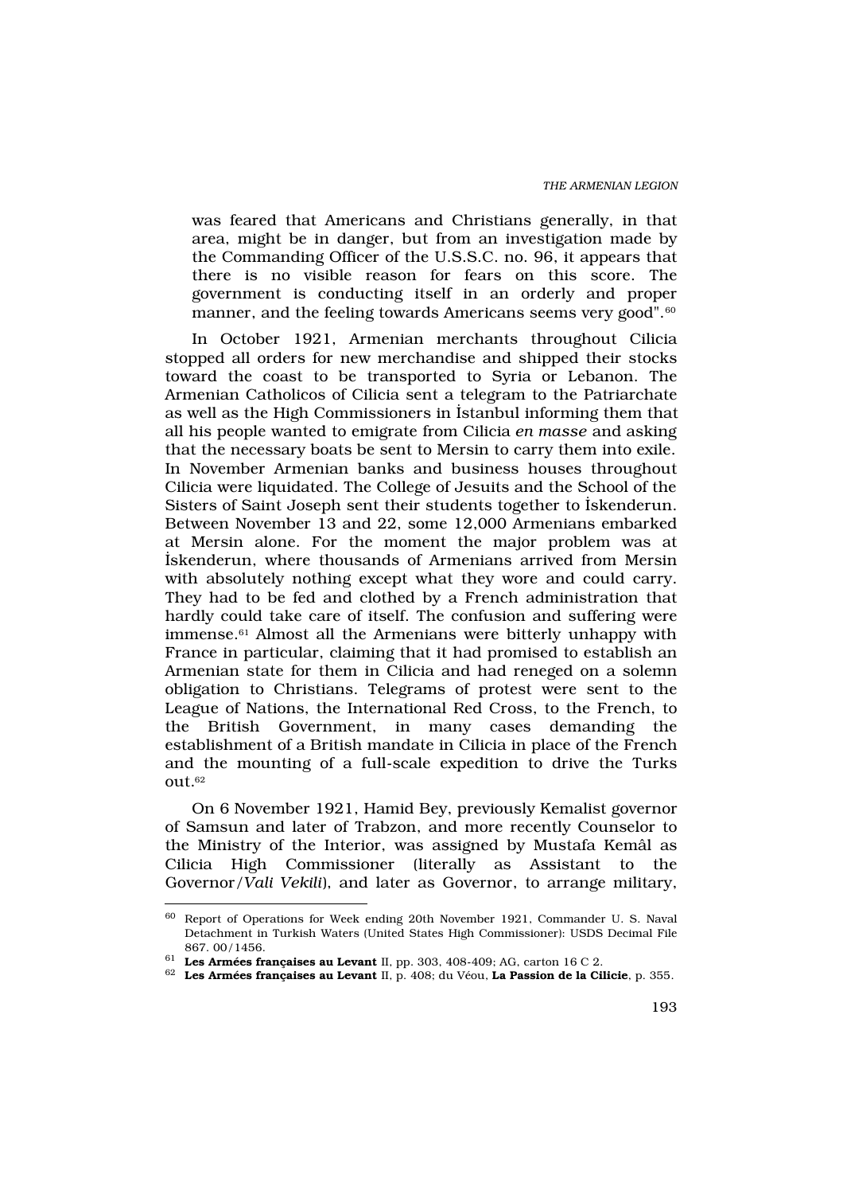was feared that Americans and Christians generally, in that area, might be in danger, but from an investigation made by the Commanding Officer of the U.S.S.C. no. 96, it appears that there is no visible reason for fears on this score. The government is conducting itself in an orderly and proper manner, and the feeling towards Americans seems very good".[60]

In October 1921, Armenian merchants throughout Cilicia stopped all orders for new merchandise and shipped their stocks toward the coast to be transported to Syria or Lebanon. The Armenian Catholicos of Cilicia sent a telegram to the Patriarchate as well as the High Commissioners in İstanbul informing them that all his people wanted to emigrate from Cilicia *en masse* and asking that the necessary boats be sent to Mersin to carry them into exile. In November Armenian banks and business houses throughout Cilicia were liquidated. The College of Jesuits and the School of the Sisters of Saint Joseph sent their students together to İskenderun. Between November 13 and 22, some 12,000 Armenians embarked at Mersin alone. For the moment the major problem was at İskenderun, where thousands of Armenians arrived from Mersin with absolutely nothing except what they wore and could carry. They had to be fed and clothed by a French administration that hardly could take care of itself. The confusion and suffering were immense.[61] Almost all the Armenians were bitterly unhappy with France in particular, claiming that it had promised to establish an Armenian state for them in Cilicia and had reneged on a solemn obligation to Christians. Telegrams of protest were sent to the League of Nations, the International Red Cross, to the French, to the British Government, in many cases demanding the establishment of a British mandate in Cilicia in place of the French and the mounting of a full-scale expedition to drive the Turks out.[62]

On 6 November 1921, Hamid Bey, previously Kemalist governor of Samsun and later of Trabzon, and more recently Counselor to the Ministry of the Interior, was assigned by Mustafa Kemâl as Cilicia High Commissioner (literally as Assistant to the Governor/*Vali Vekili*), and later as Governor, to arrange military,

---

[60] Report of Operations for Week ending 20th November 1921, Commander U. S. Naval Detachment in Turkish Waters (United States High Commissioner): USDS Decimal File 867. 00/1456.

[61] **Les Armées françaises au Levant** II, pp. 303, 408-409; AG, carton 16 C 2.

[62] **Les Armées françaises au Levant** II, p. 408; du Véou, **La Passion de la Cilicie**, p. 355.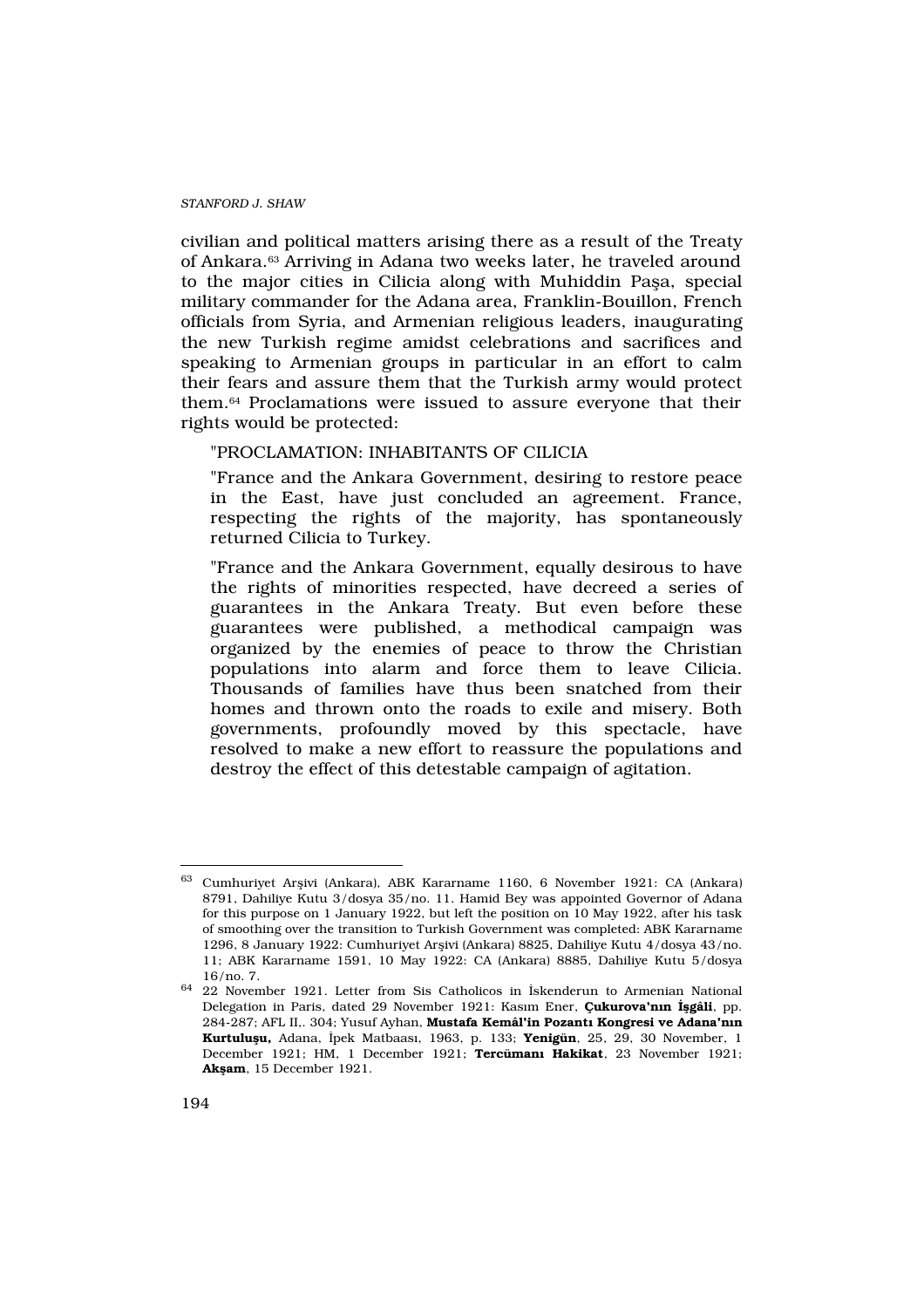civilian and political matters arising there as a result of the Treaty of Ankara.[63] Arriving in Adana two weeks later, he traveled around to the major cities in Cilicia along with Muhiddin Paşa, special military commander for the Adana area, Franklin-Bouillon, French officials from Syria, and Armenian religious leaders, inaugurating the new Turkish regime amidst celebrations and sacrifices and speaking to Armenian groups in particular in an effort to calm their fears and assure them that the Turkish army would protect them.[64] Proclamations were issued to assure everyone that their rights would be protected:

> "PROCLAMATION: INHABITANTS OF CILICIA
>
> "France and the Ankara Government, desiring to restore peace in the East, have just concluded an agreement. France, respecting the rights of the majority, has spontaneously returned Cilicia to Turkey.
>
> "France and the Ankara Government, equally desirous to have the rights of minorities respected, have decreed a series of guarantees in the Ankara Treaty. But even before these guarantees were published, a methodical campaign was organized by the enemies of peace to throw the Christian populations into alarm and force them to leave Cilicia. Thousands of families have thus been snatched from their homes and thrown onto the roads to exile and misery. Both governments, profoundly moved by this spectacle, have resolved to make a new effort to reassure the populations and destroy the effect of this detestable campaign of agitation.

---

[63] Cumhuriyet Arşivi (Ankara), ABK Kararname 1160, 6 November 1921: CA (Ankara) 8791, Dahiliye Kutu 3/dosya 35/no. 11. Hamid Bey was appointed Governor of Adana for this purpose on 1 January 1922, but left the position on 10 May 1922, after his task of smoothing over the transition to Turkish Government was completed: ABK Kararname 1296, 8 January 1922: Cumhuriyet Arşivi (Ankara) 8825, Dahiliye Kutu 4/dosya 43/no. 11; ABK Kararname 1591, 10 May 1922: CA (Ankara) 8885, Dahiliye Kutu 5/dosya 16/no. 7.

[64] 22 November 1921. Letter from Sis Catholicos in İskenderun to Armenian National Delegation in Paris, dated 29 November 1921: Kasım Ener, **Çukurova'nın İşgâli**, pp. 284-287; AFL II,. 304; Yusuf Ayhan, **Mustafa Kemâl'in Pozantı Kongresi ve Adana'nın Kurtuluşu,** Adana, İpek Matbaası, 1963, p. 133; **Yenigün**, 25, 29, 30 November, 1 December 1921; HM, 1 December 1921; **Tercümanı Hakikat**, 23 November 1921; **Akşam**, 15 December 1921.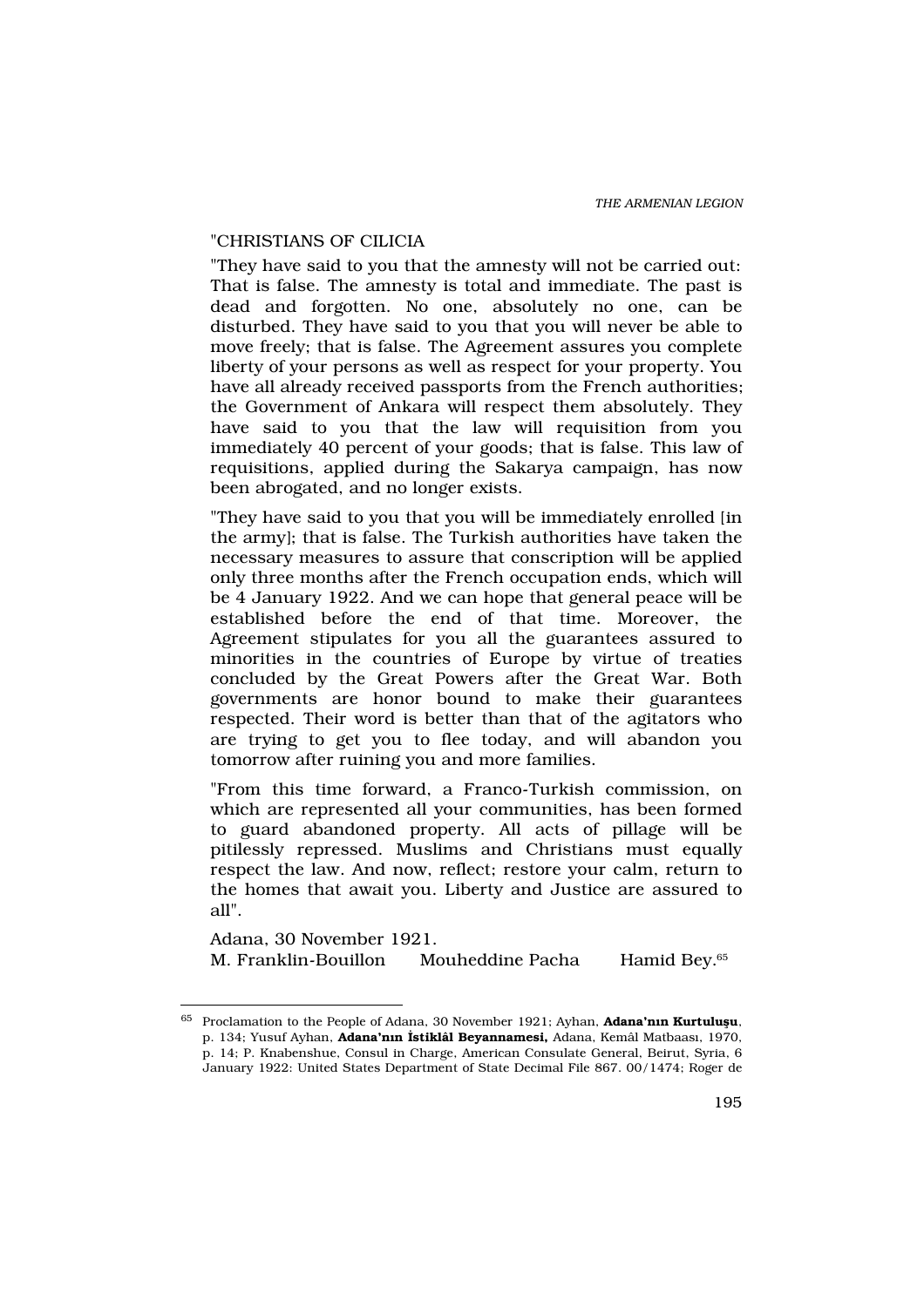"CHRISTIANS OF CILICIA

"They have said to you that the amnesty will not be carried out: That is false. The amnesty is total and immediate. The past is dead and forgotten. No one, absolutely no one, can be disturbed. They have said to you that you will never be able to move freely; that is false. The Agreement assures you complete liberty of your persons as well as respect for your property. You have all already received passports from the French authorities; the Government of Ankara will respect them absolutely. They have said to you that the law will requisition from you immediately 40 percent of your goods; that is false. This law of requisitions, applied during the Sakarya campaign, has now been abrogated, and no longer exists.

"They have said to you that you will be immediately enrolled [in the army]; that is false. The Turkish authorities have taken the necessary measures to assure that conscription will be applied only three months after the French occupation ends, which will be 4 January 1922. And we can hope that general peace will be established before the end of that time. Moreover, the Agreement stipulates for you all the guarantees assured to minorities in the countries of Europe by virtue of treaties concluded by the Great Powers after the Great War. Both governments are honor bound to make their guarantees respected. Their word is better than that of the agitators who are trying to get you to flee today, and will abandon you tomorrow after ruining you and more families.

"From this time forward, a Franco-Turkish commission, on which are represented all your communities, has been formed to guard abandoned property. All acts of pillage will be pitilessly repressed. Muslims and Christians must equally respect the law. And now, reflect; restore your calm, return to the homes that await you. Liberty and Justice are assured to all".

Adana, 30 November 1921.
M. Franklin-Bouillon    Mouheddine Pacha    Hamid Bey.[65]

---

[65] Proclamation to the People of Adana, 30 November 1921; Ayhan, **Adana'nın Kurtuluşu**, p. 134; Yusuf Ayhan, **Adana'nın İstiklâl Beyannamesi,** Adana, Kemâl Matbaası, 1970, p. 14; P. Knabenshue, Consul in Charge, American Consulate General, Beirut, Syria, 6 January 1922: United States Department of State Decimal File 867. 00/1474; Roger de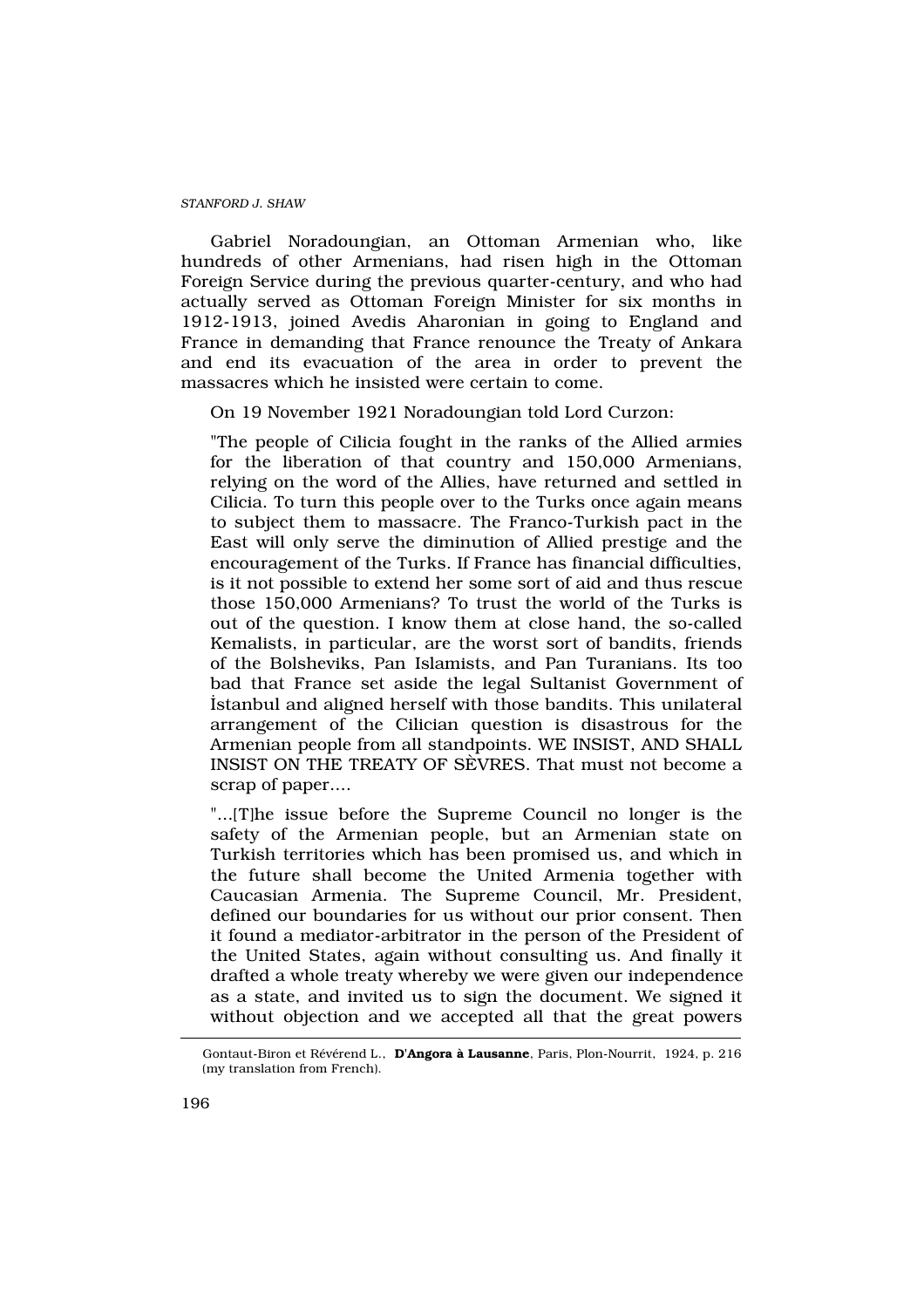Gabriel Noradoungian, an Ottoman Armenian who, like hundreds of other Armenians, had risen high in the Ottoman Foreign Service during the previous quarter-century, and who had actually served as Ottoman Foreign Minister for six months in 1912-1913, joined Avedis Aharonian in going to England and France in demanding that France renounce the Treaty of Ankara and end its evacuation of the area in order to prevent the massacres which he insisted were certain to come.

On 19 November 1921 Noradoungian told Lord Curzon:

"The people of Cilicia fought in the ranks of the Allied armies for the liberation of that country and 150,000 Armenians, relying on the word of the Allies, have returned and settled in Cilicia. To turn this people over to the Turks once again means to subject them to massacre. The Franco-Turkish pact in the East will only serve the diminution of Allied prestige and the encouragement of the Turks. If France has financial difficulties, is it not possible to extend her some sort of aid and thus rescue those 150,000 Armenians? To trust the world of the Turks is out of the question. I know them at close hand, the so-called Kemalists, in particular, are the worst sort of bandits, friends of the Bolsheviks, Pan Islamists, and Pan Turanians. Its too bad that France set aside the legal Sultanist Government of İstanbul and aligned herself with those bandits. This unilateral arrangement of the Cilician question is disastrous for the Armenian people from all standpoints. WE INSIST, AND SHALL INSIST ON THE TREATY OF SÈVRES. That must not become a scrap of paper....

"...[T]he issue before the Supreme Council no longer is the safety of the Armenian people, but an Armenian state on Turkish territories which has been promised us, and which in the future shall become the United Armenia together with Caucasian Armenia. The Supreme Council, Mr. President, defined our boundaries for us without our prior consent. Then it found a mediator-arbitrator in the person of the President of the United States, again without consulting us. And finally it drafted a whole treaty whereby we were given our independence as a state, and invited us to sign the document. We signed it without objection and we accepted all that the great powers

---

Gontaut-Biron et Révérend L., **D'Angora à Lausanne**, Paris, Plon-Nourrit, 1924, p. 216 (my translation from French).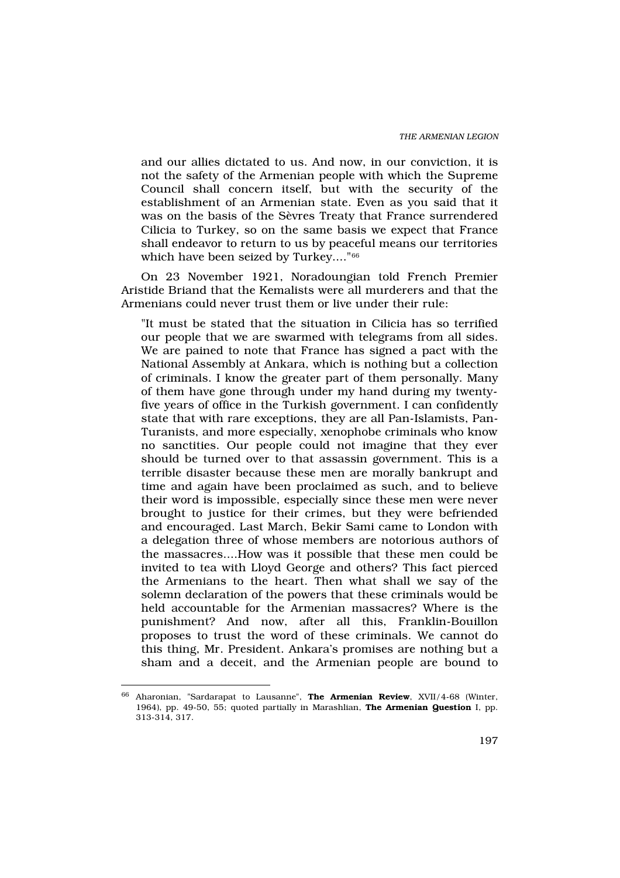and our allies dictated to us. And now, in our conviction, it is not the safety of the Armenian people with which the Supreme Council shall concern itself, but with the security of the establishment of an Armenian state. Even as you said that it was on the basis of the Sèvres Treaty that France surrendered Cilicia to Turkey, so on the same basis we expect that France shall endeavor to return to us by peaceful means our territories which have been seized by Turkey...."[66]

On 23 November 1921, Noradoungian told French Premier Aristide Briand that the Kemalists were all murderers and that the Armenians could never trust them or live under their rule:

"It must be stated that the situation in Cilicia has so terrified our people that we are swarmed with telegrams from all sides. We are pained to note that France has signed a pact with the National Assembly at Ankara, which is nothing but a collection of criminals. I know the greater part of them personally. Many of them have gone through under my hand during my twenty-five years of office in the Turkish government. I can confidently state that with rare exceptions, they are all Pan-Islamists, Pan-Turanists, and more especially, xenophobe criminals who know no sanctities. Our people could not imagine that they ever should be turned over to that assassin government. This is a terrible disaster because these men are morally bankrupt and time and again have been proclaimed as such, and to believe their word is impossible, especially since these men were never brought to justice for their crimes, but they were befriended and encouraged. Last March, Bekir Sami came to London with a delegation three of whose members are notorious authors of the massacres....How was it possible that these men could be invited to tea with Lloyd George and others? This fact pierced the Armenians to the heart. Then what shall we say of the solemn declaration of the powers that these criminals would be held accountable for the Armenian massacres? Where is the punishment? And now, after all this, Franklin-Bouillon proposes to trust the word of these criminals. We cannot do this thing, Mr. President. Ankara's promises are nothing but a sham and a deceit, and the Armenian people are bound to

---

[66] Aharonian, "Sardarapat to Lausanne", **The Armenian Review**, XVII/4-68 (Winter, 1964), pp. 49-50, 55; quoted partially in Marashlian, **The Armenian Question** I, pp. 313-314, 317.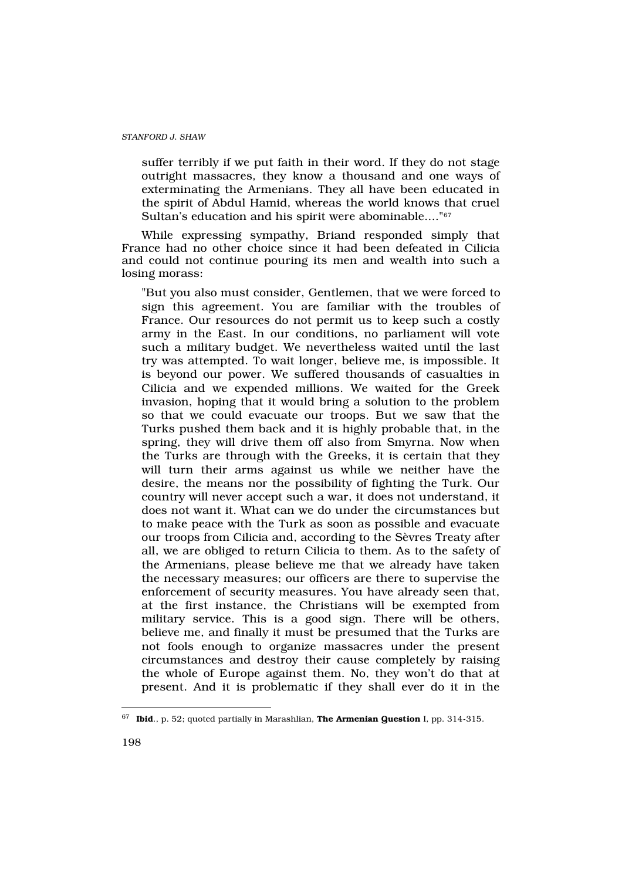suffer terribly if we put faith in their word. If they do not stage outright massacres, they know a thousand and one ways of exterminating the Armenians. They all have been educated in the spirit of Abdul Hamid, whereas the world knows that cruel Sultan's education and his spirit were abominable...."[67]

While expressing sympathy, Briand responded simply that France had no other choice since it had been defeated in Cilicia and could not continue pouring its men and wealth into such a losing morass:

> "But you also must consider, Gentlemen, that we were forced to sign this agreement. You are familiar with the troubles of France. Our resources do not permit us to keep such a costly army in the East. In our conditions, no parliament will vote such a military budget. We nevertheless waited until the last try was attempted. To wait longer, believe me, is impossible. It is beyond our power. We suffered thousands of casualties in Cilicia and we expended millions. We waited for the Greek invasion, hoping that it would bring a solution to the problem so that we could evacuate our troops. But we saw that the Turks pushed them back and it is highly probable that, in the spring, they will drive them off also from Smyrna. Now when the Turks are through with the Greeks, it is certain that they will turn their arms against us while we neither have the desire, the means nor the possibility of fighting the Turk. Our country will never accept such a war, it does not understand, it does not want it. What can we do under the circumstances but to make peace with the Turk as soon as possible and evacuate our troops from Cilicia and, according to the Sèvres Treaty after all, we are obliged to return Cilicia to them. As to the safety of the Armenians, please believe me that we already have taken the necessary measures; our officers are there to supervise the enforcement of security measures. You have already seen that, at the first instance, the Christians will be exempted from military service. This is a good sign. There will be others, believe me, and finally it must be presumed that the Turks are not fools enough to organize massacres under the present circumstances and destroy their cause completely by raising the whole of Europe against them. No, they won't do that at present. And it is problematic if they shall ever do it in the

---

[67] **Ibid.**, p. 52; quoted partially in Marashlian, **The Armenian Question** I, pp. 314-315.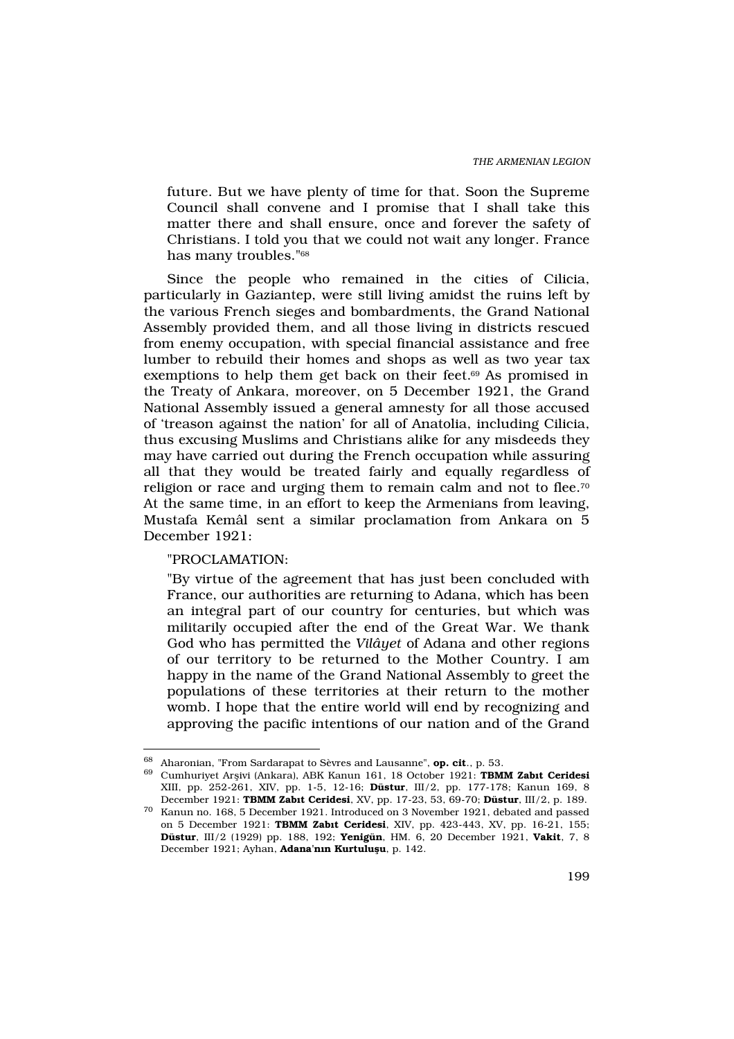future. But we have plenty of time for that. Soon the Supreme Council shall convene and I promise that I shall take this matter there and shall ensure, once and forever the safety of Christians. I told you that we could not wait any longer. France has many troubles."[68]

Since the people who remained in the cities of Cilicia, particularly in Gaziantep, were still living amidst the ruins left by the various French sieges and bombardments, the Grand National Assembly provided them, and all those living in districts rescued from enemy occupation, with special financial assistance and free lumber to rebuild their homes and shops as well as two year tax exemptions to help them get back on their feet.[69] As promised in the Treaty of Ankara, moreover, on 5 December 1921, the Grand National Assembly issued a general amnesty for all those accused of 'treason against the nation' for all of Anatolia, including Cilicia, thus excusing Muslims and Christians alike for any misdeeds they may have carried out during the French occupation while assuring all that they would be treated fairly and equally regardless of religion or race and urging them to remain calm and not to flee.[70] At the same time, in an effort to keep the Armenians from leaving, Mustafa Kemâl sent a similar proclamation from Ankara on 5 December 1921:

"PROCLAMATION:

"By virtue of the agreement that has just been concluded with France, our authorities are returning to Adana, which has been an integral part of our country for centuries, but which was militarily occupied after the end of the Great War. We thank God who has permitted the *Vilâyet* of Adana and other regions of our territory to be returned to the Mother Country. I am happy in the name of the Grand National Assembly to greet the populations of these territories at their return to the mother womb. I hope that the entire world will end by recognizing and approving the pacific intentions of our nation and of the Grand

---

[68] Aharonian, "From Sardarapat to Sèvres and Lausanne", **op. cit**., p. 53.

[69] Cumhuriyet Arşivi (Ankara), ABK Kanun 161, 18 October 1921: **TBMM Zabıt Ceridesi** XIII, pp. 252-261, XIV, pp. 1-5, 12-16; **Düstur**, III/2, pp. 177-178; Kanun 169, 8 December 1921: **TBMM Zabıt Ceridesi**, XV, pp. 17-23, 53, 69-70; **Düstur**, III/2, p. 189.

[70] Kanun no. 168, 5 December 1921. Introduced on 3 November 1921, debated and passed on 5 December 1921: **TBMM Zabıt Ceridesi**, XIV, pp. 423-443, XV, pp. 16-21, 155; **Düstur**, III/2 (1929) pp. 188, 192; **Yenigün**, HM. 6, 20 December 1921, **Vakit**, 7, 8 December 1921; Ayhan, **Adana'nın Kurtuluşu**, p. 142.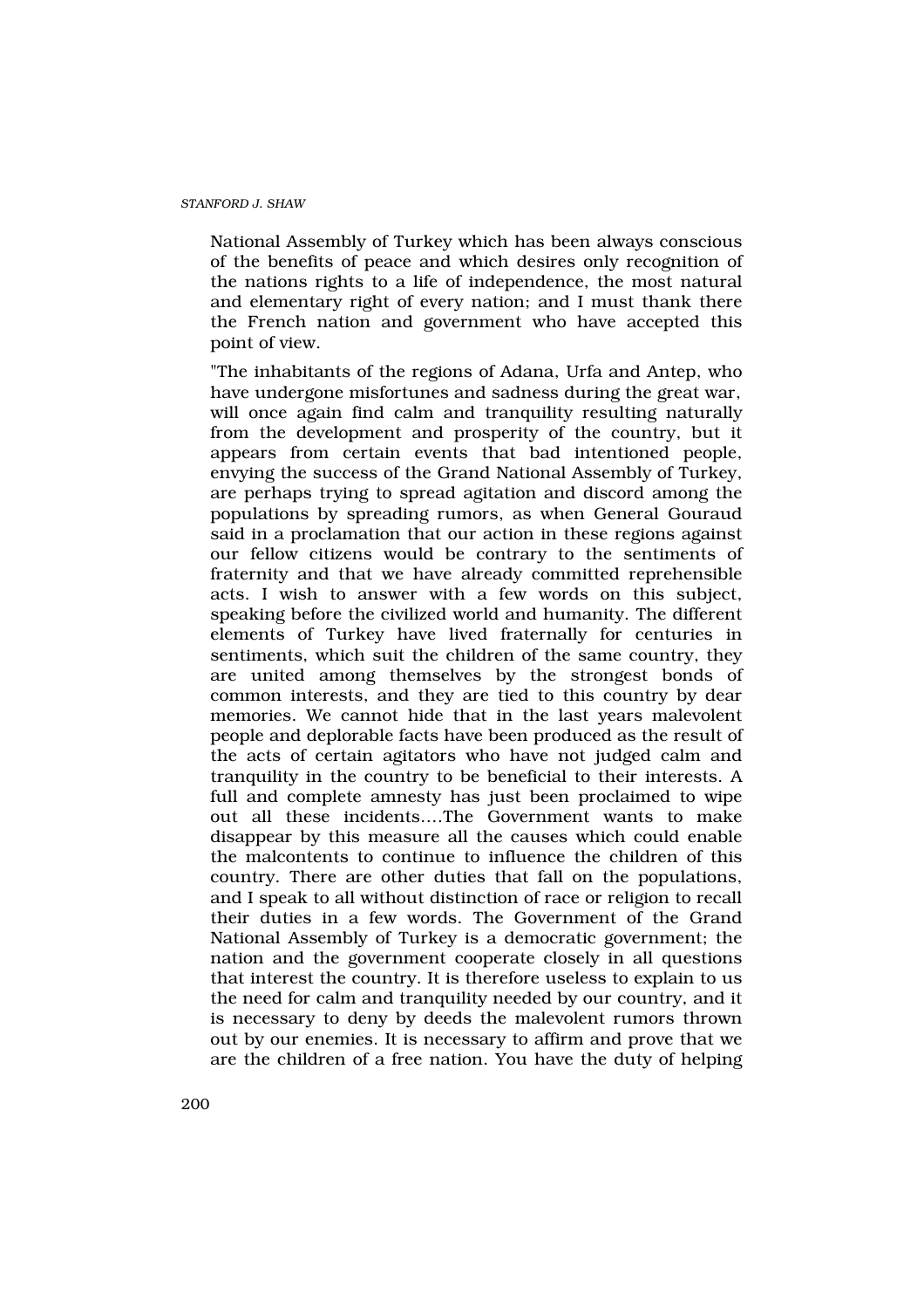National Assembly of Turkey which has been always conscious of the benefits of peace and which desires only recognition of the nations rights to a life of independence, the most natural and elementary right of every nation; and I must thank there the French nation and government who have accepted this point of view.

"The inhabitants of the regions of Adana, Urfa and Antep, who have undergone misfortunes and sadness during the great war, will once again find calm and tranquility resulting naturally from the development and prosperity of the country, but it appears from certain events that bad intentioned people, envying the success of the Grand National Assembly of Turkey, are perhaps trying to spread agitation and discord among the populations by spreading rumors, as when General Gouraud said in a proclamation that our action in these regions against our fellow citizens would be contrary to the sentiments of fraternity and that we have already committed reprehensible acts. I wish to answer with a few words on this subject, speaking before the civilized world and humanity. The different elements of Turkey have lived fraternally for centuries in sentiments, which suit the children of the same country, they are united among themselves by the strongest bonds of common interests, and they are tied to this country by dear memories. We cannot hide that in the last years malevolent people and deplorable facts have been produced as the result of the acts of certain agitators who have not judged calm and tranquility in the country to be beneficial to their interests. A full and complete amnesty has just been proclaimed to wipe out all these incidents....The Government wants to make disappear by this measure all the causes which could enable the malcontents to continue to influence the children of this country. There are other duties that fall on the populations, and I speak to all without distinction of race or religion to recall their duties in a few words. The Government of the Grand National Assembly of Turkey is a democratic government; the nation and the government cooperate closely in all questions that interest the country. It is therefore useless to explain to us the need for calm and tranquility needed by our country, and it is necessary to deny by deeds the malevolent rumors thrown out by our enemies. It is necessary to affirm and prove that we are the children of a free nation. You have the duty of helping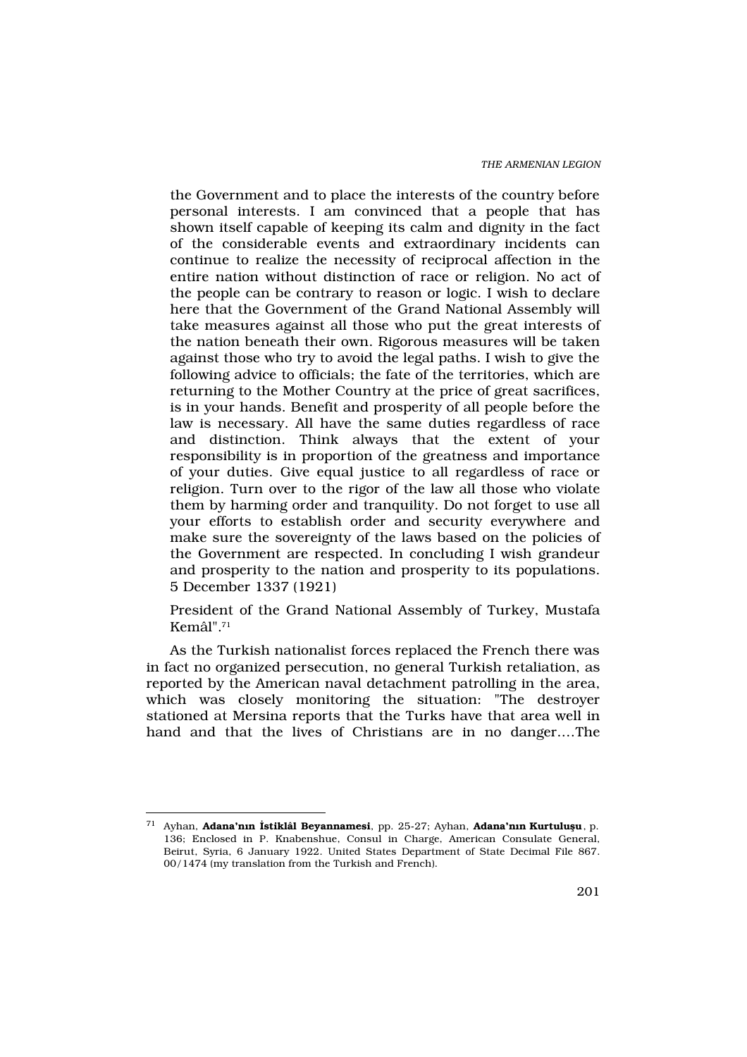the Government and to place the interests of the country before personal interests. I am convinced that a people that has shown itself capable of keeping its calm and dignity in the fact of the considerable events and extraordinary incidents can continue to realize the necessity of reciprocal affection in the entire nation without distinction of race or religion. No act of the people can be contrary to reason or logic. I wish to declare here that the Government of the Grand National Assembly will take measures against all those who put the great interests of the nation beneath their own. Rigorous measures will be taken against those who try to avoid the legal paths. I wish to give the following advice to officials; the fate of the territories, which are returning to the Mother Country at the price of great sacrifices, is in your hands. Benefit and prosperity of all people before the law is necessary. All have the same duties regardless of race and distinction. Think always that the extent of your responsibility is in proportion of the greatness and importance of your duties. Give equal justice to all regardless of race or religion. Turn over to the rigor of the law all those who violate them by harming order and tranquility. Do not forget to use all your efforts to establish order and security everywhere and make sure the sovereignty of the laws based on the policies of the Government are respected. In concluding I wish grandeur and prosperity to the nation and prosperity to its populations. 5 December 1337 (1921)

President of the Grand National Assembly of Turkey, Mustafa Kemâl".[71]

As the Turkish nationalist forces replaced the French there was in fact no organized persecution, no general Turkish retaliation, as reported by the American naval detachment patrolling in the area, which was closely monitoring the situation: "The destroyer stationed at Mersina reports that the Turks have that area well in hand and that the lives of Christians are in no danger....The

---

[71] Ayhan, **Adana'nın İstiklâl Beyannamesi**, pp. 25-27; Ayhan, **Adana'nın Kurtuluşu**, p. 136; Enclosed in P. Knabenshue, Consul in Charge, American Consulate General, Beirut, Syria, 6 January 1922. United States Department of State Decimal File 867. 00/1474 (my translation from the Turkish and French).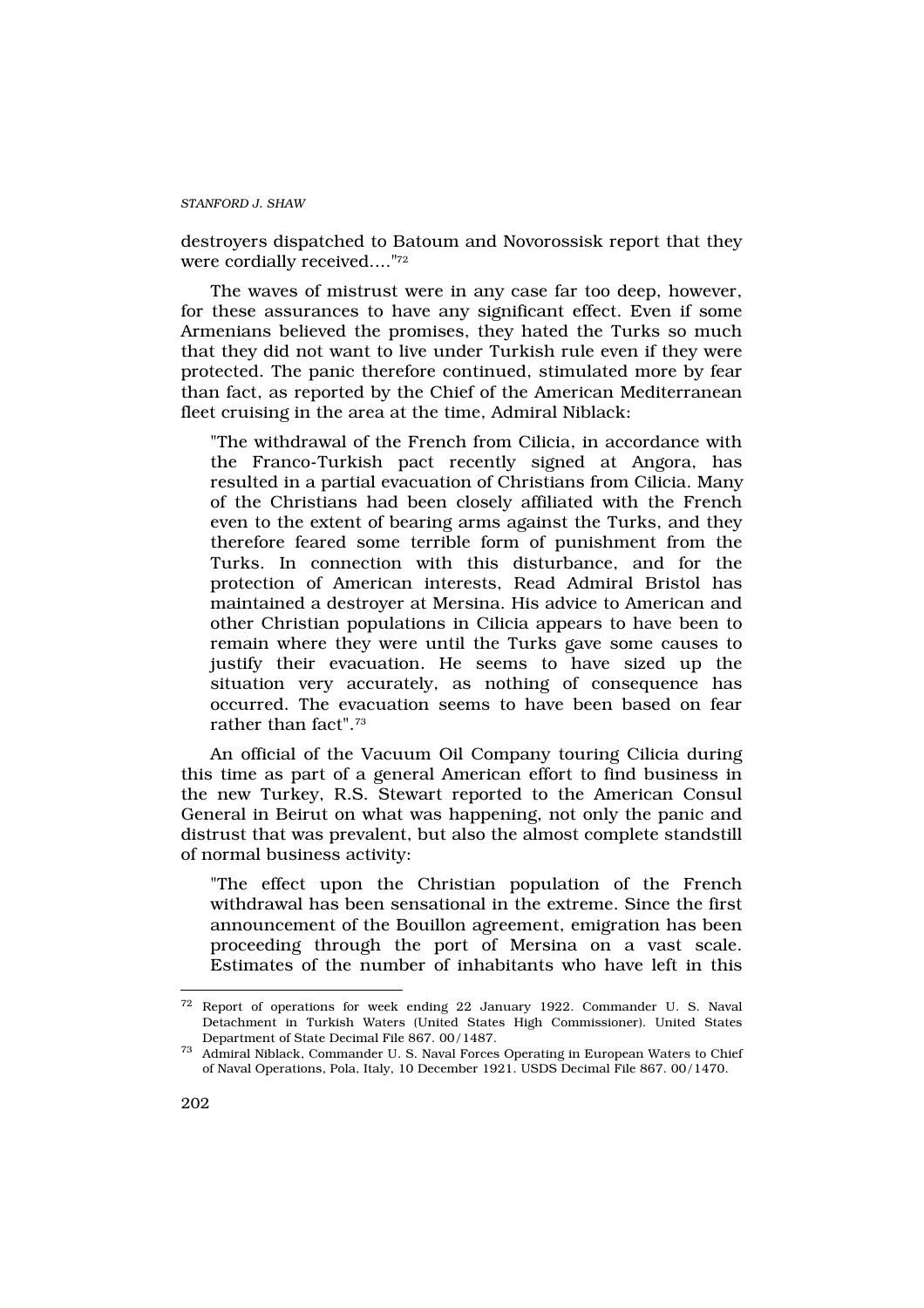destroyers dispatched to Batoum and Novorossisk report that they were cordially received...."[72]

The waves of mistrust were in any case far too deep, however, for these assurances to have any significant effect. Even if some Armenians believed the promises, they hated the Turks so much that they did not want to live under Turkish rule even if they were protected. The panic therefore continued, stimulated more by fear than fact, as reported by the Chief of the American Mediterranean fleet cruising in the area at the time, Admiral Niblack:

> "The withdrawal of the French from Cilicia, in accordance with the Franco-Turkish pact recently signed at Angora, has resulted in a partial evacuation of Christians from Cilicia. Many of the Christians had been closely affiliated with the French even to the extent of bearing arms against the Turks, and they therefore feared some terrible form of punishment from the Turks. In connection with this disturbance, and for the protection of American interests, Read Admiral Bristol has maintained a destroyer at Mersina. His advice to American and other Christian populations in Cilicia appears to have been to remain where they were until the Turks gave some causes to justify their evacuation. He seems to have sized up the situation very accurately, as nothing of consequence has occurred. The evacuation seems to have been based on fear rather than fact".[73]

An official of the Vacuum Oil Company touring Cilicia during this time as part of a general American effort to find business in the new Turkey, R.S. Stewart reported to the American Consul General in Beirut on what was happening, not only the panic and distrust that was prevalent, but also the almost complete standstill of normal business activity:

> "The effect upon the Christian population of the French withdrawal has been sensational in the extreme. Since the first announcement of the Bouillon agreement, emigration has been proceeding through the port of Mersina on a vast scale. Estimates of the number of inhabitants who have left in this

---

[72] Report of operations for week ending 22 January 1922. Commander U. S. Naval Detachment in Turkish Waters (United States High Commissioner). United States Department of State Decimal File 867. 00/1487.

[73] Admiral Niblack, Commander U. S. Naval Forces Operating in European Waters to Chief of Naval Operations, Pola, Italy, 10 December 1921. USDS Decimal File 867. 00/1470.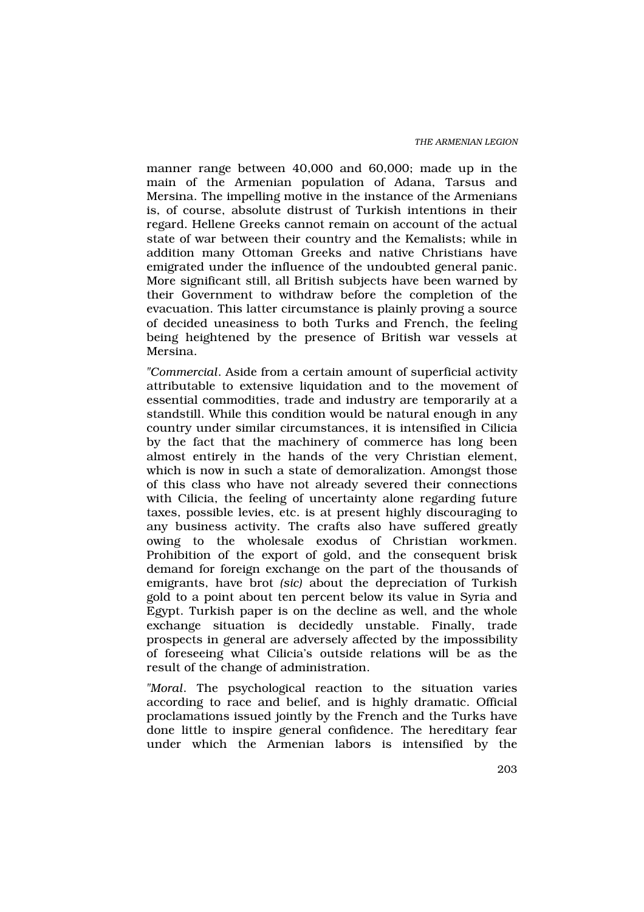manner range between 40,000 and 60,000; made up in the main of the Armenian population of Adana, Tarsus and Mersina. The impelling motive in the instance of the Armenians is, of course, absolute distrust of Turkish intentions in their regard. Hellene Greeks cannot remain on account of the actual state of war between their country and the Kemalists; while in addition many Ottoman Greeks and native Christians have emigrated under the influence of the undoubted general panic. More significant still, all British subjects have been warned by their Government to withdraw before the completion of the evacuation. This latter circumstance is plainly proving a source of decided uneasiness to both Turks and French, the feeling being heightened by the presence of British war vessels at Mersina.

"*Commercial*. Aside from a certain amount of superficial activity attributable to extensive liquidation and to the movement of essential commodities, trade and industry are temporarily at a standstill. While this condition would be natural enough in any country under similar circumstances, it is intensified in Cilicia by the fact that the machinery of commerce has long been almost entirely in the hands of the very Christian element, which is now in such a state of demoralization. Amongst those of this class who have not already severed their connections with Cilicia, the feeling of uncertainty alone regarding future taxes, possible levies, etc. is at present highly discouraging to any business activity. The crafts also have suffered greatly owing to the wholesale exodus of Christian workmen. Prohibition of the export of gold, and the consequent brisk demand for foreign exchange on the part of the thousands of emigrants, have brot *(sic)* about the depreciation of Turkish gold to a point about ten percent below its value in Syria and Egypt. Turkish paper is on the decline as well, and the whole exchange situation is decidedly unstable. Finally, trade prospects in general are adversely affected by the impossibility of foreseeing what Cilicia's outside relations will be as the result of the change of administration.

"*Moral*. The psychological reaction to the situation varies according to race and belief, and is highly dramatic. Official proclamations issued jointly by the French and the Turks have done little to inspire general confidence. The hereditary fear under which the Armenian labors is intensified by the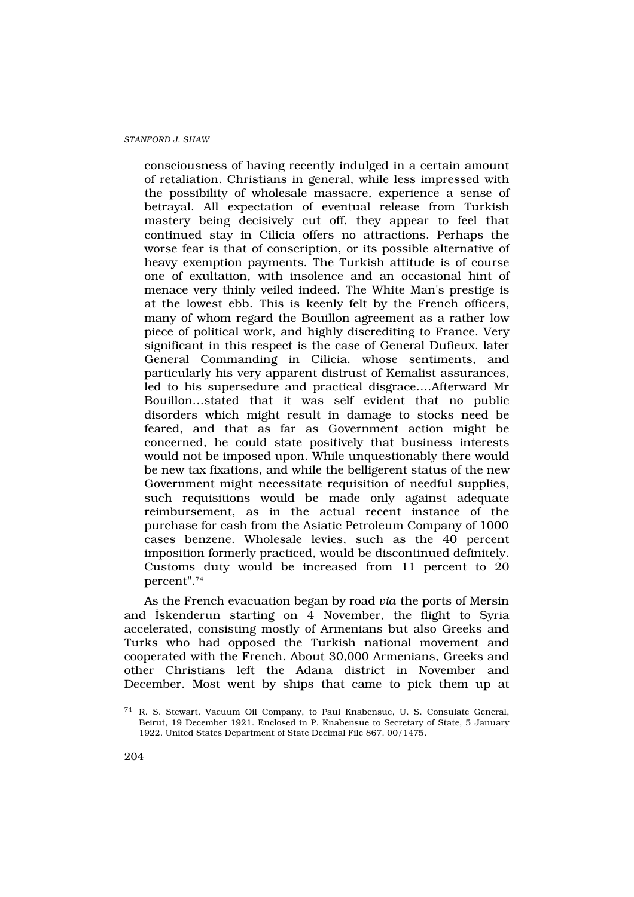consciousness of having recently indulged in a certain amount of retaliation. Christians in general, while less impressed with the possibility of wholesale massacre, experience a sense of betrayal. All expectation of eventual release from Turkish mastery being decisively cut off, they appear to feel that continued stay in Cilicia offers no attractions. Perhaps the worse fear is that of conscription, or its possible alternative of heavy exemption payments. The Turkish attitude is of course one of exultation, with insolence and an occasional hint of menace very thinly veiled indeed. The White Man's prestige is at the lowest ebb. This is keenly felt by the French officers, many of whom regard the Bouillon agreement as a rather low piece of political work, and highly descrediting to France. Very significant in this respect is the case of General Dufieux, later General Commanding in Cilicia, whose sentiments, and particularly his very apparent distrust of Kemalist assurances, led to his supersedure and practical disgrace....Afterward Mr Bouillon...stated that it was self evident that no public disorders which might result in damage to stocks need be feared, and that as far as Government action might be concerned, he could state positively that business interests would not be imposed upon. While unquestionably there would be new tax fixations, and while the belligerent status of the new Government might necessitate requisition of needful supplies, such requisitions would be made only against adequate reimbursement, as in the actual recent instance of the purchase for cash from the Asiatic Petroleum Company of 1000 cases benzene. Wholesale levies, such as the 40 percent imposition formerly practiced, would be discontinued definitely. Customs duty would be increased from 11 percent to 20 percent".[74]

As the French evacuation began by road *via* the ports of Mersin and İskenderun starting on 4 November, the flight to Syria accelerated, consisting mostly of Armenians but also Greeks and Turks who had opposed the Turkish national movement and cooperated with the French. About 30,000 Armenians, Greeks and other Christians left the Adana district in November and December. Most went by ships that came to pick them up at

[74] R. S. Stewart, Vacuum Oil Company, to Paul Knabensue, U. S. Consulate General, Beirut, 19 December 1921. Enclosed in P. Knabensue to Secretary of State, 5 January 1922. United States Department of State Decimal File 867. 00/1475.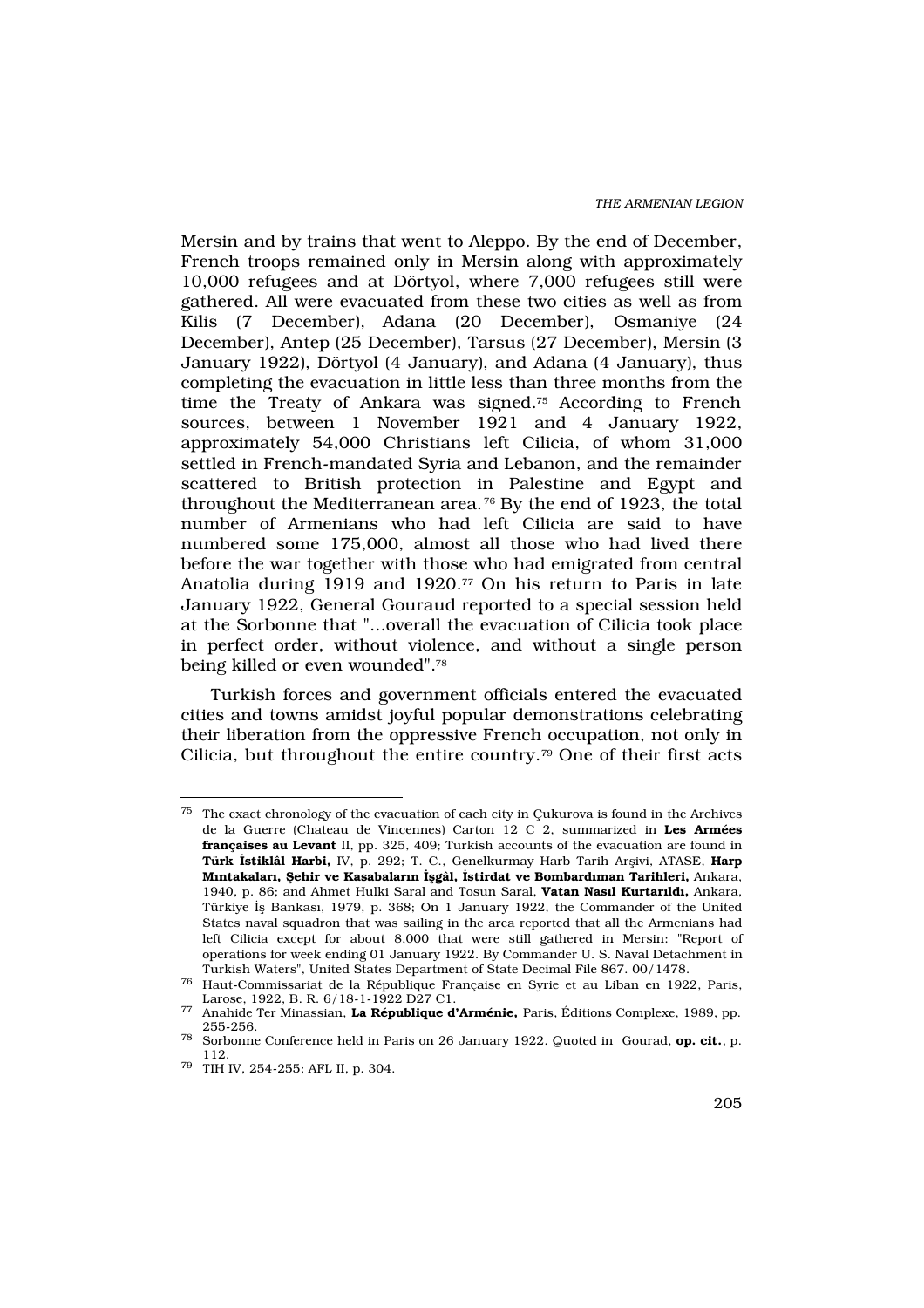Mersin and by trains that went to Aleppo. By the end of December, French troops remained only in Mersin along with approximately 10,000 refugees and at Dörtyol, where 7,000 refugees still were gathered. All were evacuated from these two cities as well as from Kilis (7 December), Adana (20 December), Osmaniye (24 December), Antep (25 December), Tarsus (27 December), Mersin (3 January 1922), Dörtyol (4 January), and Adana (4 January), thus completing the evacuation in little less than three months from the time the Treaty of Ankara was signed.[75] According to French sources, between 1 November 1921 and 4 January 1922, approximately 54,000 Christians left Cilicia, of whom 31,000 settled in French-mandated Syria and Lebanon, and the remainder scattered to British protection in Palestine and Egypt and throughout the Mediterranean area.[76] By the end of 1923, the total number of Armenians who had left Cilicia are said to have numbered some 175,000, almost all those who had lived there before the war together with those who had emigrated from central Anatolia during 1919 and 1920.[77] On his return to Paris in late January 1922, General Gouraud reported to a special session held at the Sorbonne that "...overall the evacuation of Cilicia took place in perfect order, without violence, and without a single person being killed or even wounded".[78]

Turkish forces and government officials entered the evacuated cities and towns amidst joyful popular demonstrations celebrating their liberation from the oppressive French occupation, not only in Cilicia, but throughout the entire country.[79] One of their first acts

---

[75] The exact chronology of the evacuation of each city in Çukurova is found in the Archives de la Guerre (Chateau de Vincennes) Carton 12 C 2, summarized in **Les Armées françaises au Levant** II, pp. 325, 409; Turkish accounts of the evacuation are found in **Türk İstiklâl Harbi,** IV, p. 292; T. C., Genelkurmay Harb Tarih Arşivi, ATASE, **Harp Mıntakaları, Şehir ve Kasabaların İşgâl, İstirdat ve Bombardıman Tarihleri,** Ankara, 1940, p. 86; and Ahmet Hulki Saral and Tosun Saral, **Vatan Nasıl Kurtarıldı,** Ankara, Türkiye İş Bankası, 1979, p. 368; On 1 January 1922, the Commander of the United States naval squadron that was sailing in the area reported that all the Armenians had left Cilicia except for about 8,000 that were still gathered in Mersin: "Report of operations for week ending 01 January 1922. By Commander U. S. Naval Detachment in Turkish Waters", United States Department of State Decimal File 867. 00/1478.

[76] Haut-Commissariat de la République Française en Syrie et au Liban en 1922, Paris, Larose, 1922, B. R. 6/18-1-1922 D27 C1.

[77] Anahide Ter Minassian, **La République d'Arménie,** Paris, Éditions Complexe, 1989, pp. 255-256.

[78] Sorbonne Conference held in Paris on 26 January 1922. Quoted in Gourad, **op. cit.**, p. 112.

[79] TIH IV, 254-255; AFL II, p. 304.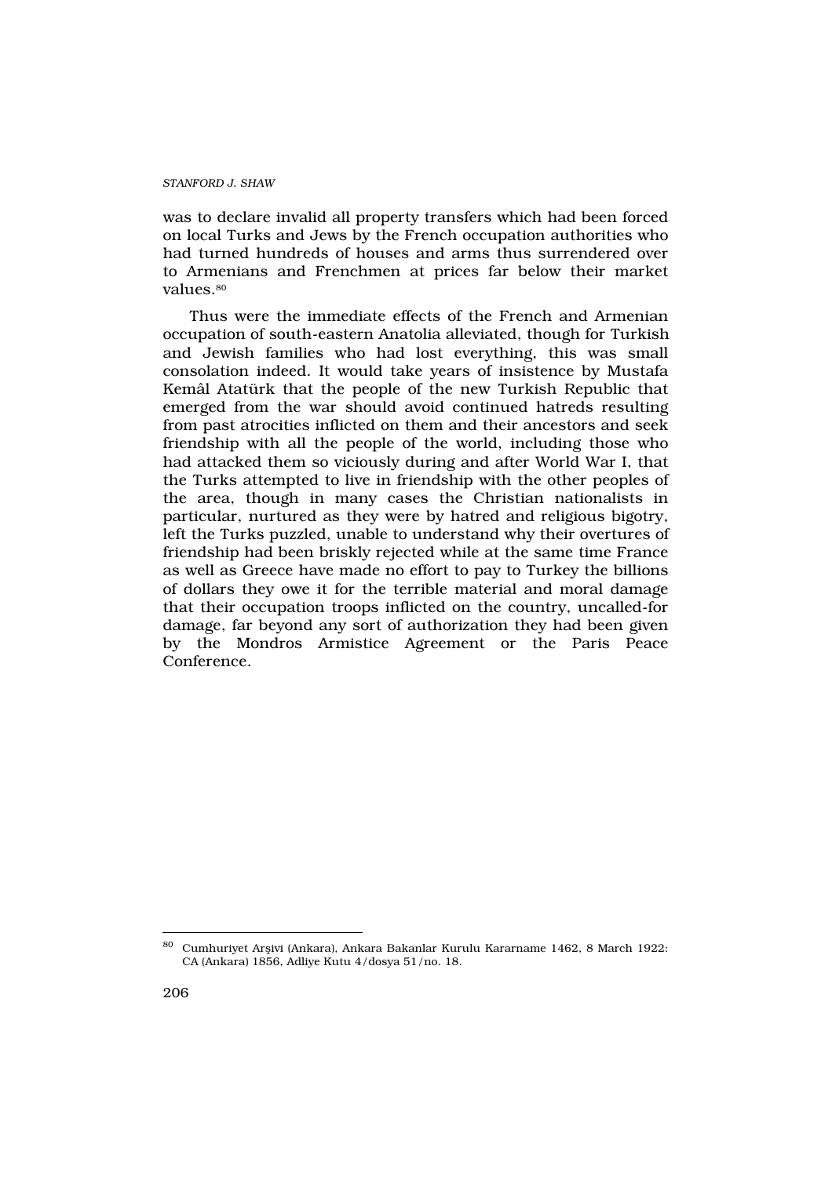was to declare invalid all property transfers which had been forced on local Turks and Jews by the French occupation authorities who had turned hundreds of houses and arms thus surrendered over to Armenians and Frenchmen at prices far below their market values.[80]

Thus were the immediate effects of the French and Armenian occupation of south-eastern Anatolia alleviated, though for Turkish and Jewish families who had lost everything, this was small consolation indeed. It would take years of insistence by Mustafa Kemâl Atatürk that the people of the new Turkish Republic that emerged from the war should avoid continued hatreds resulting from past atrocities inflicted on them and their ancestors and seek friendship with all the people of the world, including those who had attacked them so viciously during and after World War I, that the Turks attempted to live in friendship with the other peoples of the area, though in many cases the Christian nationalists in particular, nurtured as they were by hatred and religious bigotry, left the Turks puzzled, unable to understand why their overtures of friendship had been briskly rejected while at the same time France as well as Greece have made no effort to pay to Turkey the billions of dollars they owe it for the terrible material and moral damage that their occupation troops inflicted on the country, uncalled-for damage, far beyond any sort of authorization they had been given by the Mondros Armistice Agreement or the Paris Peace Conference.

---

[80] Cumhuriyet Arşivi (Ankara), Ankara Bakanlar Kurulu Kararname 1462, 8 March 1922: CA (Ankara) 1856, Adliye Kutu 4/dosya 51/no. 18.